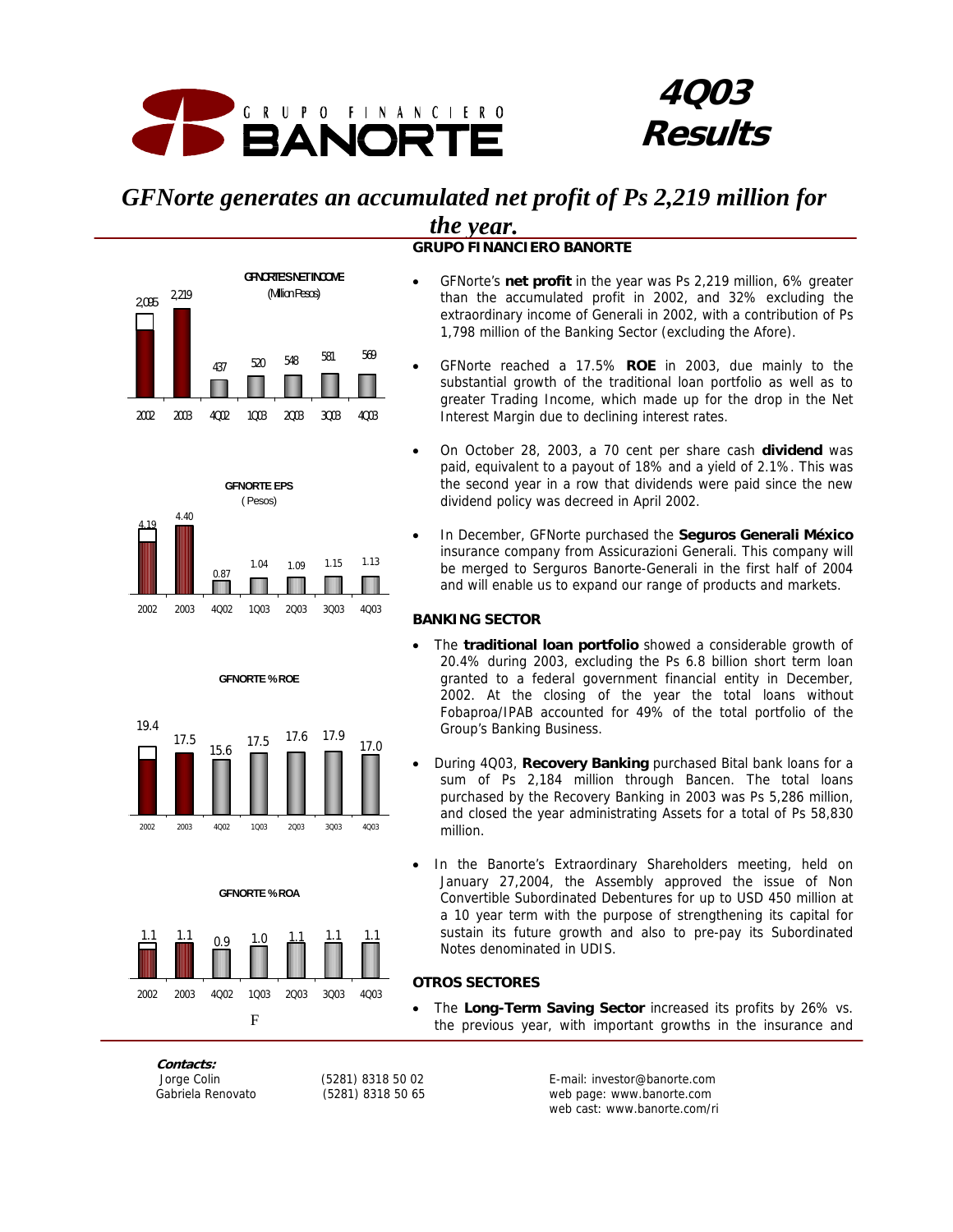# GRUPO FINANCIERO BANORTE

# 4Q03 Results

## *GFNorte generates an accumulated net profit of Ps 2,219 million for the year.*

**GFNORTE'S NET INCOME** (Million Pesos)

| 2002 | 2003 | 4Q02 | 1Q03 | 2Q03 | 3Q03 | 4Q03 |
|---|---|---|---|---|---|---|
| 2,095 | 2,219 | 437 | 520 | 548 | 581 | 569 |

**GFNORTE EPS** (Pesos)

| 2002 | 2003 | 4Q02 | 1Q03 | 2Q03 | 3Q03 | 4Q03 |
|---|---|---|---|---|---|---|
| 4.19 | 4.40 | 0.87 | 1.04 | 1.09 | 1.15 | 1.13 |

**GFNORTE % ROE**

| 2002 | 2003 | 4Q02 | 1Q03 | 2Q03 | 3Q03 | 4Q03 |
|---|---|---|---|---|---|---|
| 19.4 | 17.5 | 15.6 | 17.5 | 17.6 | 17.9 | 17.0 |

**GFNORTE % ROA**

| 2002 | 2003 | 4Q02 | 1Q03 | 2Q03 | 3Q03 | 4Q03 |
|---|---|---|---|---|---|---|
| 1.1 | 1.1 | 0.9 | 1.0 | 1.1 | 1.1 | 1.1 |

F

### GRUPO FINANCIERO BANORTE

- GFNorte's **net profit** in the year was Ps 2,219 million, 6% greater than the accumulated profit in 2002, and 32% excluding the extraordinary income of Generali in 2002, with a contribution of Ps 1,798 million of the Banking Sector (excluding the Afore).
- GFNorte reached a 17.5% **ROE** in 2003, due mainly to the substantial growth of the traditional loan portfolio as well as to greater Trading Income, which made up for the drop in the Net Interest Margin due to declining interest rates.
- On October 28, 2003, a 70 cent per share cash **dividend** was paid, equivalent to a payout of 18% and a yield of 2.1%. This was the second year in a row that dividends were paid since the new dividend policy was decreed in April 2002.
- In December, GFNorte purchased the **Seguros Generali México** insurance company from Assicurazioni Generali. This company will be merged to Serguros Banorte-Generali in the first half of 2004 and will enable us to expand our range of products and markets.

### BANKING SECTOR

- The **traditional loan portfolio** showed a considerable growth of 20.4% during 2003, excluding the Ps 6.8 billion short term loan granted to a federal government financial entity in December, 2002. At the closing of the year the total loans without Fobaproa/IPAB accounted for 49% of the total portfolio of the Group's Banking Business.
- During 4Q03, **Recovery Banking** purchased Bital bank loans for a sum of Ps 2,184 million through Bancen. The total loans purchased by the Recovery Banking in 2003 was Ps 5,286 million, and closed the year administrating Assets for a total of Ps 58,830 million.
- In the Banorte's Extraordinary Shareholders meeting, held on January 27,2004, the Assembly approved the issue of Non Convertible Subordinated Debentures for up to USD 450 million at a 10 year term with the purpose of strengthening its capital for sustain its future growth and also to pre-pay its Subordinated Notes denominated in UDIS.

### OTROS SECTORES

- The **Long-Term Saving Sector** increased its profits by 26% vs. the previous year, with important growths in the insurance and

**Contacts:**

Jorge Colin (5281) 8318 50 02
Gabriela Renovato (5281) 8318 50 65

E-mail: investor@banorte.com
web page: www.banorte.com
web cast: www.banorte.com/ri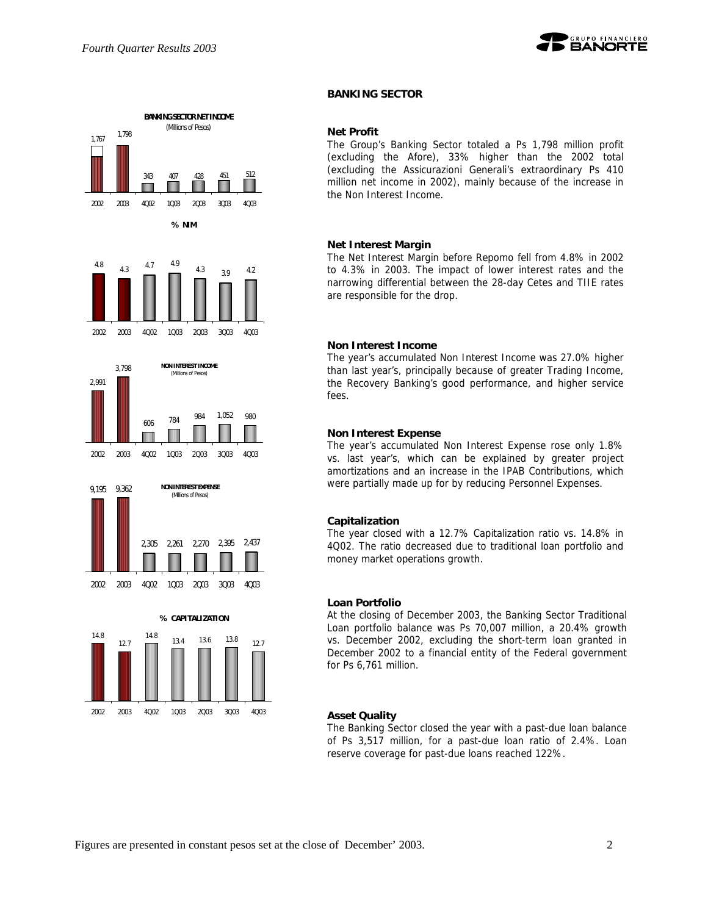## BANKING SECTOR

**BANKING SECTOR NET INCOME**
(Millions of Pesos)

| 2002 | 2003 | 4Q02 | 1Q03 | 2Q03 | 3Q03 | 4Q03 |
|---|---|---|---|---|---|---|
| 1,767 | 1,798 | 343 | 407 | 428 | 451 | 512 |

**% NIM**

| 2002 | 2003 | 4Q02 | 1Q03 | 2Q03 | 3Q03 | 4Q03 |
|---|---|---|---|---|---|---|
| 4.8 | 4.3 | 4.7 | 4.9 | 4.3 | 3.9 | 4.2 |

**NON INTEREST INCOME**
(Millions of Pesos)

| 2002 | 2003 | 4Q02 | 1Q03 | 2Q03 | 3Q03 | 4Q03 |
|---|---|---|---|---|---|---|
| 2,991 | 3,798 | 606 | 784 | 984 | 1,052 | 980 |

**NON INTEREST EXPENSE**
(Millions of Pesos)

| 2002 | 2003 | 4Q02 | 1Q03 | 2Q03 | 3Q03 | 4Q03 |
|---|---|---|---|---|---|---|
| 9,195 | 9,362 | 2,305 | 2,261 | 2,270 | 2,395 | 2,437 |

**% CAPITALIZATION**

| 2002 | 2003 | 4Q02 | 1Q03 | 2Q03 | 3Q03 | 4Q03 |
|---|---|---|---|---|---|---|
| 14.8 | 12.7 | 14.8 | 13.4 | 13.6 | 13.8 | 12.7 |

### Net Profit

The Group's Banking Sector totaled a Ps 1,798 million profit (excluding the Afore), 33% higher than the 2002 total (excluding the Assicurazioni Generali's extraordinary Ps 410 million net income in 2002), mainly because of the increase in the Non Interest Income.

### Net Interest Margin

The Net Interest Margin before Repomo fell from 4.8% in 2002 to 4.3% in 2003. The impact of lower interest rates and the narrowing differential between the 28-day Cetes and TIIE rates are responsible for the drop.

### Non Interest Income

The year's accumulated Non Interest Income was 27.0% higher than last year's, principally because of greater Trading Income, the Recovery Banking's good performance, and higher service fees.

### Non Interest Expense

The year's accumulated Non Interest Expense rose only 1.8% vs. last year's, which can be explained by greater project amortizations and an increase in the IPAB Contributions, which were partially made up for by reducing Personnel Expenses.

### Capitalization

The year closed with a 12.7% Capitalization ratio vs. 14.8% in 4Q02. The ratio decreased due to traditional loan portfolio and money market operations growth.

### Loan Portfolio

At the closing of December 2003, the Banking Sector Traditional Loan portfolio balance was Ps 70,007 million, a 20.4% growth vs. December 2002, excluding the short-term loan granted in December 2002 to a financial entity of the Federal government for Ps 6,761 million.

### Asset Quality

The Banking Sector closed the year with a past-due loan balance of Ps 3,517 million, for a past-due loan ratio of 2.4%. Loan reserve coverage for past-due loans reached 122%.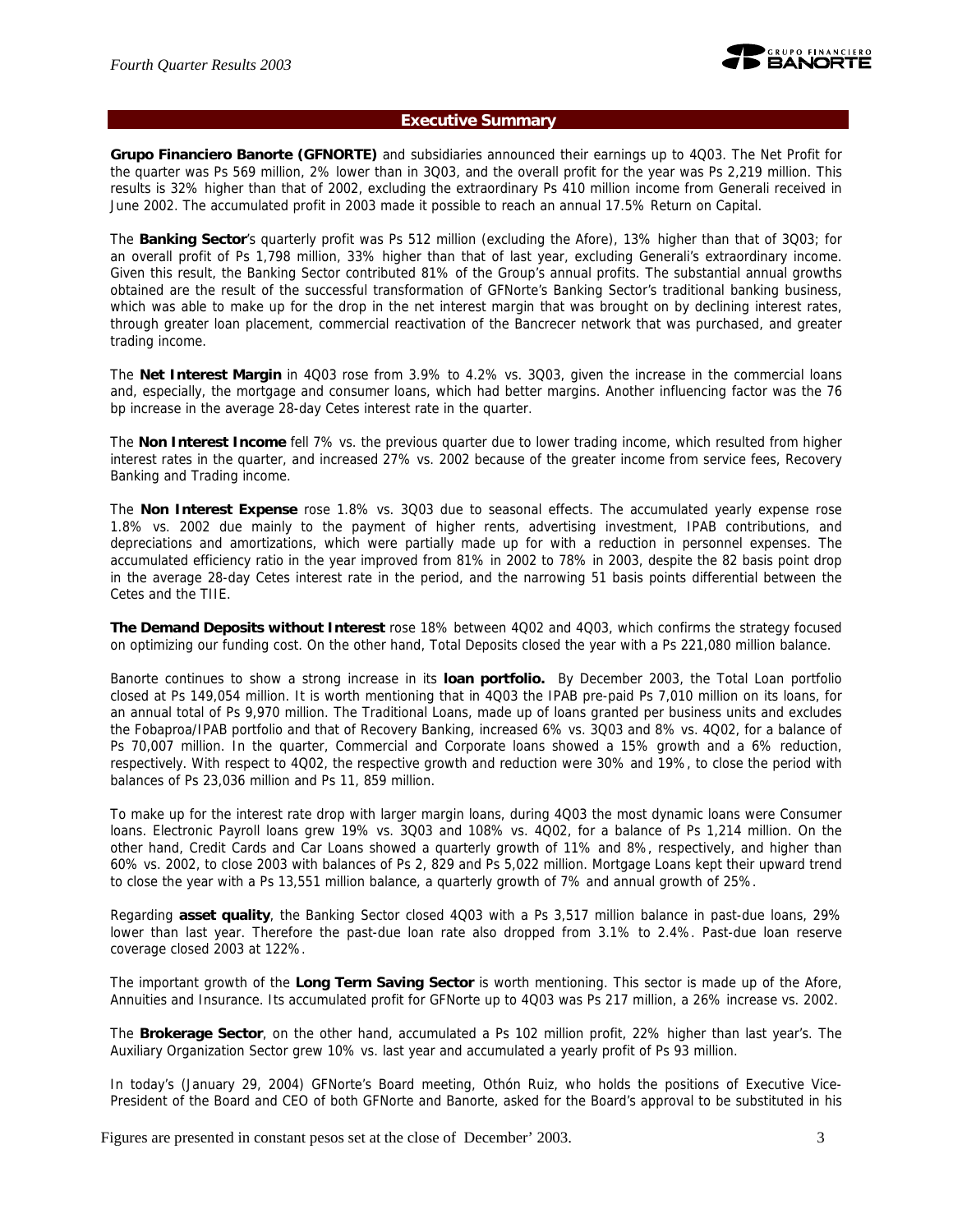## Executive Summary

**Grupo Financiero Banorte (GFNORTE)** and subsidiaries announced their earnings up to 4Q03. The Net Profit for the quarter was Ps 569 million, 2% lower than in 3Q03, and the overall profit for the year was Ps 2,219 million. This results is 32% higher than that of 2002, excluding the extraordinary Ps 410 million income from Generali received in June 2002. The accumulated profit in 2003 made it possible to reach an annual 17.5% Return on Capital.

The **Banking Sector**'s quarterly profit was Ps 512 million (excluding the Afore), 13% higher than that of 3Q03; for an overall profit of Ps 1,798 million, 33% higher than that of last year, excluding Generali's extraordinary income. Given this result, the Banking Sector contributed 81% of the Group's annual profits. The substantial annual growths obtained are the result of the successful transformation of GFNorte's Banking Sector's traditional banking business, which was able to make up for the drop in the net interest margin that was brought on by declining interest rates, through greater loan placement, commercial reactivation of the Bancrecer network that was purchased, and greater trading income.

The **Net Interest Margin** in 4Q03 rose from 3.9% to 4.2% vs. 3Q03, given the increase in the commercial loans and, especially, the mortgage and consumer loans, which had better margins. Another influencing factor was the 76 bp increase in the average 28-day Cetes interest rate in the quarter.

The **Non Interest Income** fell 7% vs. the previous quarter due to lower trading income, which resulted from higher interest rates in the quarter, and increased 27% vs. 2002 because of the greater income from service fees, Recovery Banking and Trading income.

The **Non Interest Expense** rose 1.8% vs. 3Q03 due to seasonal effects. The accumulated yearly expense rose 1.8% vs. 2002 due mainly to the payment of higher rents, advertising investment, IPAB contributions, and depreciations and amortizations, which were partially made up for with a reduction in personnel expenses. The accumulated efficiency ratio in the year improved from 81% in 2002 to 78% in 2003, despite the 82 basis point drop in the average 28-day Cetes interest rate in the period, and the narrowing 51 basis points differential between the Cetes and the TIIE.

**The Demand Deposits without Interest** rose 18% between 4Q02 and 4Q03, which confirms the strategy focused on optimizing our funding cost. On the other hand, Total Deposits closed the year with a Ps 221,080 million balance.

Banorte continues to show a strong increase in its **loan portfolio.** By December 2003, the Total Loan portfolio closed at Ps 149,054 million. It is worth mentioning that in 4Q03 the IPAB pre-paid Ps 7,010 million on its loans, for an annual total of Ps 9,970 million. The Traditional Loans, made up of loans granted per business units and excludes the Fobaproa/IPAB portfolio and that of Recovery Banking, increased 6% vs. 3Q03 and 8% vs. 4Q02, for a balance of Ps 70,007 million. In the quarter, Commercial and Corporate loans showed a 15% growth and a 6% reduction, respectively. With respect to 4Q02, the respective growth and reduction were 30% and 19%, to close the period with balances of Ps 23,036 million and Ps 11, 859 million.

To make up for the interest rate drop with larger margin loans, during 4Q03 the most dynamic loans were Consumer loans. Electronic Payroll loans grew 19% vs. 3Q03 and 108% vs. 4Q02, for a balance of Ps 1,214 million. On the other hand, Credit Cards and Car Loans showed a quarterly growth of 11% and 8%, respectively, and higher than 60% vs. 2002, to close 2003 with balances of Ps 2, 829 and Ps 5,022 million. Mortgage Loans kept their upward trend to close the year with a Ps 13,551 million balance, a quarterly growth of 7% and annual growth of 25%.

Regarding **asset quality**, the Banking Sector closed 4Q03 with a Ps 3,517 million balance in past-due loans, 29% lower than last year. Therefore the past-due loan rate also dropped from 3.1% to 2.4%. Past-due loan reserve coverage closed 2003 at 122%.

The important growth of the **Long Term Saving Sector** is worth mentioning. This sector is made up of the Afore, Annuities and Insurance. Its accumulated profit for GFNorte up to 4Q03 was Ps 217 million, a 26% increase vs. 2002.

The **Brokerage Sector**, on the other hand, accumulated a Ps 102 million profit, 22% higher than last year's. The Auxiliary Organization Sector grew 10% vs. last year and accumulated a yearly profit of Ps 93 million.

In today's (January 29, 2004) GFNorte's Board meeting, Othón Ruiz, who holds the positions of Executive Vice-President of the Board and CEO of both GFNorte and Banorte, asked for the Board's approval to be substituted in his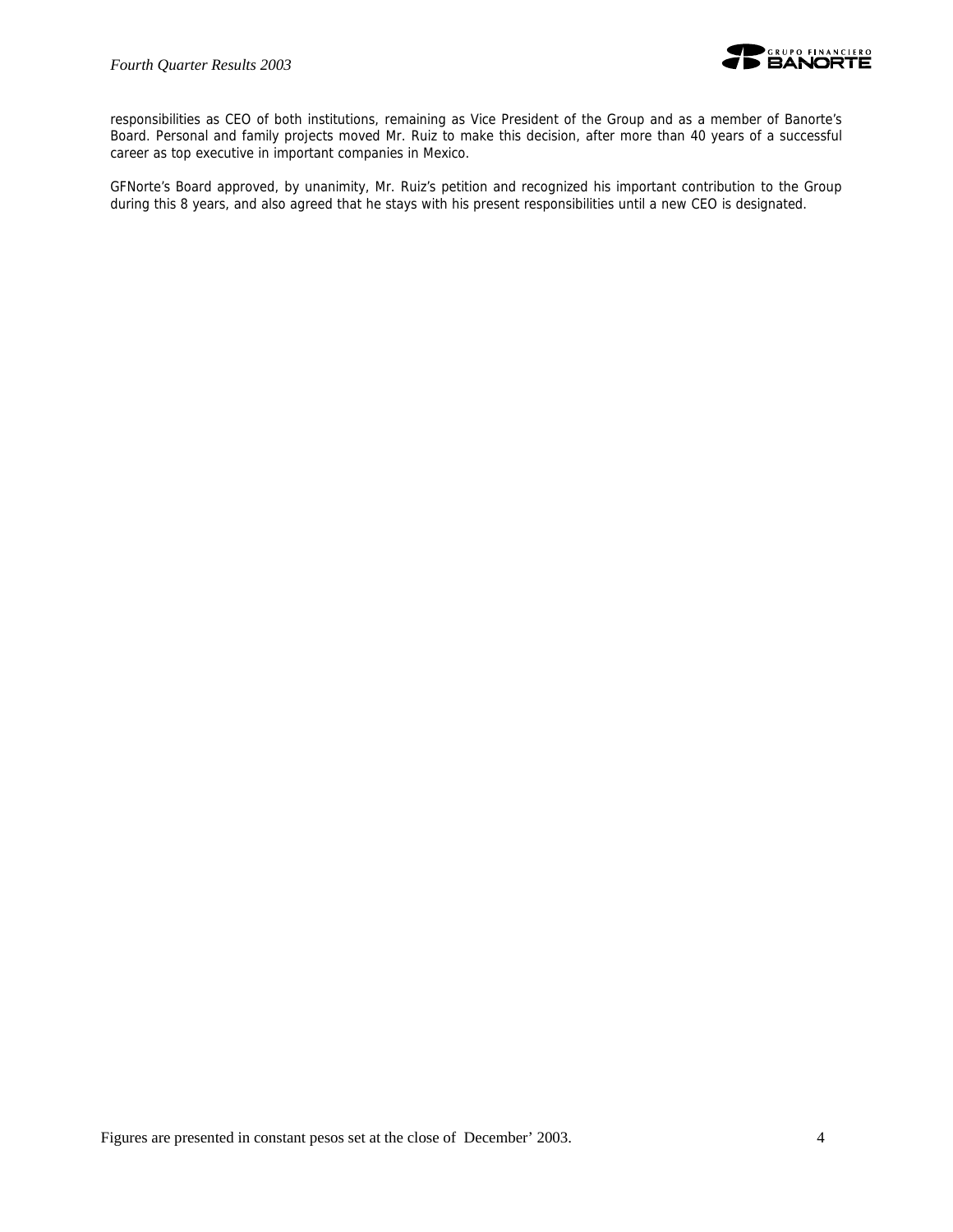responsibilities as CEO of both institutions, remaining as Vice President of the Group and as a member of Banorte's Board. Personal and family projects moved Mr. Ruiz to make this decision, after more than 40 years of a successful career as top executive in important companies in Mexico.

GFNorte's Board approved, by unanimity, Mr. Ruiz's petition and recognized his important contribution to the Group during this 8 years, and also agreed that he stays with his present responsibilities until a new CEO is designated.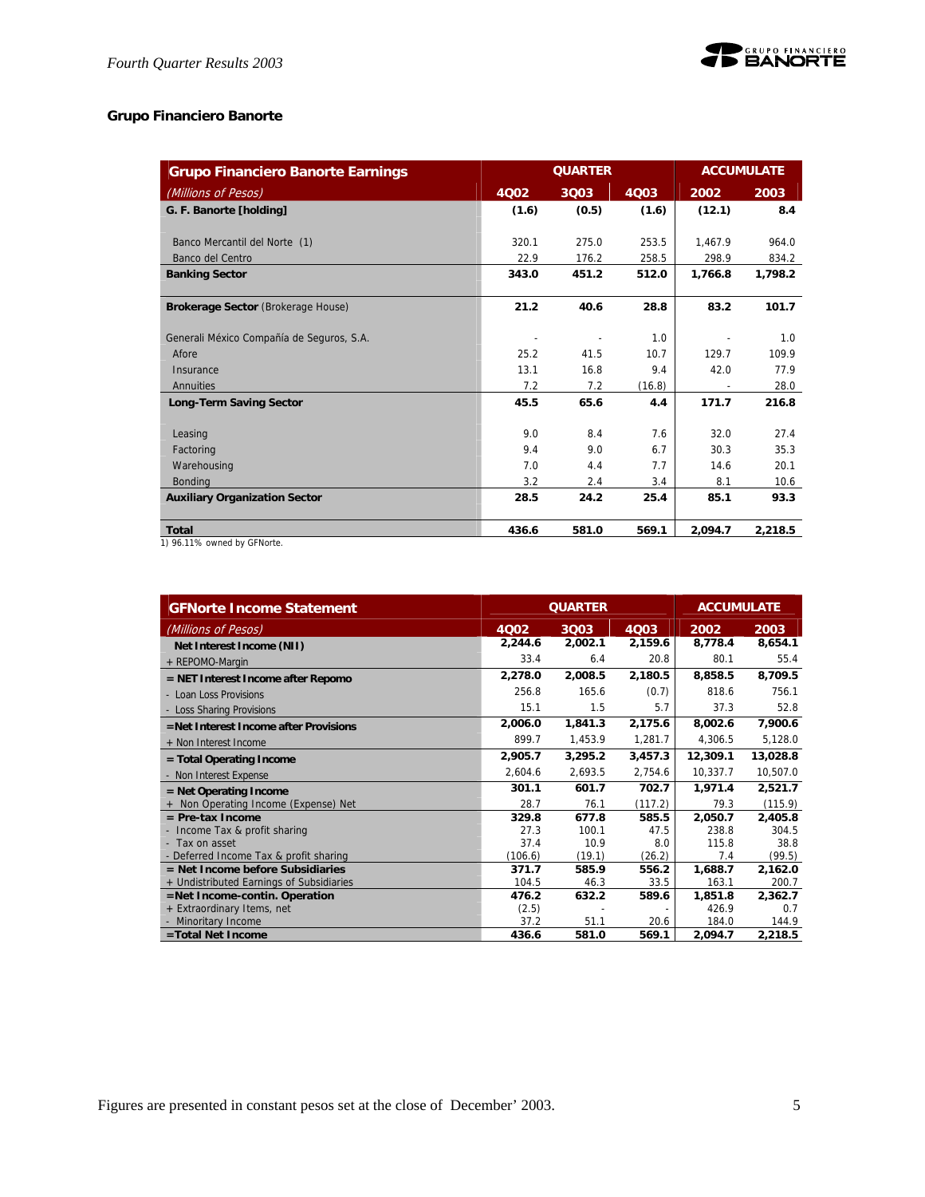## Grupo Financiero Banorte

| Grupo Financiero Banorte Earnings | QUARTER | | | ACCUMULATE | |
|---|---|---|---|---|---|
| *(Millions of Pesos)* | 4Q02 | 3Q03 | 4Q03 | 2002 | 2003 |
| **G. F. Banorte [holding]** | **(1.6)** | **(0.5)** | **(1.6)** | **(12.1)** | **8.4** |
| Banco Mercantil del Norte (1) | 320.1 | 275.0 | 253.5 | 1,467.9 | 964.0 |
| Banco del Centro | 22.9 | 176.2 | 258.5 | 298.9 | 834.2 |
| **Banking Sector** | **343.0** | **451.2** | **512.0** | **1,766.8** | **1,798.2** |
| **Brokerage Sector** (Brokerage House) | **21.2** | **40.6** | **28.8** | **83.2** | **101.7** |
| Generali México Compañía de Seguros, S.A. | - | - | 1.0 | - | 1.0 |
| Afore | 25.2 | 41.5 | 10.7 | 129.7 | 109.9 |
| Insurance | 13.1 | 16.8 | 9.4 | 42.0 | 77.9 |
| Annuities | 7.2 | 7.2 | (16.8) | - | 28.0 |
| **Long-Term Saving Sector** | **45.5** | **65.6** | **4.4** | **171.7** | **216.8** |
| Leasing | 9.0 | 8.4 | 7.6 | 32.0 | 27.4 |
| Factoring | 9.4 | 9.0 | 6.7 | 30.3 | 35.3 |
| Warehousing | 7.0 | 4.4 | 7.7 | 14.6 | 20.1 |
| Bonding | 3.2 | 2.4 | 3.4 | 8.1 | 10.6 |
| **Auxiliary Organization Sector** | **28.5** | **24.2** | **25.4** | **85.1** | **93.3** |
| **Total** | **436.6** | **581.0** | **569.1** | **2,094.7** | **2,218.5** |

1) 96.11% owned by GFNorte.

| GFNorte Income Statement | QUARTER | | | ACCUMULATE | |
|---|---|---|---|---|---|
| *(Millions of Pesos)* | 4Q02 | 3Q03 | 4Q03 | 2002 | 2003 |
| **Net Interest Income (NII)** | **2,244.6** | **2,002.1** | **2,159.6** | **8,778.4** | **8,654.1** |
| + REPOMO-Margin | 33.4 | 6.4 | 20.8 | 80.1 | 55.4 |
| **= NET Interest Income after Repomo** | **2,278.0** | **2,008.5** | **2,180.5** | **8,858.5** | **8,709.5** |
| - Loan Loss Provisions | 256.8 | 165.6 | (0.7) | 818.6 | 756.1 |
| - Loss Sharing Provisions | 15.1 | 1.5 | 5.7 | 37.3 | 52.8 |
| **=Net Interest Income after Provisions** | **2,006.0** | **1,841.3** | **2,175.6** | **8,002.6** | **7,900.6** |
| + Non Interest Income | 899.7 | 1,453.9 | 1,281.7 | 4,306.5 | 5,128.0 |
| **= Total Operating Income** | **2,905.7** | **3,295.2** | **3,457.3** | **12,309.1** | **13,028.8** |
| - Non Interest Expense | 2,604.6 | 2,693.5 | 2,754.6 | 10,337.7 | 10,507.0 |
| **= Net Operating Income** | **301.1** | **601.7** | **702.7** | **1,971.4** | **2,521.7** |
| + Non Operating Income (Expense) Net | 28.7 | 76.1 | (117.2) | 79.3 | (115.9) |
| **= Pre-tax Income** | **329.8** | **677.8** | **585.5** | **2,050.7** | **2,405.8** |
| - Income Tax & profit sharing | 27.3 | 100.1 | 47.5 | 238.8 | 304.5 |
| - Tax on asset | 37.4 | 10.9 | 8.0 | 115.8 | 38.8 |
| - Deferred Income Tax & profit sharing | (106.6) | (19.1) | (26.2) | 7.4 | (99.5) |
| **= Net Income before Subsidiaries** | **371.7** | **585.9** | **556.2** | **1,688.7** | **2,162.0** |
| + Undistributed Earnings of Subsidiaries | 104.5 | 46.3 | 33.5 | 163.1 | 200.7 |
| **=Net Income-contin. Operation** | **476.2** | **632.2** | **589.6** | **1,851.8** | **2,362.7** |
| + Extraordinary Items, net | (2.5) | - | - | 426.9 | 0.7 |
| - Minoritary Income | 37.2 | 51.1 | 20.6 | 184.0 | 144.9 |
| **=Total Net Income** | **436.6** | **581.0** | **569.1** | **2,094.7** | **2,218.5** |

Figures are presented in constant pesos set at the close of December' 2003.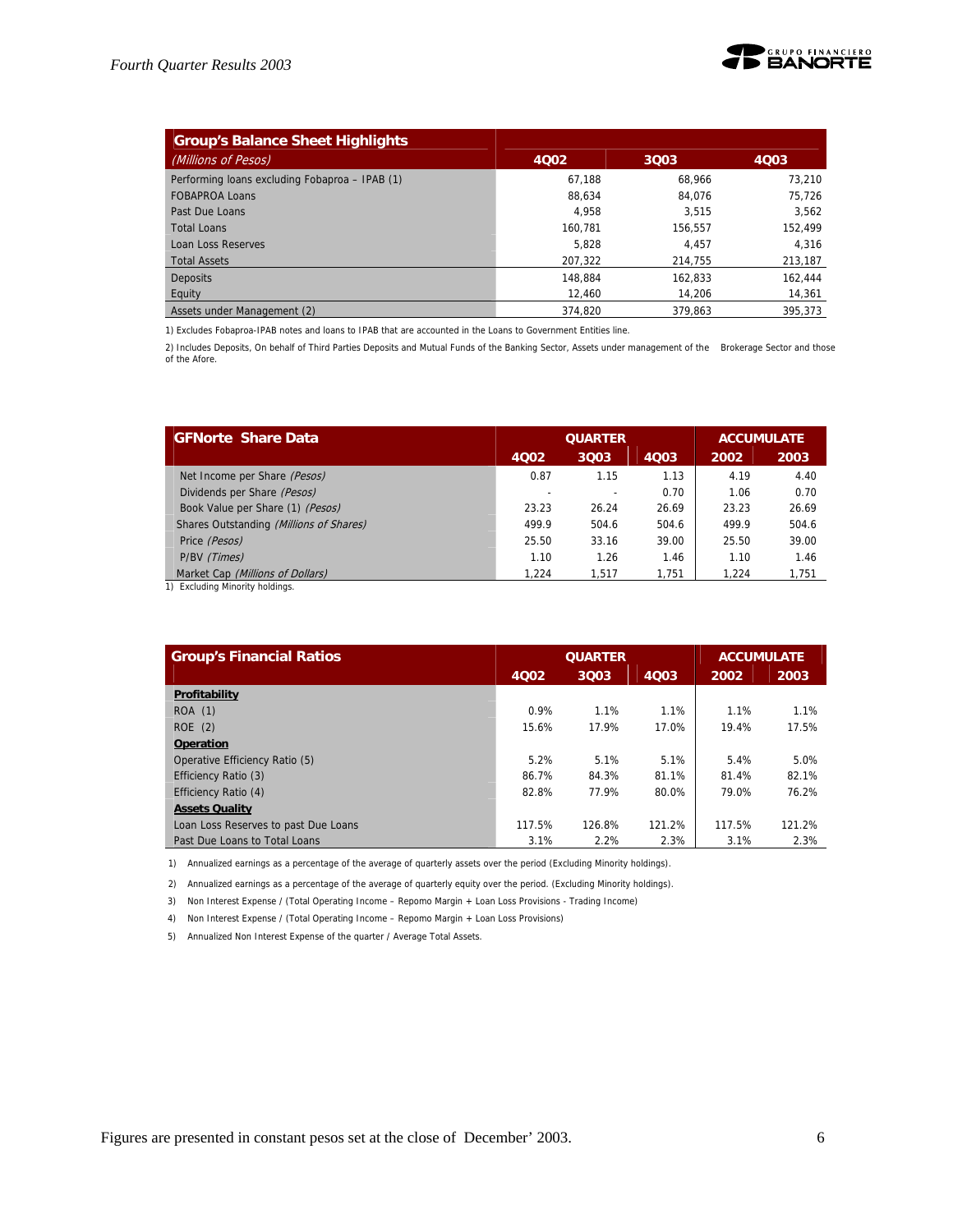| Group's Balance Sheet Highlights | | | |
|---|---|---|---|
| *(Millions of Pesos)* | 4Q02 | 3Q03 | 4Q03 |
| Performing loans excluding Fobaproa – IPAB (1) | 67,188 | 68,966 | 73,210 |
| FOBAPROA Loans | 88,634 | 84,076 | 75,726 |
| Past Due Loans | 4,958 | 3,515 | 3,562 |
| Total Loans | 160,781 | 156,557 | 152,499 |
| Loan Loss Reserves | 5,828 | 4,457 | 4,316 |
| Total Assets | 207,322 | 214,755 | 213,187 |
| Deposits | 148,884 | 162,833 | 162,444 |
| Equity | 12,460 | 14,206 | 14,361 |
| Assets under Management (2) | 374,820 | 379,863 | 395,373 |

1) Excludes Fobaproa-IPAB notes and loans to IPAB that are accounted in the Loans to Government Entities line.

2) Includes Deposits, On behalf of Third Parties Deposits and Mutual Funds of the Banking Sector, Assets under management of the Brokerage Sector and those of the Afore.

| GFNorte Share Data | QUARTER | | | ACCUMULATE | |
|---|---|---|---|---|---|
| | 4Q02 | 3Q03 | 4Q03 | 2002 | 2003 |
| Net Income per Share *(Pesos)* | 0.87 | 1.15 | 1.13 | 4.19 | 4.40 |
| Dividends per Share *(Pesos)* | - | - | 0.70 | 1.06 | 0.70 |
| Book Value per Share (1) *(Pesos)* | 23.23 | 26.24 | 26.69 | 23.23 | 26.69 |
| Shares Outstanding *(Millions of Shares)* | 499.9 | 504.6 | 504.6 | 499.9 | 504.6 |
| Price *(Pesos)* | 25.50 | 33.16 | 39.00 | 25.50 | 39.00 |
| P/BV *(Times)* | 1.10 | 1.26 | 1.46 | 1.10 | 1.46 |
| Market Cap *(Millions of Dollars)* | 1,224 | 1,517 | 1,751 | 1,224 | 1,751 |

1) Excluding Minority holdings.

| Group's Financial Ratios | QUARTER | | | ACCUMULATE | |
|---|---|---|---|---|---|
| | 4Q02 | 3Q03 | 4Q03 | 2002 | 2003 |
| **Profitability** | | | | | |
| ROA (1) | 0.9% | 1.1% | 1.1% | 1.1% | 1.1% |
| ROE (2) | 15.6% | 17.9% | 17.0% | 19.4% | 17.5% |
| **Operation** | | | | | |
| Operative Efficiency Ratio (5) | 5.2% | 5.1% | 5.1% | 5.4% | 5.0% |
| Efficiency Ratio (3) | 86.7% | 84.3% | 81.1% | 81.4% | 82.1% |
| Efficiency Ratio (4) | 82.8% | 77.9% | 80.0% | 79.0% | 76.2% |
| **Assets Quality** | | | | | |
| Loan Loss Reserves to past Due Loans | 117.5% | 126.8% | 121.2% | 117.5% | 121.2% |
| Past Due Loans to Total Loans | 3.1% | 2.2% | 2.3% | 3.1% | 2.3% |

1) Annualized earnings as a percentage of the average of quarterly assets over the period (Excluding Minority holdings).

2) Annualized earnings as a percentage of the average of quarterly equity over the period. (Excluding Minority holdings).

3) Non Interest Expense / (Total Operating Income – Repomo Margin + Loan Loss Provisions - Trading Income)

4) Non Interest Expense / (Total Operating Income – Repomo Margin + Loan Loss Provisions)

5) Annualized Non Interest Expense of the quarter / Average Total Assets.

Figures are presented in constant pesos set at the close of December' 2003.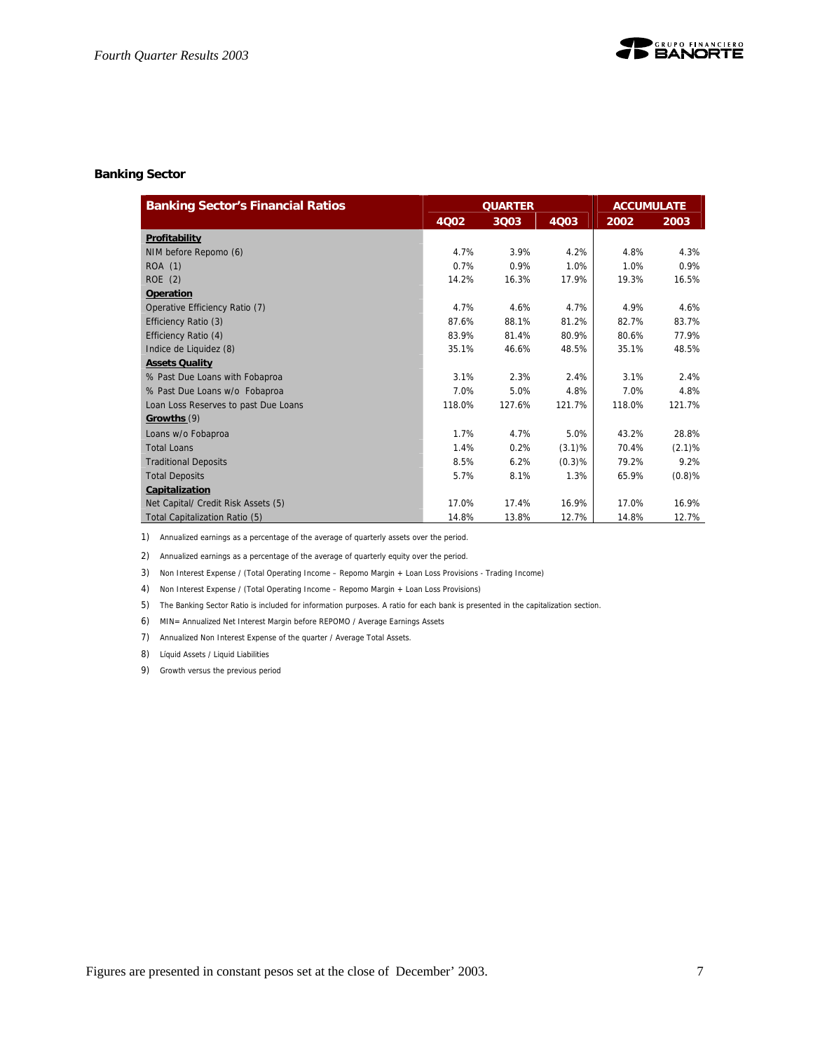## Banking Sector

| Banking Sector's Financial Ratios | QUARTER | | | ACCUMULATE | |
|---|---|---|---|---|---|
| | 4Q02 | 3Q03 | 4Q03 | 2002 | 2003 |
| **Profitability** | | | | | |
| NIM before Repomo (6) | 4.7% | 3.9% | 4.2% | 4.8% | 4.3% |
| ROA (1) | 0.7% | 0.9% | 1.0% | 1.0% | 0.9% |
| ROE (2) | 14.2% | 16.3% | 17.9% | 19.3% | 16.5% |
| **Operation** | | | | | |
| Operative Efficiency Ratio (7) | 4.7% | 4.6% | 4.7% | 4.9% | 4.6% |
| Efficiency Ratio (3) | 87.6% | 88.1% | 81.2% | 82.7% | 83.7% |
| Efficiency Ratio (4) | 83.9% | 81.4% | 80.9% | 80.6% | 77.9% |
| Indice de Liquidez (8) | 35.1% | 46.6% | 48.5% | 35.1% | 48.5% |
| **Assets Quality** | | | | | |
| % Past Due Loans with Fobaproa | 3.1% | 2.3% | 2.4% | 3.1% | 2.4% |
| % Past Due Loans w/o Fobaproa | 7.0% | 5.0% | 4.8% | 7.0% | 4.8% |
| Loan Loss Reserves to past Due Loans | 118.0% | 127.6% | 121.7% | 118.0% | 121.7% |
| **Growths** (9) | | | | | |
| Loans w/o Fobaproa | 1.7% | 4.7% | 5.0% | 43.2% | 28.8% |
| Total Loans | 1.4% | 0.2% | (3.1)% | 70.4% | (2.1)% |
| Traditional Deposits | 8.5% | 6.2% | (0.3)% | 79.2% | 9.2% |
| Total Deposits | 5.7% | 8.1% | 1.3% | 65.9% | (0.8)% |
| **Capitalization** | | | | | |
| Net Capital/ Credit Risk Assets (5) | 17.0% | 17.4% | 16.9% | 17.0% | 16.9% |
| Total Capitalization Ratio (5) | 14.8% | 13.8% | 12.7% | 14.8% | 12.7% |

1) Annualized earnings as a percentage of the average of quarterly assets over the period.

2) Annualized earnings as a percentage of the average of quarterly equity over the period.

3) Non Interest Expense / (Total Operating Income – Repomo Margin + Loan Loss Provisions - Trading Income)

4) Non Interest Expense / (Total Operating Income – Repomo Margin + Loan Loss Provisions)

5) The Banking Sector Ratio is included for information purposes. A ratio for each bank is presented in the capitalization section.

6) MIN= Annualized Net Interest Margin before REPOMO / Average Earnings Assets

7) Annualized Non Interest Expense of the quarter / Average Total Assets.

8) Líquid Assets / Liquid Liabilities

9) Growth versus the previous period

Figures are presented in constant pesos set at the close of December' 2003.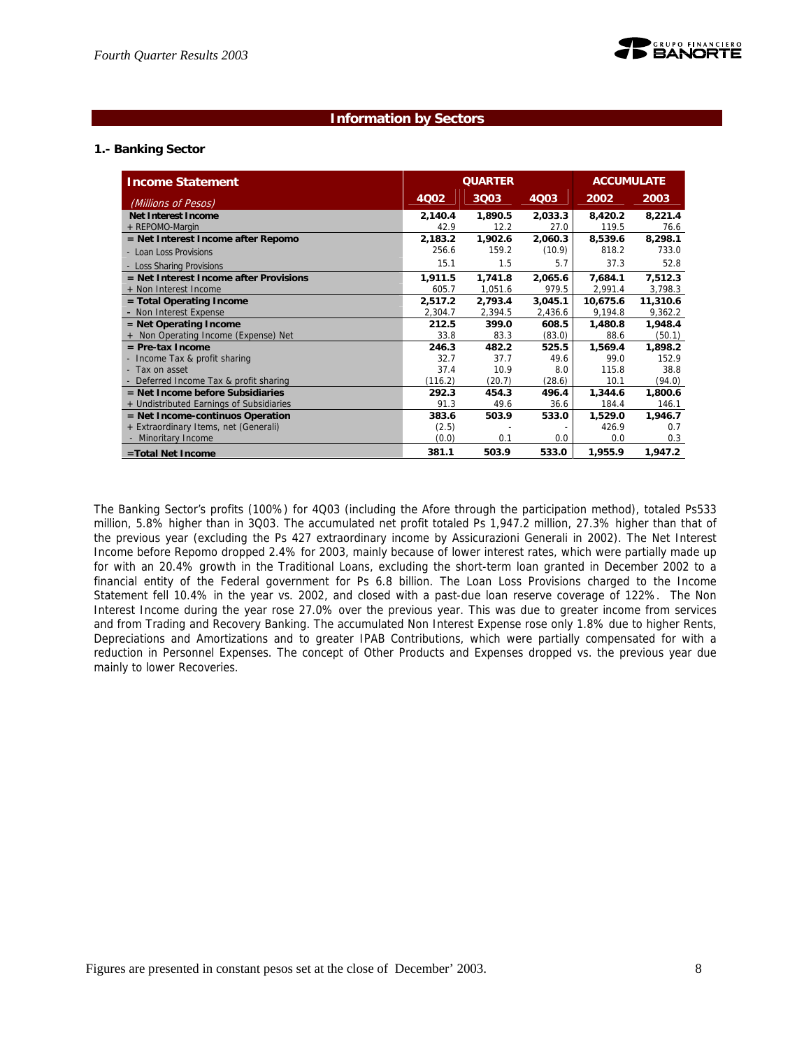## Information by Sectors

### 1.- Banking Sector

| Income Statement *(Millions of Pesos)* | QUARTER | | | ACCUMULATE | |
|---|---|---|---|---|---|
| | 4Q02 | 3Q03 | 4Q03 | 2002 | 2003 |
| **Net Interest Income** | **2,140.4** | **1,890.5** | **2,033.3** | **8,420.2** | **8,221.4** |
| + REPOMO-Margin | 42.9 | 12.2 | 27.0 | 119.5 | 76.6 |
| **= Net Interest Income after Repomo** | **2,183.2** | **1,902.6** | **2,060.3** | **8,539.6** | **8,298.1** |
| - Loan Loss Provisions | 256.6 | 159.2 | (10.9) | 818.2 | 733.0 |
| - Loss Sharing Provisions | 15.1 | 1.5 | 5.7 | 37.3 | 52.8 |
| **= Net Interest Income after Provisions** | **1,911.5** | **1,741.8** | **2,065.6** | **7,684.1** | **7,512.3** |
| + Non Interest Income | 605.7 | 1,051.6 | 979.5 | 2,991.4 | 3,798.3 |
| **= Total Operating Income** | **2,517.2** | **2,793.4** | **3,045.1** | **10,675.6** | **11,310.6** |
| - Non Interest Expense | 2,304.7 | 2,394.5 | 2,436.6 | 9,194.8 | 9,362.2 |
| **= Net Operating Income** | **212.5** | **399.0** | **608.5** | **1,480.8** | **1,948.4** |
| + Non Operating Income (Expense) Net | 33.8 | 83.3 | (83.0) | 88.6 | (50.1) |
| **= Pre-tax Income** | **246.3** | **482.2** | **525.5** | **1,569.4** | **1,898.2** |
| - Income Tax & profit sharing | 32.7 | 37.7 | 49.6 | 99.0 | 152.9 |
| - Tax on asset | 37.4 | 10.9 | 8.0 | 115.8 | 38.8 |
| - Deferred Income Tax & profit sharing | (116.2) | (20.7) | (28.6) | 10.1 | (94.0) |
| **= Net Income before Subsidiaries** | **292.3** | **454.3** | **496.4** | **1,344.6** | **1,800.6** |
| + Undistributed Earnings of Subsidiaries | 91.3 | 49.6 | 36.6 | 184.4 | 146.1 |
| **= Net Income-continuos Operation** | **383.6** | **503.9** | **533.0** | **1,529.0** | **1,946.7** |
| + Extraordinary Items, net (Generali) | (2.5) | - | - | 426.9 | 0.7 |
| - Minoritary Income | (0.0) | 0.1 | 0.0 | 0.0 | 0.3 |
| **=Total Net Income** | **381.1** | **503.9** | **533.0** | **1,955.9** | **1,947.2** |

The Banking Sector's profits (100%) for 4Q03 (including the Afore through the participation method), totaled Ps533 million, 5.8% higher than in 3Q03. The accumulated net profit totaled Ps 1,947.2 million, 27.3% higher than that of the previous year (excluding the Ps 427 extraordinary income by Assicurazioni Generali in 2002). The Net Interest Income before Repomo dropped 2.4% for 2003, mainly because of lower interest rates, which were partially made up for with an 20.4% growth in the Traditional Loans, excluding the short-term loan granted in December 2002 to a financial entity of the Federal government for Ps 6.8 billion. The Loan Loss Provisions charged to the Income Statement fell 10.4% in the year vs. 2002, and closed with a past-due loan reserve coverage of 122%. The Non Interest Income during the year rose 27.0% over the previous year. This was due to greater income from services and from Trading and Recovery Banking. The accumulated Non Interest Expense rose only 1.8% due to higher Rents, Depreciations and Amortizations and to greater IPAB Contributions, which were partially compensated for with a reduction in Personnel Expenses. The concept of Other Products and Expenses dropped vs. the previous year due mainly to lower Recoveries.

Figures are presented in constant pesos set at the close of December' 2003.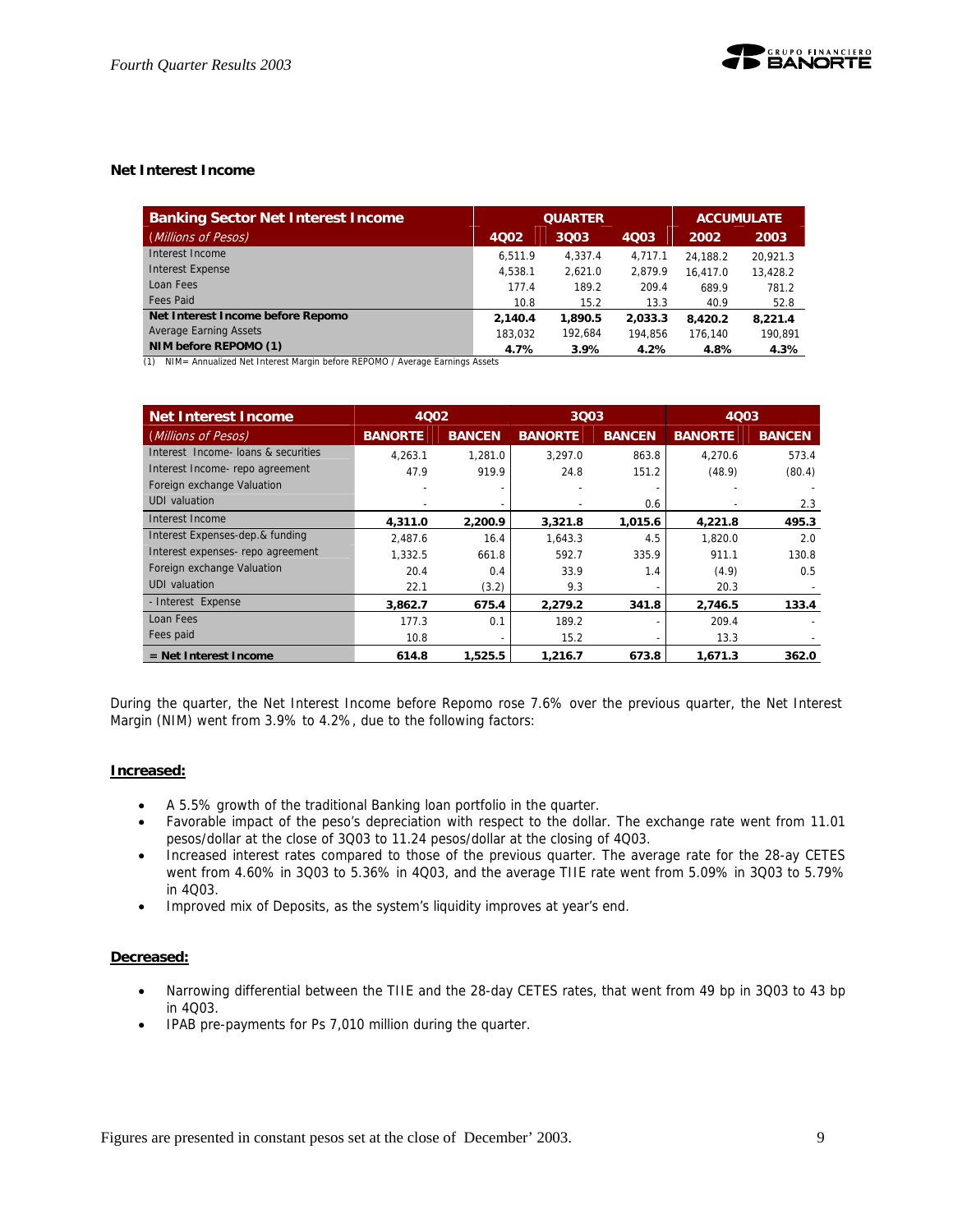## Net Interest Income

| Banking Sector Net Interest Income | QUARTER | | | ACCUMULATE | |
|---|---|---|---|---|---|
| *(Millions of Pesos)* | 4Q02 | 3Q03 | 4Q03 | 2002 | 2003 |
| Interest Income | 6,511.9 | 4,337.4 | 4,717.1 | 24,188.2 | 20,921.3 |
| Interest Expense | 4,538.1 | 2,621.0 | 2,879.9 | 16,417.0 | 13,428.2 |
| Loan Fees | 177.4 | 189.2 | 209.4 | 689.9 | 781.2 |
| Fees Paid | 10.8 | 15.2 | 13.3 | 40.9 | 52.8 |
| **Net Interest Income before Repomo** | **2,140.4** | **1,890.5** | **2,033.3** | **8,420.2** | **8,221.4** |
| Average Earning Assets | 183,032 | 192,684 | 194,856 | 176,140 | 190,891 |
| **NIM before REPOMO (1)** | **4.7%** | **3.9%** | **4.2%** | **4.8%** | **4.3%** |

(1) NIM= Annualized Net Interest Margin before REPOMO / Average Earnings Assets

| Net Interest Income | 4Q02 | | 3Q03 | | 4Q03 | |
|---|---|---|---|---|---|---|
| *(Millions of Pesos)* | BANORTE | BANCEN | BANORTE | BANCEN | BANORTE | BANCEN |
| Interest Income- loans & securities | 4,263.1 | 1,281.0 | 3,297.0 | 863.8 | 4,270.6 | 573.4 |
| Interest Income- repo agreement | 47.9 | 919.9 | 24.8 | 151.2 | (48.9) | (80.4) |
| Foreign exchange Valuation | - | - | - | - | - | - |
| UDI valuation | - | - | - | 0.6 | - | 2.3 |
| Interest Income | **4,311.0** | **2,200.9** | **3,321.8** | **1,015.6** | **4,221.8** | **495.3** |
| Interest Expenses-dep.& funding | 2,487.6 | 16.4 | 1,643.3 | 4.5 | 1,820.0 | 2.0 |
| Interest expenses- repo agreement | 1,332.5 | 661.8 | 592.7 | 335.9 | 911.1 | 130.8 |
| Foreign exchange Valuation | 20.4 | 0.4 | 33.9 | 1.4 | (4.9) | 0.5 |
| UDI valuation | 22.1 | (3.2) | 9.3 | - | 20.3 | - |
| - Interest Expense | **3,862.7** | **675.4** | **2,279.2** | **341.8** | **2,746.5** | **133.4** |
| Loan Fees | 177.3 | 0.1 | 189.2 | - | 209.4 | - |
| Fees paid | 10.8 | - | 15.2 | - | 13.3 | - |
| **= Net Interest Income** | **614.8** | **1,525.5** | **1,216.7** | **673.8** | **1,671.3** | **362.0** |

During the quarter, the Net Interest Income before Repomo rose 7.6% over the previous quarter, the Net Interest Margin (NIM) went from 3.9% to 4.2%, due to the following factors:

**Increased:**

- A 5.5% growth of the traditional Banking loan portfolio in the quarter.
- Favorable impact of the peso's depreciation with respect to the dollar. The exchange rate went from 11.01 pesos/dollar at the close of 3Q03 to 11.24 pesos/dollar at the closing of 4Q03.
- Increased interest rates compared to those of the previous quarter. The average rate for the 28-ay CETES went from 4.60% in 3Q03 to 5.36% in 4Q03, and the average TIIE rate went from 5.09% in 3Q03 to 5.79% in 4Q03.
- Improved mix of Deposits, as the system's liquidity improves at year's end.

**Decreased:**

- Narrowing differential between the TIIE and the 28-day CETES rates, that went from 49 bp in 3Q03 to 43 bp in 4Q03.
- IPAB pre-payments for Ps 7,010 million during the quarter.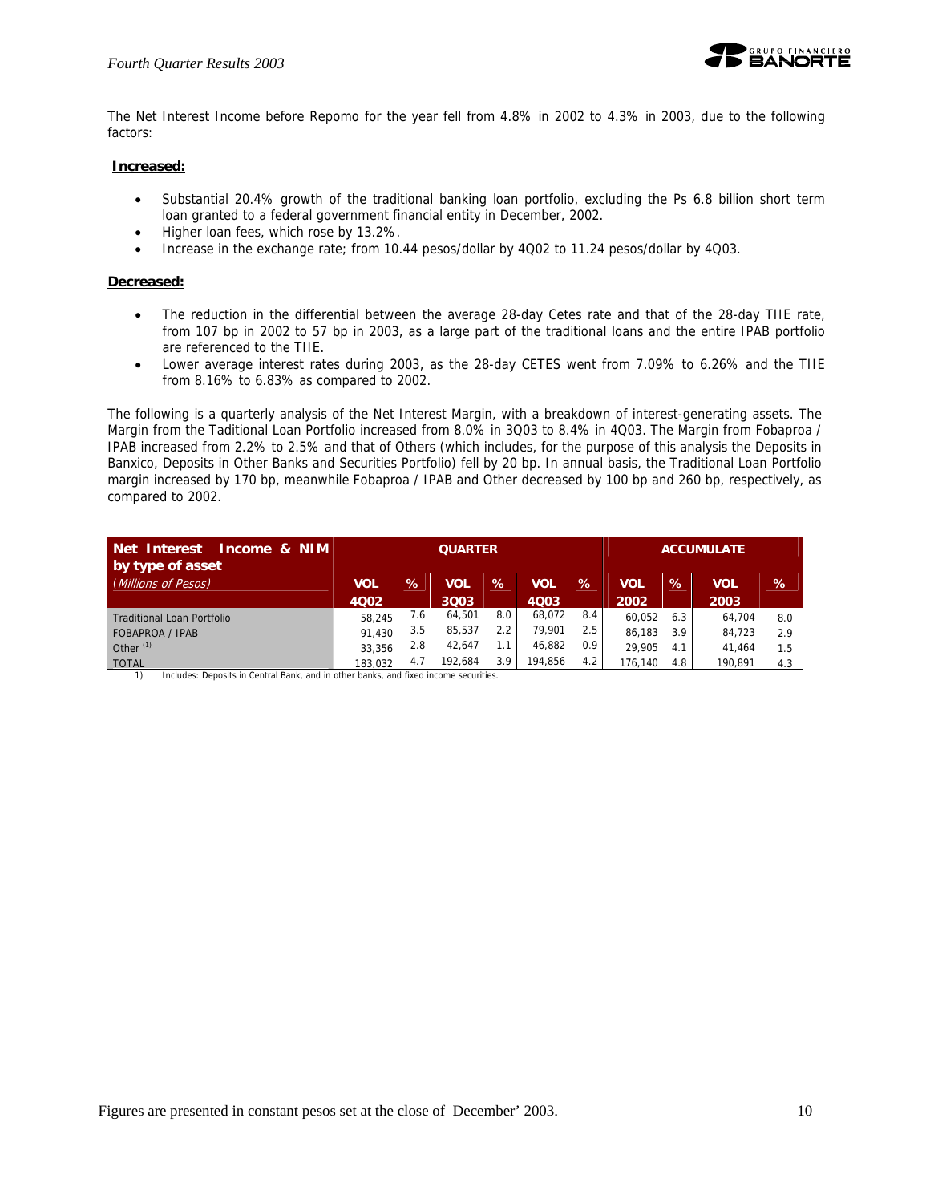The Net Interest Income before Repomo for the year fell from 4.8% in 2002 to 4.3% in 2003, due to the following factors:

**Increased:**

- Substantial 20.4% growth of the traditional banking loan portfolio, excluding the Ps 6.8 billion short term loan granted to a federal government financial entity in December, 2002.
- Higher loan fees, which rose by 13.2%.
- Increase in the exchange rate; from 10.44 pesos/dollar by 4Q02 to 11.24 pesos/dollar by 4Q03.

**Decreased:**

- The reduction in the differential between the average 28-day Cetes rate and that of the 28-day TIIE rate, from 107 bp in 2002 to 57 bp in 2003, as a large part of the traditional loans and the entire IPAB portfolio are referenced to the TIIE.
- Lower average interest rates during 2003, as the 28-day CETES went from 7.09% to 6.26% and the TIIE from 8.16% to 6.83% as compared to 2002.

The following is a quarterly analysis of the Net Interest Margin, with a breakdown of interest-generating assets. The Margin from the Taditional Loan Portfolio increased from 8.0% in 3Q03 to 8.4% in 4Q03. The Margin from Fobaproa / IPAB increased from 2.2% to 2.5% and that of Others (which includes, for the purpose of this analysis the Deposits in Banxico, Deposits in Other Banks and Securities Portfolio) fell by 20 bp. In annual basis, the Traditional Loan Portfolio margin increased by 170 bp, meanwhile Fobaproa / IPAB and Other decreased by 100 bp and 260 bp, respectively, as compared to 2002.

| **Net Interest Income & NIM by type of asset** | **QUARTER** | | | | | | **ACCUMULATE** | | | |
|---|---|---|---|---|---|---|---|---|---|---|
| *(Millions of Pesos)* | **VOL 4Q02** | **%** | **VOL 3Q03** | **%** | **VOL 4Q03** | **%** | **VOL 2002** | **%** | **VOL 2003** | **%** |
| Traditional Loan Portfolio | 58,245 | 7.6 | 64,501 | 8.0 | 68,072 | 8.4 | 60,052 | 6.3 | 64,704 | 8.0 |
| FOBAPROA / IPAB | 91,430 | 3.5 | 85,537 | 2.2 | 79,901 | 2.5 | 86,183 | 3.9 | 84,723 | 2.9 |
| Other [(1)] | 33,356 | 2.8 | 42,647 | 1.1 | 46,882 | 0.9 | 29,905 | 4.1 | 41,464 | 1.5 |
| TOTAL | 183,032 | 4.7 | 192,684 | 3.9 | 194,856 | 4.2 | 176,140 | 4.8 | 190,891 | 4.3 |

1) Includes: Deposits in Central Bank, and in other banks, and fixed income securities.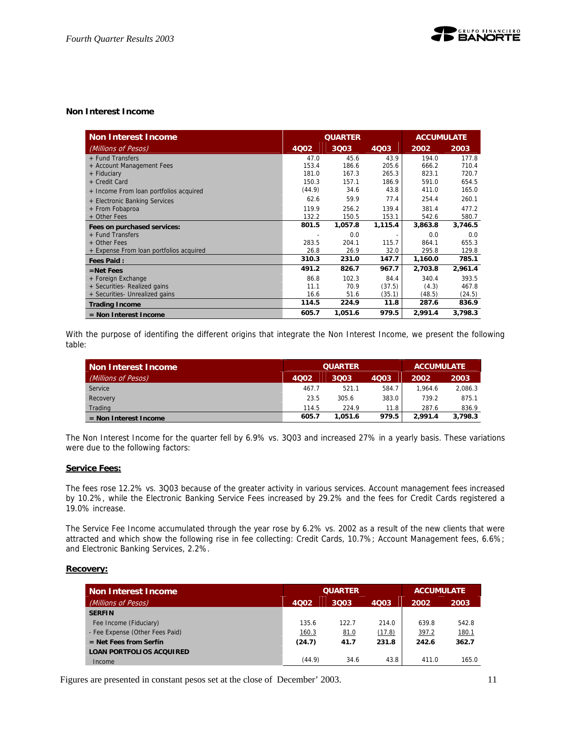### Non Interest Income

| Non Interest Income | QUARTER | | | ACCUMULATE | |
|---|---|---|---|---|---|
| *(Millions of Pesos)* | 4Q02 | 3Q03 | 4Q03 | 2002 | 2003 |
| + Fund Transfers | 47.0 | 45.6 | 43.9 | 194.0 | 177.8 |
| + Account Management Fees | 153.4 | 186.6 | 205.6 | 666.2 | 710.4 |
| + Fiduciary | 181.0 | 167.3 | 265.3 | 823.1 | 720.7 |
| + Credit Card | 150.3 | 157.1 | 186.9 | 591.0 | 654.5 |
| + Income From loan portfolios acquired | (44.9) | 34.6 | 43.8 | 411.0 | 165.0 |
| + Electronic Banking Services | 62.6 | 59.9 | 77.4 | 254.4 | 260.1 |
| + From Fobaproa | 119.9 | 256.2 | 139.4 | 381.4 | 477.2 |
| + Other Fees | 132.2 | 150.5 | 153.1 | 542.6 | 580.7 |
| **Fees on purchased services:** | **801.5** | **1,057.8** | **1,115.4** | **3,863.8** | **3,746.5** |
| + Fund Transfers | - | 0.0 | - | 0.0 | 0.0 |
| + Other Fees | 283.5 | 204.1 | 115.7 | 864.1 | 655.3 |
| + Expense From loan portfolios acquired | 26.8 | 26.9 | 32.0 | 295.8 | 129.8 |
| **Fees Paid :** | **310.3** | **231.0** | **147.7** | **1,160.0** | **785.1** |
| **=Net Fees** | **491.2** | **826.7** | **967.7** | **2,703.8** | **2,961.4** |
| + Foreign Exchange | 86.8 | 102.3 | 84.4 | 340.4 | 393.5 |
| + Securities- Realized gains | 11.1 | 70.9 | (37.5) | (4.3) | 467.8 |
| + Securities- Unrealized gains | 16.6 | 51.6 | (35.1) | (48.5) | (24.5) |
| **Trading Income** | **114.5** | **224.9** | **11.8** | **287.6** | **836.9** |
| **= Non Interest Income** | **605.7** | **1,051.6** | **979.5** | **2,991.4** | **3,798.3** |

With the purpose of identifing the different origins that integrate the Non Interest Income, we present the following table:

| Non Interest Income | QUARTER | | | ACCUMULATE | |
|---|---|---|---|---|---|
| *(Millions of Pesos)* | 4Q02 | 3Q03 | 4Q03 | 2002 | 2003 |
| Service | 467.7 | 521.1 | 584.7 | 1,964.6 | 2,086.3 |
| Recovery | 23.5 | 305.6 | 383.0 | 739.2 | 875.1 |
| Trading | 114.5 | 224.9 | 11.8 | 287.6 | 836.9 |
| **= Non Interest Income** | **605.7** | **1,051.6** | **979.5** | **2,991.4** | **3,798.3** |

The Non Interest Income for the quarter fell by 6.9% vs. 3Q03 and increased 27% in a yearly basis. These variations were due to the following factors:

**<u>Service Fees:</u>**

The fees rose 12.2% vs. 3Q03 because of the greater activity in various services. Account management fees increased by 10.2%, while the Electronic Banking Service Fees increased by 29.2% and the fees for Credit Cards registered a 19.0% increase.

The Service Fee Income accumulated through the year rose by 6.2% vs. 2002 as a result of the new clients that were attracted and which show the following rise in fee collecting: Credit Cards, 10.7%; Account Management fees, 6.6%; and Electronic Banking Services, 2.2%.

**<u>Recovery:</u>**

| Non Interest Income | QUARTER | | | ACCUMULATE | |
|---|---|---|---|---|---|
| *(Millions of Pesos)* | 4Q02 | 3Q03 | 4Q03 | 2002 | 2003 |
| **SERFIN** | | | | | |
| Fee Income (Fiduciary) | 135.6 | 122.7 | 214.0 | 639.8 | 542.8 |
| - Fee Expense (Other Fees Paid) | 160.3 | 81.0 | (17.8) | 397.2 | 180.1 |
| **= Net Fees from Serfín** | **(24.7)** | **41.7** | **231.8** | **242.6** | **362.7** |
| **LOAN PORTFOLIOS ACQUIRED** | | | | | |
| Income | (44.9) | 34.6 | 43.8 | 411.0 | 165.0 |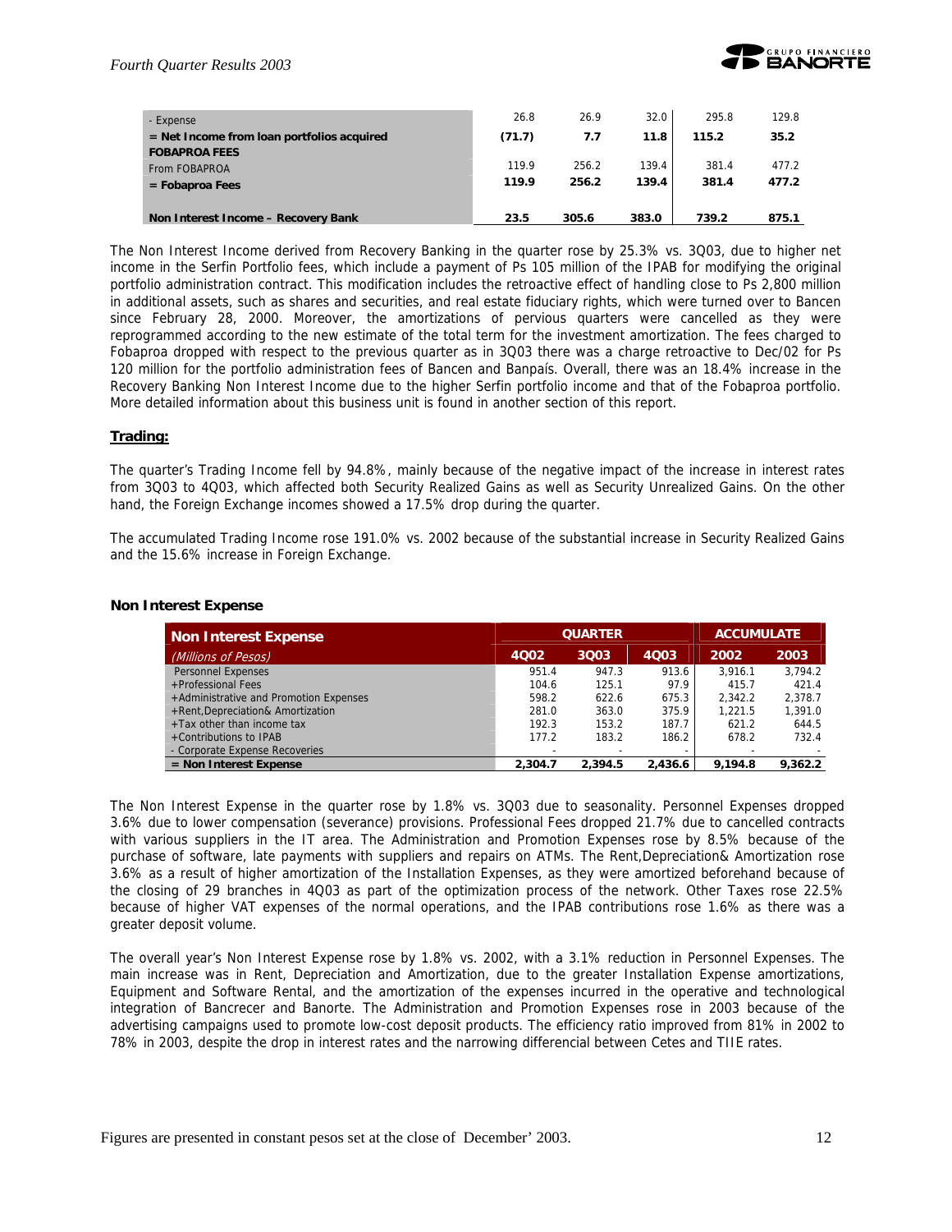| | | | | | |
|---|---|---|---|---|---|
| - Expense | 26.8 | 26.9 | 32.0 | 295.8 | 129.8 |
| **= Net Income from loan portfolios acquired** | **(71.7)** | **7.7** | **11.8** | **115.2** | **35.2** |
| **FOBAPROA FEES** | | | | | |
| From FOBAPROA | 119.9 | 256.2 | 139.4 | 381.4 | 477.2 |
| **= Fobaproa Fees** | **119.9** | **256.2** | **139.4** | **381.4** | **477.2** |
| **Non Interest Income – Recovery Bank** | **23.5** | **305.6** | **383.0** | **739.2** | **875.1** |

The Non Interest Income derived from Recovery Banking in the quarter rose by 25.3% vs. 3Q03, due to higher net income in the Serfin Portfolio fees, which include a payment of Ps 105 million of the IPAB for modifying the original portfolio administration contract. This modification includes the retroactive effect of handling close to Ps 2,800 million in additional assets, such as shares and securities, and real estate fiduciary rights, which were turned over to Bancen since February 28, 2000. Moreover, the amortizations of pervious quarters were cancelled as they were reprogrammed according to the new estimate of the total term for the investment amortization. The fees charged to Fobaproa dropped with respect to the previous quarter as in 3Q03 there was a charge retroactive to Dec/02 for Ps 120 million for the portfolio administration fees of Bancen and Banpaís. Overall, there was an 18.4% increase in the Recovery Banking Non Interest Income due to the higher Serfin portfolio income and that of the Fobaproa portfolio. More detailed information about this business unit is found in another section of this report.

**Trading:**

The quarter's Trading Income fell by 94.8%, mainly because of the negative impact of the increase in interest rates from 3Q03 to 4Q03, which affected both Security Realized Gains as well as Security Unrealized Gains. On the other hand, the Foreign Exchange incomes showed a 17.5% drop during the quarter.

The accumulated Trading Income rose 191.0% vs. 2002 because of the substantial increase in Security Realized Gains and the 15.6% increase in Foreign Exchange.

### Non Interest Expense

| Non Interest Expense | QUARTER | | | ACCUMULATE | |
|---|---|---|---|---|---|
| *(Millions of Pesos)* | 4Q02 | 3Q03 | 4Q03 | 2002 | 2003 |
| Personnel Expenses | 951.4 | 947.3 | 913.6 | 3,916.1 | 3,794.2 |
| +Professional Fees | 104.6 | 125.1 | 97.9 | 415.7 | 421.4 |
| +Administrative and Promotion Expenses | 598.2 | 622.6 | 675.3 | 2,342.2 | 2,378.7 |
| +Rent,Depreciation& Amortization | 281.0 | 363.0 | 375.9 | 1,221.5 | 1,391.0 |
| +Tax other than income tax | 192.3 | 153.2 | 187.7 | 621.2 | 644.5 |
| +Contributions to IPAB | 177.2 | 183.2 | 186.2 | 678.2 | 732.4 |
| - Corporate Expense Recoveries | - | - | - | - | - |
| **= Non Interest Expense** | **2,304.7** | **2,394.5** | **2,436.6** | **9,194.8** | **9,362.2** |

The Non Interest Expense in the quarter rose by 1.8% vs. 3Q03 due to seasonality. Personnel Expenses dropped 3.6% due to lower compensation (severance) provisions. Professional Fees dropped 21.7% due to cancelled contracts with various suppliers in the IT area. The Administration and Promotion Expenses rose by 8.5% because of the purchase of software, late payments with suppliers and repairs on ATMs. The Rent,Depreciation& Amortization rose 3.6% as a result of higher amortization of the Installation Expenses, as they were amortized beforehand because of the closing of 29 branches in 4Q03 as part of the optimization process of the network. Other Taxes rose 22.5% because of higher VAT expenses of the normal operations, and the IPAB contributions rose 1.6% as there was a greater deposit volume.

The overall year's Non Interest Expense rose by 1.8% vs. 2002, with a 3.1% reduction in Personnel Expenses. The main increase was in Rent, Depreciation and Amortization, due to the greater Installation Expense amortizations, Equipment and Software Rental, and the amortization of the expenses incurred in the operative and technological integration of Bancrecer and Banorte. The Administration and Promotion Expenses rose in 2003 because of the advertising campaigns used to promote low-cost deposit products. The efficiency ratio improved from 81% in 2002 to 78% in 2003, despite the drop in interest rates and the narrowing differencial between Cetes and TIIE rates.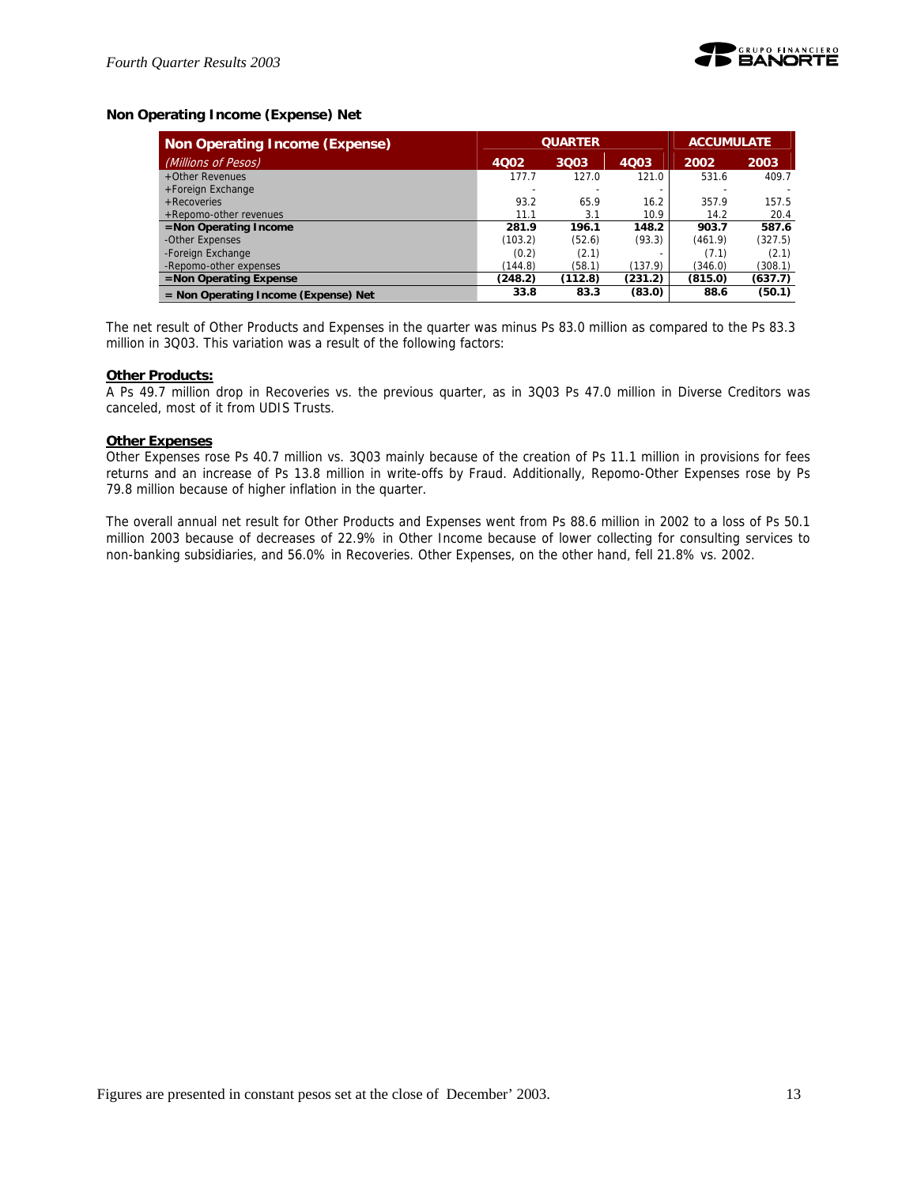**Non Operating Income (Expense) Net**

| Non Operating Income (Expense) | QUARTER | | | ACCUMULATE | |
|---|---|---|---|---|---|
| (Millions of Pesos) | 4Q02 | 3Q03 | 4Q03 | 2002 | 2003 |
| +Other Revenues | 177.7 | 127.0 | 121.0 | 531.6 | 409.7 |
| +Foreign Exchange | - | - | - | - | - |
| +Recoveries | 93.2 | 65.9 | 16.2 | 357.9 | 157.5 |
| +Repomo-other revenues | 11.1 | 3.1 | 10.9 | 14.2 | 20.4 |
| **=Non Operating Income** | **281.9** | **196.1** | **148.2** | **903.7** | **587.6** |
| -Other Expenses | (103.2) | (52.6) | (93.3) | (461.9) | (327.5) |
| -Foreign Exchange | (0.2) | (2.1) | - | (7.1) | (2.1) |
| -Repomo-other expenses | (144.8) | (58.1) | (137.9) | (346.0) | (308.1) |
| **=Non Operating Expense** | **(248.2)** | **(112.8)** | **(231.2)** | **(815.0)** | **(637.7)** |
| **= Non Operating Income (Expense) Net** | **33.8** | **83.3** | **(83.0)** | **88.6** | **(50.1)** |

The net result of Other Products and Expenses in the quarter was minus Ps 83.0 million as compared to the Ps 83.3 million in 3Q03. This variation was a result of the following factors:

**Other Products:**

A Ps 49.7 million drop in Recoveries vs. the previous quarter, as in 3Q03 Ps 47.0 million in Diverse Creditors was canceled, most of it from UDIS Trusts.

**Other Expenses**

Other Expenses rose Ps 40.7 million vs. 3Q03 mainly because of the creation of Ps 11.1 million in provisions for fees returns and an increase of Ps 13.8 million in write-offs by Fraud. Additionally, Repomo-Other Expenses rose by Ps 79.8 million because of higher inflation in the quarter.

The overall annual net result for Other Products and Expenses went from Ps 88.6 million in 2002 to a loss of Ps 50.1 million 2003 because of decreases of 22.9% in Other Income because of lower collecting for consulting services to non-banking subsidiaries, and 56.0% in Recoveries. Other Expenses, on the other hand, fell 21.8% vs. 2002.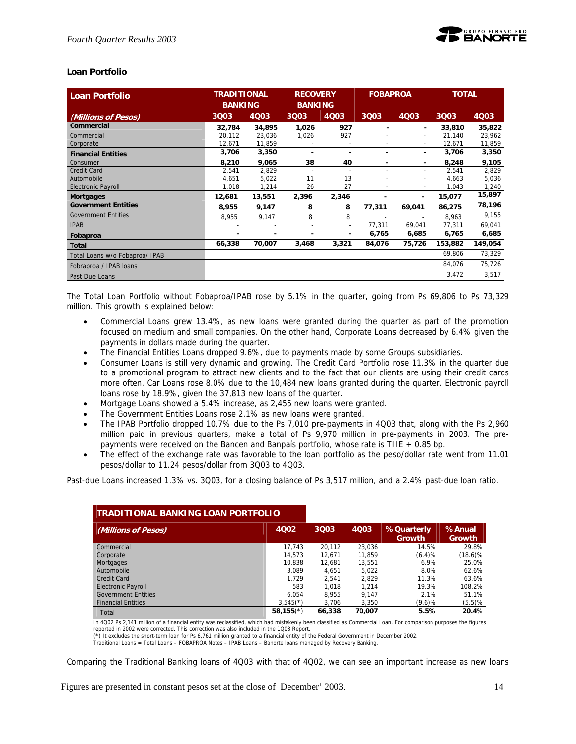### Loan Portfolio

| Loan Portfolio | TRADITIONAL BANKING | | RECOVERY BANKING | | FOBAPROA | | TOTAL | |
|---|---|---|---|---|---|---|---|---|
| *(Millions of Pesos)* | 3Q03 | 4Q03 | 3Q03 | 4Q03 | 3Q03 | 4Q03 | 3Q03 | 4Q03 |
| **Commercial** | **32,784** | **34,895** | **1,026** | **927** | **-** | **-** | **33,810** | **35,822** |
| Commercial | 20,112 | 23,036 | 1,026 | 927 | - | - | 21,140 | 23,962 |
| Corporate | 12,671 | 11,859 | - | - | - | - | 12,671 | 11,859 |
| **Financial Entities** | **3,706** | **3,350** | **-** | **-** | **-** | **-** | **3,706** | **3,350** |
| **Consumer** | **8,210** | **9,065** | **38** | **40** | **-** | **-** | **8,248** | **9,105** |
| Credit Card | 2,541 | 2,829 | - | - | - | - | 2,541 | 2,829 |
| Automobile | 4,651 | 5,022 | 11 | 13 | - | - | 4,663 | 5,036 |
| Electronic Payroll | 1,018 | 1,214 | 26 | 27 | - | - | 1,043 | 1,240 |
| **Mortgages** | **12,681** | **13,551** | **2,396** | **2,346** | **-** | **-** | **15,077** | **15,897** |
| **Government Entities** | **8,955** | **9,147** | **8** | **8** | **77,311** | **69,041** | **86,275** | **78,196** |
| Government Entities | 8,955 | 9,147 | 8 | 8 | - | - | 8,963 | 9,155 |
| IPAB | - | - | - | - | 77,311 | 69,041 | 77,311 | 69,041 |
| **Fobaproa** | **-** | **-** | **-** | **-** | **6,765** | **6,685** | **6,765** | **6,685** |
| **Total** | **66,338** | **70,007** | **3,468** | **3,321** | **84,076** | **75,726** | **153,882** | **149,054** |
| Total Loans w/o Fobaproa/ IPAB | | | | | | | 69,806 | 73,329 |
| Fobraproa / IPAB loans | | | | | | | 84,076 | 75,726 |
| Past Due Loans | | | | | | | 3,472 | 3,517 |

The Total Loan Portfolio without Fobaproa/IPAB rose by 5.1% in the quarter, going from Ps 69,806 to Ps 73,329 million. This growth is explained below:

- Commercial Loans grew 13.4%, as new loans were granted during the quarter as part of the promotion focused on medium and small companies. On the other hand, Corporate Loans decreased by 6.4% given the payments in dollars made during the quarter.
- The Financial Entities Loans dropped 9.6%, due to payments made by some Groups subsidiaries.
- Consumer Loans is still very dynamic and growing. The Credit Card Portfolio rose 11.3% in the quarter due to a promotional program to attract new clients and to the fact that our clients are using their credit cards more often. Car Loans rose 8.0% due to the 10,484 new loans granted during the quarter. Electronic payroll loans rose by 18.9%, given the 37,813 new loans of the quarter.
- Mortgage Loans showed a 5.4% increase, as 2,455 new loans were granted.
- The Government Entities Loans rose 2.1% as new loans were granted.
- The IPAB Portfolio dropped 10.7% due to the Ps 7,010 pre-payments in 4Q03 that, along with the Ps 2,960 million paid in previous quarters, make a total of Ps 9,970 million in pre-payments in 2003. The pre-payments were received on the Bancen and Banpaís portfolio, whose rate is TIIE + 0.85 bp.
- The effect of the exchange rate was favorable to the loan portfolio as the peso/dollar rate went from 11.01 pesos/dollar to 11.24 pesos/dollar from 3Q03 to 4Q03.

Past-due Loans increased 1.3% vs. 3Q03, for a closing balance of Ps 3,517 million, and a 2.4% past-due loan ratio.

| TRADITIONAL BANKING LOAN PORTFOLIO *(Millions of Pesos)* | 4Q02 | 3Q03 | 4Q03 | % Quarterly Growth | % Anual Growth |
|---|---|---|---|---|---|
| Commercial | 17,743 | 20,112 | 23,036 | 14.5% | 29.8% |
| Corporate | 14,573 | 12,671 | 11,859 | (6.4)% | (18.6)% |
| Mortgages | 10,838 | 12,681 | 13,551 | 6.9% | 25.0% |
| Automobile | 3,089 | 4,651 | 5,022 | 8.0% | 62.6% |
| Credit Card | 1,729 | 2,541 | 2,829 | 11.3% | 63.6% |
| Electronic Payroll | 583 | 1,018 | 1,214 | 19.3% | 108.2% |
| Government Entities | 6,054 | 8,955 | 9,147 | 2.1% | 51.1% |
| Financial Entities | 3,545(*) | 3,706 | 3,350 | (9.6)% | (5.5)% |
| Total | **58,155**(*) | **66,338** | **70,007** | **5.5%** | **20.4%** |

In 4Q02 Ps 2,141 million of a financial entity was reclassified, which had mistakenly been classified as Commercial Loan. For comparison purposes the figures reported in 2002 were corrected. This correction was also included in the 1Q03 Report.
(*) It excludes the short-term loan for Ps 6,761 million granted to a financial entity of the Federal Government in December 2002.
Traditional Loans = Total Loans – FOBAPROA Notes – IPAB Loans – Banorte loans managed by Recovery Banking.

Comparing the Traditional Banking loans of 4Q03 with that of 4Q02, we can see an important increase as new loans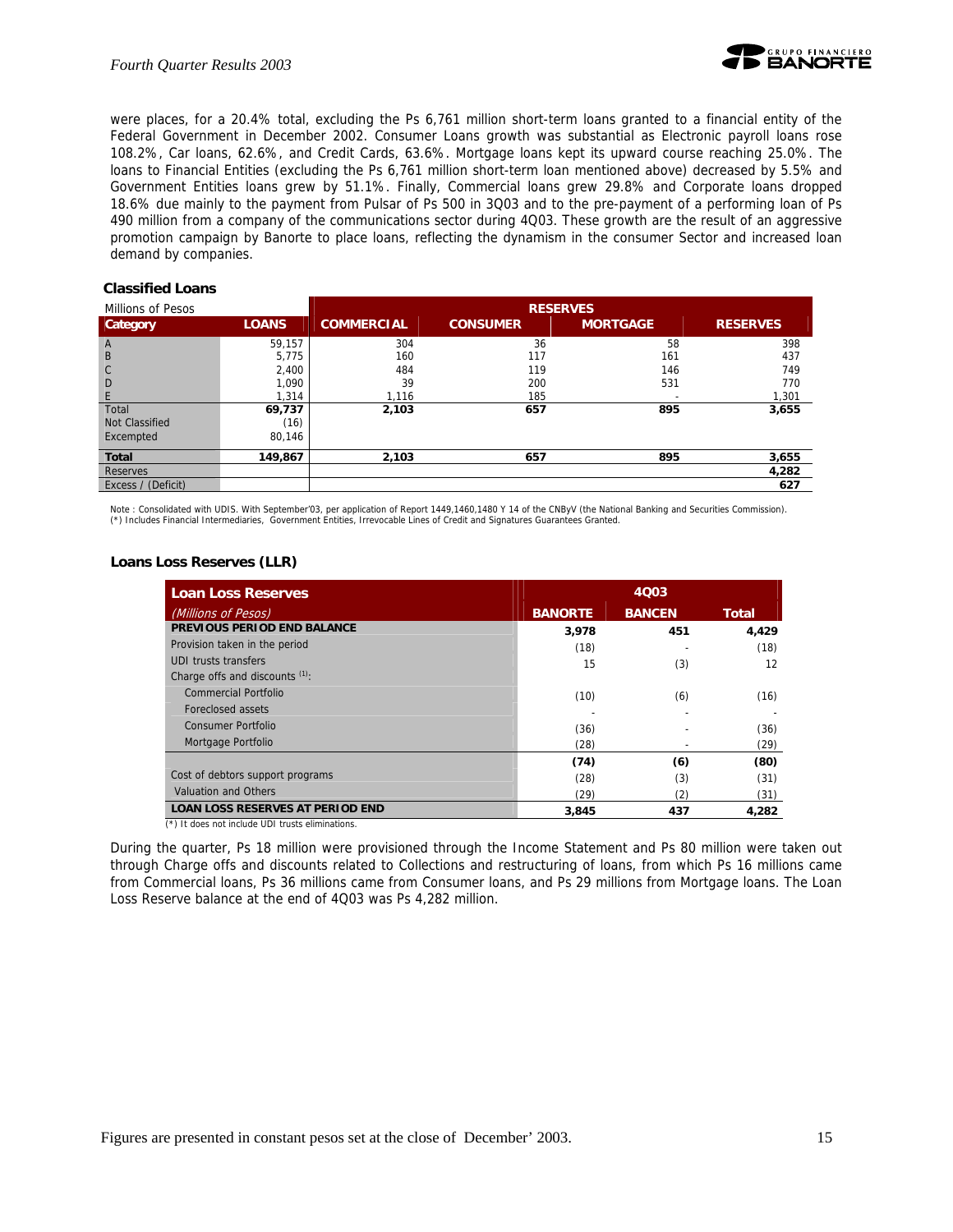were places, for a 20.4% total, excluding the Ps 6,761 million short-term loans granted to a financial entity of the Federal Government in December 2002. Consumer Loans growth was substantial as Electronic payroll loans rose 108.2%, Car loans, 62.6%, and Credit Cards, 63.6%. Mortgage loans kept its upward course reaching 25.0%. The loans to Financial Entities (excluding the Ps 6,761 million short-term loan mentioned above) decreased by 5.5% and Government Entities loans grew by 51.1%. Finally, Commercial loans grew 29.8% and Corporate loans dropped 18.6% due mainly to the payment from Pulsar of Ps 500 in 3Q03 and to the pre-payment of a performing loan of Ps 490 million from a company of the communications sector during 4Q03. These growth are the result of an aggressive promotion campaign by Banorte to place loans, reflecting the dynamism in the consumer Sector and increased loan demand by companies.

**Classified Loans**

| Millions of Pesos | | RESERVES | | | |
|---|---|---|---|---|---|
| **Category** | **LOANS** | **COMMERCIAL** | **CONSUMER** | **MORTGAGE** | **RESERVES** |
| A | 59,157 | 304 | 36 | 58 | 398 |
| B | 5,775 | 160 | 117 | 161 | 437 |
| C | 2,400 | 484 | 119 | 146 | 749 |
| D | 1,090 | 39 | 200 | 531 | 770 |
| E | 1,314 | 1,116 | 185 | - | 1,301 |
| Total | **69,737** | **2,103** | **657** | **895** | **3,655** |
| Not Classified | (16) | | | | |
| Excempted | 80,146 | | | | |
| **Total** | **149,867** | **2,103** | **657** | **895** | **3,655** |
| Reserves | | | | | **4,282** |
| Excess / (Deficit) | | | | | **627** |

Note : Consolidated with UDIS. With September'03, per application of Report 1449,1460,1480 Y 14 of the CNByV (the National Banking and Securities Commission).
(*) Includes Financial Intermediaries, Government Entities, Irrevocable Lines of Credit and Signatures Guarantees Granted.

**Loans Loss Reserves (LLR)**

| Loan Loss Reserves | 4Q03 | | |
|---|---|---|---|
| *(Millions of Pesos)* | **BANORTE** | **BANCEN** | **Total** |
| **PREVIOUS PERIOD END BALANCE** | **3,978** | **451** | **4,429** |
| Provision taken in the period | (18) | - | (18) |
| UDI trusts transfers | 15 | (3) | 12 |
| Charge offs and discounts [1]: | | | |
| Commercial Portfolio | (10) | (6) | (16) |
| Foreclosed assets | - | - | - |
| Consumer Portfolio | (36) | - | (36) |
| Mortgage Portfolio | (28) | - | (29) |
| | **(74)** | **(6)** | **(80)** |
| Cost of debtors support programs | (28) | (3) | (31) |
| Valuation and Others | (29) | (2) | (31) |
| **LOAN LOSS RESERVES AT PERIOD END** | **3,845** | **437** | **4,282** |

(*) It does not include UDI trusts eliminations.

During the quarter, Ps 18 million were provisioned through the Income Statement and Ps 80 million were taken out through Charge offs and discounts related to Collections and restructuring of loans, from which Ps 16 millions came from Commercial loans, Ps 36 millions came from Consumer loans, and Ps 29 millions from Mortgage loans. The Loan Loss Reserve balance at the end of 4Q03 was Ps 4,282 million.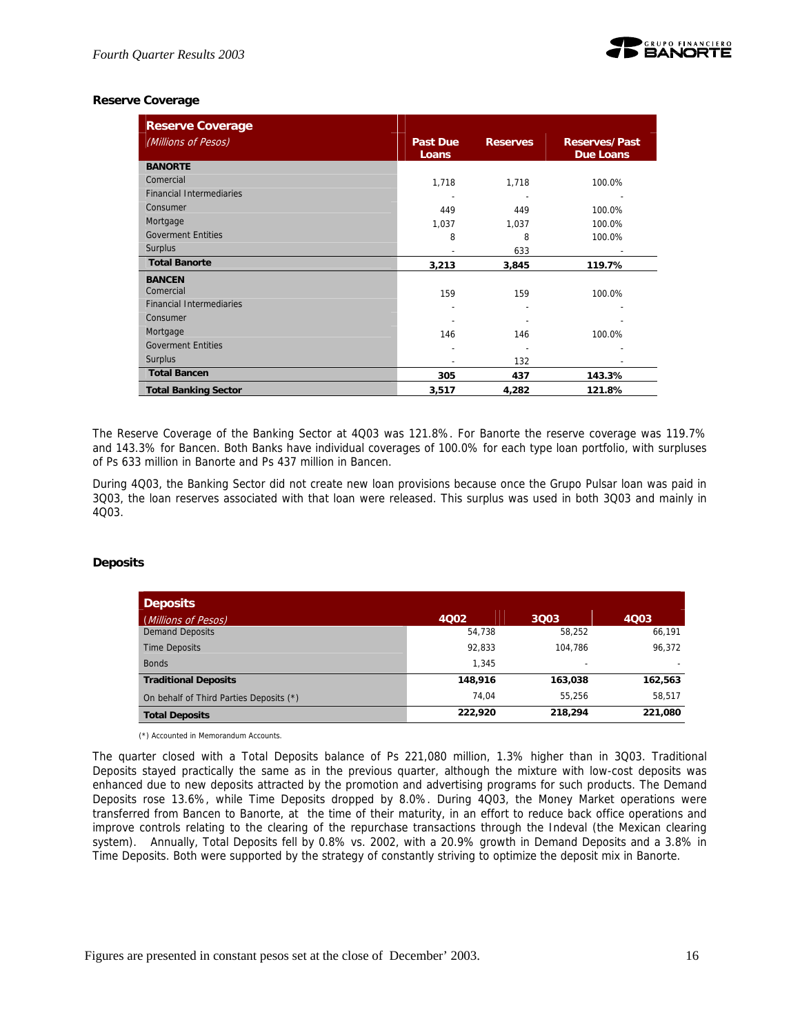### Reserve Coverage

| Reserve Coverage (Millions of Pesos) | Past Due Loans | Reserves | Reserves/Past Due Loans |
|---|---|---|---|
| **BANORTE** | | | |
| Comercial | 1,718 | 1,718 | 100.0% |
| Financial Intermediaries | - | - | - |
| Consumer | 449 | 449 | 100.0% |
| Mortgage | 1,037 | 1,037 | 100.0% |
| Goverment Entities | 8 | 8 | 100.0% |
| Surplus | - | 633 | - |
| **Total Banorte** | **3,213** | **3,845** | **119.7%** |
| **BANCEN** | | | |
| Comercial | 159 | 159 | 100.0% |
| Financial Intermediaries | - | - | - |
| Consumer | - | - | - |
| Mortgage | 146 | 146 | 100.0% |
| Goverment Entities | - | - | - |
| Surplus | - | 132 | - |
| **Total Bancen** | **305** | **437** | **143.3%** |
| **Total Banking Sector** | **3,517** | **4,282** | **121.8%** |

The Reserve Coverage of the Banking Sector at 4Q03 was 121.8%. For Banorte the reserve coverage was 119.7% and 143.3% for Bancen. Both Banks have individual coverages of 100.0% for each type loan portfolio, with surpluses of Ps 633 million in Banorte and Ps 437 million in Bancen.

During 4Q03, the Banking Sector did not create new loan provisions because once the Grupo Pulsar loan was paid in 3Q03, the loan reserves associated with that loan were released. This surplus was used in both 3Q03 and mainly in 4Q03.

### Deposits

| Deposits (Millions of Pesos) | 4Q02 | 3Q03 | 4Q03 |
|---|---|---|---|
| Demand Deposits | 54,738 | 58,252 | 66,191 |
| Time Deposits | 92,833 | 104,786 | 96,372 |
| Bonds | 1,345 | - | - |
| **Traditional Deposits** | **148,916** | **163,038** | **162,563** |
| On behalf of Third Parties Deposits (*) | 74,04 | 55,256 | 58,517 |
| **Total Deposits** | **222,920** | **218,294** | **221,080** |

(*) Accounted in Memorandum Accounts.

The quarter closed with a Total Deposits balance of Ps 221,080 million, 1.3% higher than in 3Q03. Traditional Deposits stayed practically the same as in the previous quarter, although the mixture with low-cost deposits was enhanced due to new deposits attracted by the promotion and advertising programs for such products. The Demand Deposits rose 13.6%, while Time Deposits dropped by 8.0%. During 4Q03, the Money Market operations were transferred from Bancen to Banorte, at the time of their maturity, in an effort to reduce back office operations and improve controls relating to the clearing of the repurchase transactions through the Indeval (the Mexican clearing system). Annually, Total Deposits fell by 0.8% vs. 2002, with a 20.9% growth in Demand Deposits and a 3.8% in Time Deposits. Both were supported by the strategy of constantly striving to optimize the deposit mix in Banorte.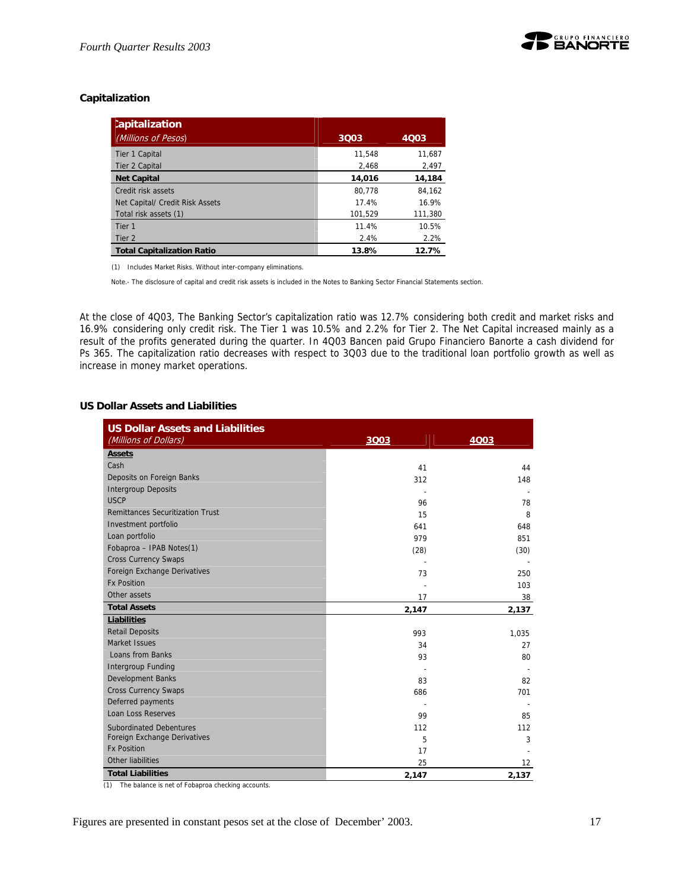## Capitalization

| Capitalization (Millions of Pesos) | 3Q03 | 4Q03 |
|---|---|---|
| Tier 1 Capital | 11,548 | 11,687 |
| Tier 2 Capital | 2,468 | 2,497 |
| **Net Capital** | **14,016** | **14,184** |
| Credit risk assets | 80,778 | 84,162 |
| Net Capital/ Credit Risk Assets | 17.4% | 16.9% |
| Total risk assets (1) | 101,529 | 111,380 |
| Tier 1 | 11.4% | 10.5% |
| Tier 2 | 2.4% | 2.2% |
| **Total Capitalization Ratio** | **13.8%** | **12.7%** |

(1) Includes Market Risks. Without inter-company eliminations.

Note.- The disclosure of capital and credit risk assets is included in the Notes to Banking Sector Financial Statements section.

At the close of 4Q03, The Banking Sector's capitalization ratio was 12.7% considering both credit and market risks and 16.9% considering only credit risk. The Tier 1 was 10.5% and 2.2% for Tier 2. The Net Capital increased mainly as a result of the profits generated during the quarter. In 4Q03 Bancen paid Grupo Financiero Banorte a cash dividend for Ps 365. The capitalization ratio decreases with respect to 3Q03 due to the traditional loan portfolio growth as well as increase in money market operations.

## US Dollar Assets and Liabilities

| US Dollar Assets and Liabilities (Millions of Dollars) | 3Q03 | 4Q03 |
|---|---|---|
| **Assets** | | |
| Cash | 41 | 44 |
| Deposits on Foreign Banks | 312 | 148 |
| Intergroup Deposits | - | - |
| USCP | 96 | 78 |
| Remittances Securitization Trust | 15 | 8 |
| Investment portfolio | 641 | 648 |
| Loan portfolio | 979 | 851 |
| Fobaproa – IPAB Notes(1) | (28) | (30) |
| Cross Currency Swaps | - | - |
| Foreign Exchange Derivatives | 73 | 250 |
| Fx Position | - | 103 |
| Other assets | 17 | 38 |
| **Total Assets** | **2,147** | **2,137** |
| **Liabilities** | | |
| Retail Deposits | 993 | 1,035 |
| Market Issues | 34 | 27 |
| Loans from Banks | 93 | 80 |
| Intergroup Funding | - | - |
| Development Banks | 83 | 82 |
| Cross Currency Swaps | 686 | 701 |
| Deferred payments | - | - |
| Loan Loss Reserves | 99 | 85 |
| Subordinated Debentures | 112 | 112 |
| Foreign Exchange Derivatives | 5 | 3 |
| Fx Position | 17 | - |
| Other liabilities | 25 | 12 |
| **Total Liabilities** | **2,147** | **2,137** |

(1) The balance is net of Fobaproa checking accounts.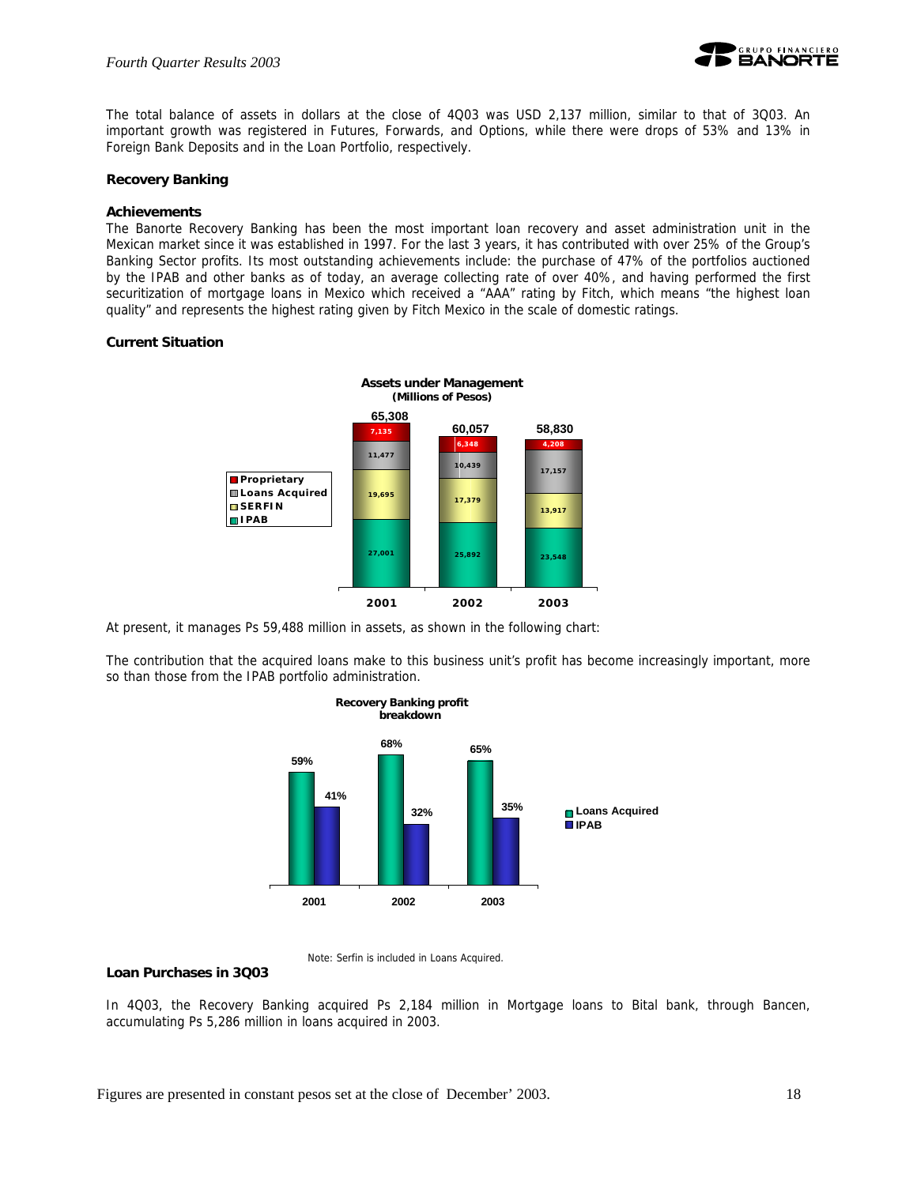The total balance of assets in dollars at the close of 4Q03 was USD 2,137 million, similar to that of 3Q03. An important growth was registered in Futures, Forwards, and Options, while there were drops of 53% and 13% in Foreign Bank Deposits and in the Loan Portfolio, respectively.

### Recovery Banking

#### Achievements

The Banorte Recovery Banking has been the most important loan recovery and asset administration unit in the Mexican market since it was established in 1997. For the last 3 years, it has contributed with over 25% of the Group's Banking Sector profits. Its most outstanding achievements include: the purchase of 47% of the portfolios auctioned by the IPAB and other banks as of today, an average collecting rate of over 40%, and having performed the first securitization of mortgage loans in Mexico which received a "AAA" rating by Fitch, which means "the highest loan quality" and represents the highest rating given by Fitch Mexico in the scale of domestic ratings.

#### Current Situation

**Assets under Management (Millions of Pesos)**

| | 2001 | 2002 | 2003 |
|---|---|---|---|
| Proprietary | 7,135 | 6,348 | 4,208 |
| Loans Acquired | 11,477 | 10,439 | 17,157 |
| SERFIN | 19,695 | 17,379 | 13,917 |
| IPAB | 27,001 | 25,892 | 23,548 |
| Total | 65,308 | 60,057 | 58,830 |

At present, it manages Ps 59,488 million in assets, as shown in the following chart:

The contribution that the acquired loans make to this business unit's profit has become increasingly important, more so than those from the IPAB portfolio administration.

**Recovery Banking profit breakdown**

| | 2001 | 2002 | 2003 |
|---|---|---|---|
| Loans Acquired | 59% | 68% | 65% |
| IPAB | 41% | 32% | 35% |

Note: Serfin is included in Loans Acquired.

#### Loan Purchases in 3Q03

In 4Q03, the Recovery Banking acquired Ps 2,184 million in Mortgage loans to Bital bank, through Bancen, accumulating Ps 5,286 million in loans acquired in 2003.

Figures are presented in constant pesos set at the close of December' 2003.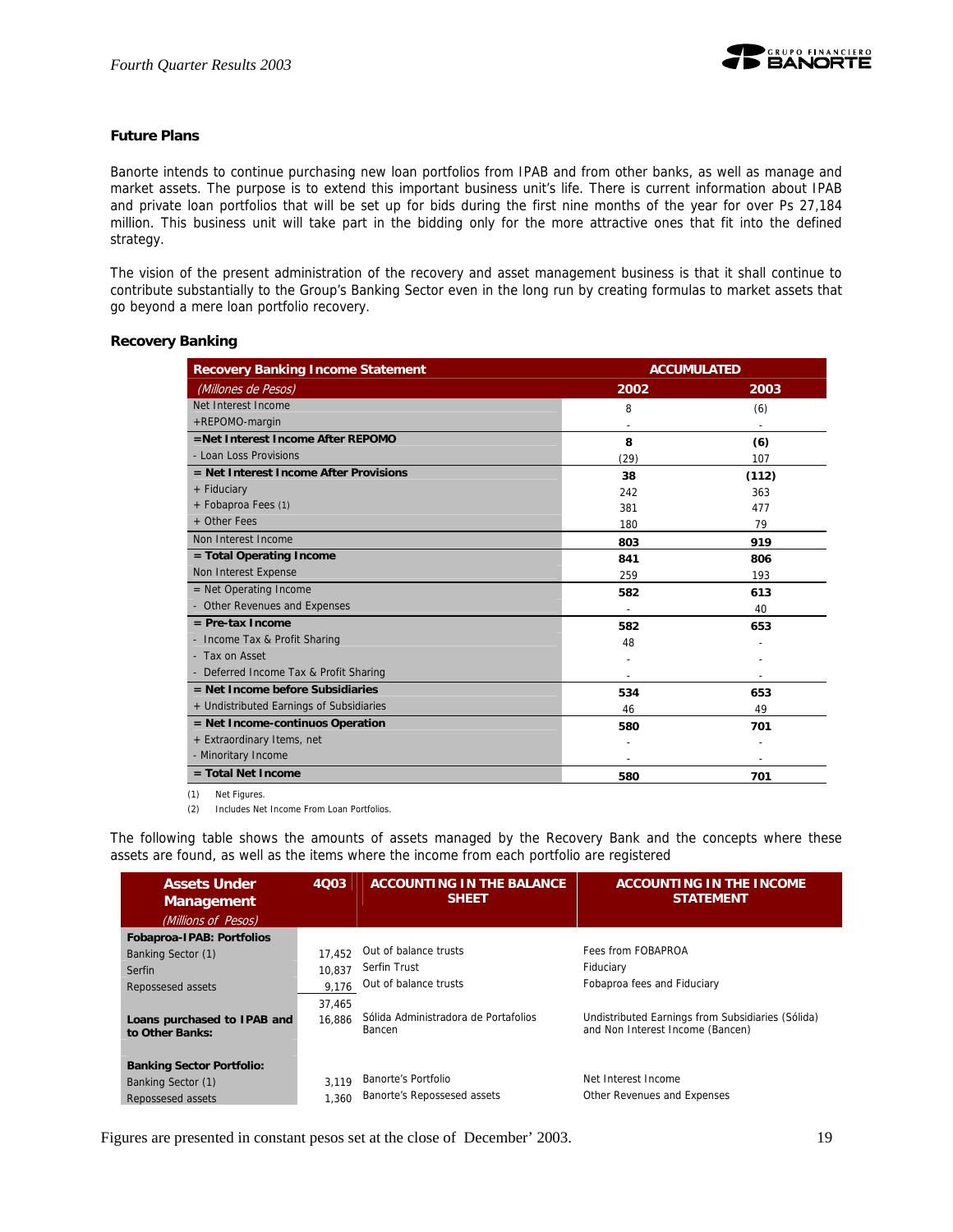### Future Plans

Banorte intends to continue purchasing new loan portfolios from IPAB and from other banks, as well as manage and market assets. The purpose is to extend this important business unit's life. There is current information about IPAB and private loan portfolios that will be set up for bids during the first nine months of the year for over Ps 27,184 million. This business unit will take part in the bidding only for the more attractive ones that fit into the defined strategy.

The vision of the present administration of the recovery and asset management business is that it shall continue to contribute substantially to the Group's Banking Sector even in the long run by creating formulas to market assets that go beyond a mere loan portfolio recovery.

### Recovery Banking

| Recovery Banking Income Statement | ACCUMULATED | |
|---|---|---|
| *(Millones de Pesos)* | 2002 | 2003 |
| Net Interest Income | 8 | (6) |
| +REPOMO-margin | - | - |
| **=Net Interest Income After REPOMO** | **8** | **(6)** |
| - Loan Loss Provisions | (29) | 107 |
| **= Net Interest Income After Provisions** | **38** | **(112)** |
| + Fiduciary | 242 | 363 |
| + Fobaproa Fees (1) | 381 | 477 |
| + Other Fees | 180 | 79 |
| Non Interest Income | **803** | **919** |
| **= Total Operating Income** | **841** | **806** |
| Non Interest Expense | 259 | 193 |
| = Net Operating Income | **582** | **613** |
| - Other Revenues and Expenses | - | 40 |
| **= Pre-tax Income** | **582** | **653** |
| - Income Tax & Profit Sharing | 48 | - |
| - Tax on Asset | - | - |
| - Deferred Income Tax & Profit Sharing | - | - |
| **= Net Income before Subsidiaries** | **534** | **653** |
| + Undistributed Earnings of Subsidiaries | 46 | 49 |
| **= Net Income-continuos Operation** | **580** | **701** |
| + Extraordinary Items, net | - | - |
| - Minoritary Income | - | - |
| **= Total Net Income** | **580** | **701** |

(1) Net Figures.

(2) Includes Net Income From Loan Portfolios.

The following table shows the amounts of assets managed by the Recovery Bank and the concepts where these assets are found, as well as the items where the income from each portfolio are registered

| Assets Under Management *(Millions of Pesos)* | 4Q03 | ACCOUNTING IN THE BALANCE SHEET | ACCOUNTING IN THE INCOME STATEMENT |
|---|---|---|---|
| **Fobaproa-IPAB: Portfolios** | | | |
| Banking Sector (1) | 17,452 | Out of balance trusts | Fees from FOBAPROA |
| Serfin | 10,837 | Serfin Trust | Fiduciary |
| Repossessed assets | 9,176 | Out of balance trusts | Fobaproa fees and Fiduciary |
| | 37,465 | | |
| **Loans purchased to IPAB and to Other Banks:** | 16,886 | Sólida Administradora de Portafolios Bancen | Undistributed Earnings from Subsidiaries (Sólida) and Non Interest Income (Bancen) |
| **Banking Sector Portfolio:** | | | |
| Banking Sector (1) | 3,119 | Banorte's Portfolio | Net Interest Income |
| Repossessed assets | 1,360 | Banorte's Repossesed assets | Other Revenues and Expenses |

Figures are presented in constant pesos set at the close of December' 2003.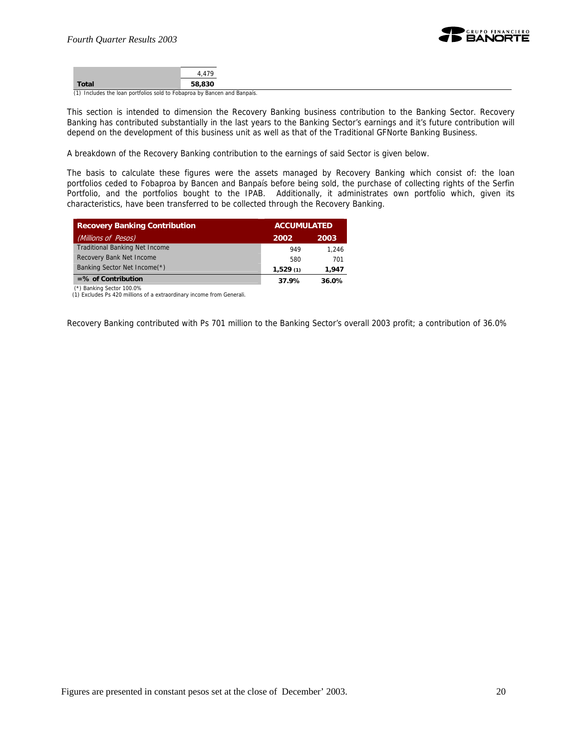| | |
|---|---|
| | 4,479 |
| **Total** | **58,830** |

(1) Includes the loan portfolios sold to Fobaproa by Bancen and Banpaís.

This section is intended to dimension the Recovery Banking business contribution to the Banking Sector. Recovery Banking has contributed substantially in the last years to the Banking Sector's earnings and it's future contribution will depend on the development of this business unit as well as that of the Traditional GFNorte Banking Business.

A breakdown of the Recovery Banking contribution to the earnings of said Sector is given below.

The basis to calculate these figures were the assets managed by Recovery Banking which consist of: the loan portfolios ceded to Fobaproa by Bancen and Banpaís before being sold, the purchase of collecting rights of the Serfin Portfolio, and the portfolios bought to the IPAB. Additionally, it administrates own portfolio which, given its characteristics, have been transferred to be collected through the Recovery Banking.

| **Recovery Banking Contribution** | **ACCUMULATED** | |
|---|---|---|
| *(Millions of Pesos)* | **2002** | **2003** |
| Traditional Banking Net Income | 949 | 1,246 |
| Recovery Bank Net Income | 580 | 701 |
| Banking Sector Net Income(*) | **1,529** (1) | **1,947** |
| **=% of Contribution** | **37.9%** | **36.0%** |

(*) Banking Sector 100.0%
(1) Excludes Ps 420 millions of a extraordinary income from Generali.

Recovery Banking contributed with Ps 701 million to the Banking Sector's overall 2003 profit; a contribution of 36.0%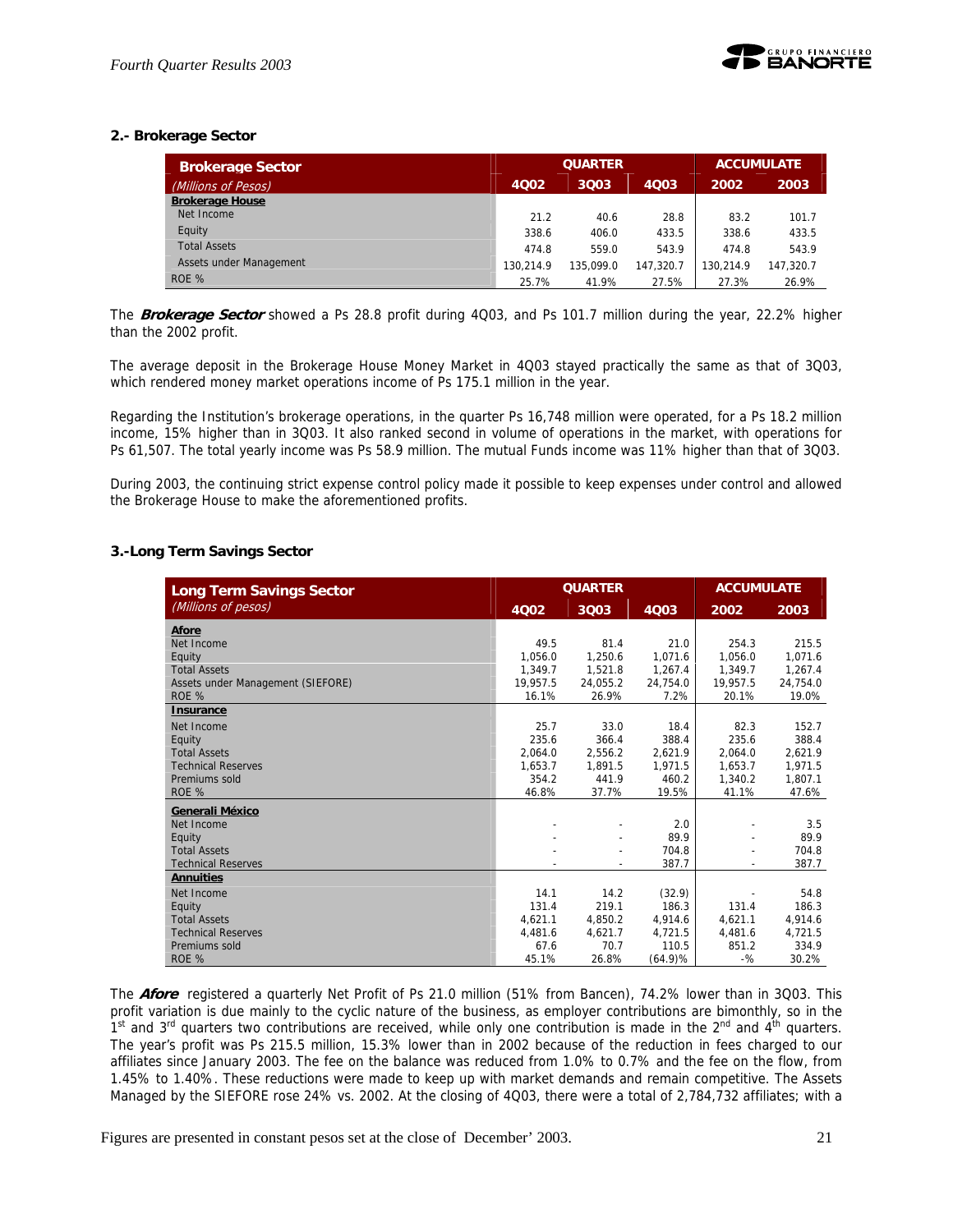### 2.- Brokerage Sector

| Brokerage Sector (Millions of Pesos) | QUARTER | | | ACCUMULATE | |
|---|---|---|---|---|---|
| | 4Q02 | 3Q03 | 4Q03 | 2002 | 2003 |
| **Brokerage House** | | | | | |
| Net Income | 21.2 | 40.6 | 28.8 | 83.2 | 101.7 |
| Equity | 338.6 | 406.0 | 433.5 | 338.6 | 433.5 |
| Total Assets | 474.8 | 559.0 | 543.9 | 474.8 | 543.9 |
| Assets under Management | 130,214.9 | 135,099.0 | 147,320.7 | 130,214.9 | 147,320.7 |
| ROE % | 25.7% | 41.9% | 27.5% | 27.3% | 26.9% |

The ***Brokerage Sector*** showed a Ps 28.8 profit during 4Q03, and Ps 101.7 million during the year, 22.2% higher than the 2002 profit.

The average deposit in the Brokerage House Money Market in 4Q03 stayed practically the same as that of 3Q03, which rendered money market operations income of Ps 175.1 million in the year.

Regarding the Institution's brokerage operations, in the quarter Ps 16,748 million were operated, for a Ps 18.2 million income, 15% higher than in 3Q03. It also ranked second in volume of operations in the market, with operations for Ps 61,507. The total yearly income was Ps 58.9 million. The mutual Funds income was 11% higher than that of 3Q03.

During 2003, the continuing strict expense control policy made it possible to keep expenses under control and allowed the Brokerage House to make the aforementioned profits.

### 3.-Long Term Savings Sector

| Long Term Savings Sector (Millions of pesos) | QUARTER | | | ACCUMULATE | |
|---|---|---|---|---|---|
| | 4Q02 | 3Q03 | 4Q03 | 2002 | 2003 |
| **Afore** | | | | | |
| Net Income | 49.5 | 81.4 | 21.0 | 254.3 | 215.5 |
| Equity | 1,056.0 | 1,250.6 | 1,071.6 | 1,056.0 | 1,071.6 |
| Total Assets | 1,349.7 | 1,521.8 | 1,267.4 | 1,349.7 | 1,267.4 |
| Assets under Management (SIEFORE) | 19,957.5 | 24,055.2 | 24,754.0 | 19,957.5 | 24,754.0 |
| ROE % | 16.1% | 26.9% | 7.2% | 20.1% | 19.0% |
| **Insurance** | | | | | |
| Net Income | 25.7 | 33.0 | 18.4 | 82.3 | 152.7 |
| Equity | 235.6 | 366.4 | 388.4 | 235.6 | 388.4 |
| Total Assets | 2,064.0 | 2,556.2 | 2,621.9 | 2,064.0 | 2,621.9 |
| Technical Reserves | 1,653.7 | 1,891.5 | 1,971.5 | 1,653.7 | 1,971.5 |
| Premiums sold | 354.2 | 441.9 | 460.2 | 1,340.2 | 1,807.1 |
| ROE % | 46.8% | 37.7% | 19.5% | 41.1% | 47.6% |
| **Generali México** | | | | | |
| Net Income | - | - | 2.0 | - | 3.5 |
| Equity | - | - | 89.9 | - | 89.9 |
| Total Assets | - | - | 704.8 | - | 704.8 |
| Technical Reserves | - | - | 387.7 | - | 387.7 |
| **Annuities** | | | | | |
| Net Income | 14.1 | 14.2 | (32.9) | - | 54.8 |
| Equity | 131.4 | 219.1 | 186.3 | 131.4 | 186.3 |
| Total Assets | 4,621.1 | 4,850.2 | 4,914.6 | 4,621.1 | 4,914.6 |
| Technical Reserves | 4,481.6 | 4,621.7 | 4,721.5 | 4,481.6 | 4,721.5 |
| Premiums sold | 67.6 | 70.7 | 110.5 | 851.2 | 334.9 |
| ROE % | 45.1% | 26.8% | (64.9)% | -% | 30.2% |

The ***Afore*** registered a quarterly Net Profit of Ps 21.0 million (51% from Bancen), 74.2% lower than in 3Q03. This profit variation is due mainly to the cyclic nature of the business, as employer contributions are bimonthly, so in the 1st and 3rd quarters two contributions are received, while only one contribution is made in the 2nd and 4th quarters. The year's profit was Ps 215.5 million, 15.3% lower than in 2002 because of the reduction in fees charged to our affiliates since January 2003. The fee on the balance was reduced from 1.0% to 0.7% and the fee on the flow, from 1.45% to 1.40%. These reductions were made to keep up with market demands and remain competitive. The Assets Managed by the SIEFORE rose 24% vs. 2002. At the closing of 4Q03, there were a total of 2,784,732 affiliates; with a

Figures are presented in constant pesos set at the close of December' 2003.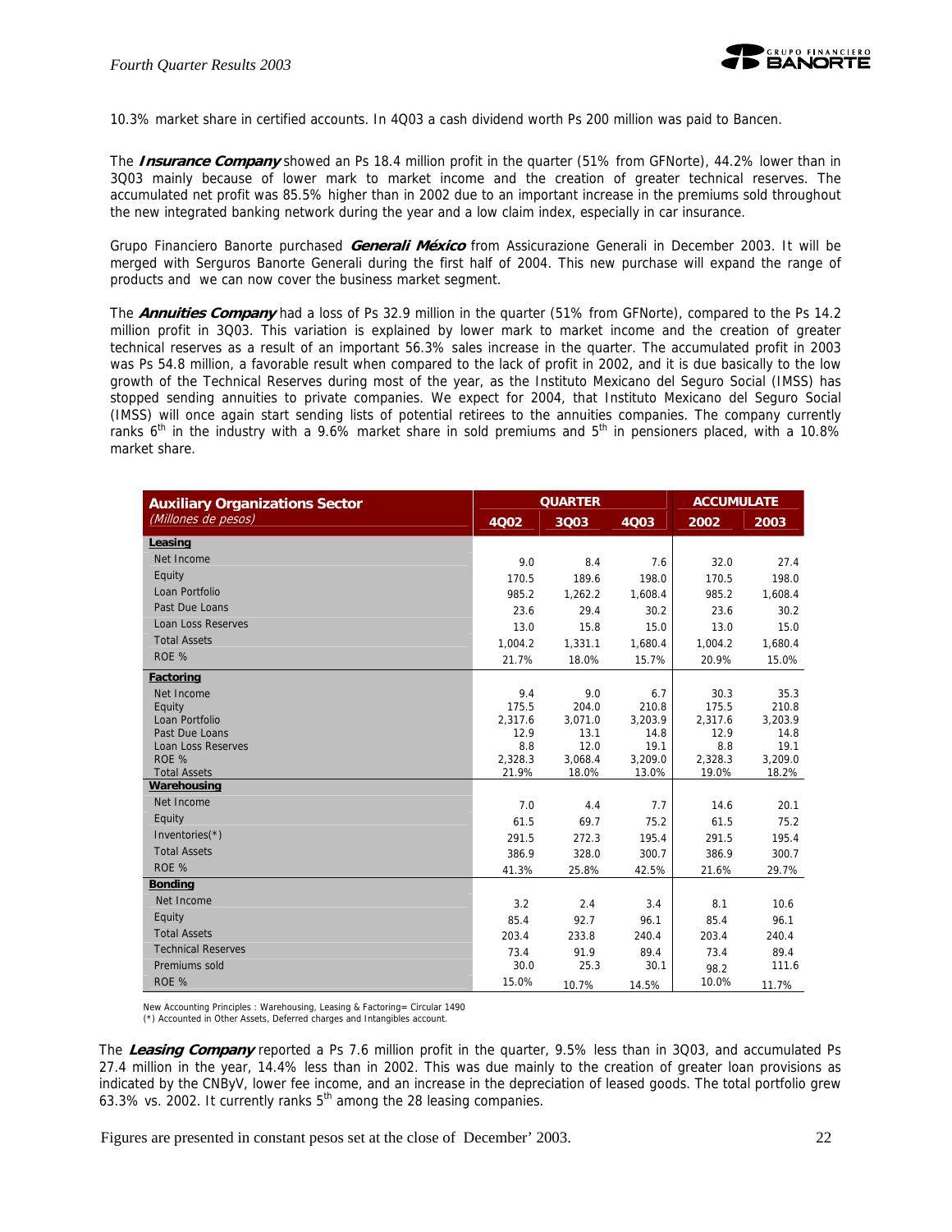10.3% market share in certified accounts. In 4Q03 a cash dividend worth Ps 200 million was paid to Bancen.

The ***Insurance Company*** showed an Ps 18.4 million profit in the quarter (51% from GFNorte), 44.2% lower than in 3Q03 mainly because of lower mark to market income and the creation of greater technical reserves. The accumulated net profit was 85.5% higher than in 2002 due to an important increase in the premiums sold throughout the new integrated banking network during the year and a low claim index, especially in car insurance.

Grupo Financiero Banorte purchased ***Generali México*** from Assicurazione Generali in December 2003. It will be merged with Serguros Banorte Generali during the first half of 2004. This new purchase will expand the range of products and we can now cover the business market segment.

The ***Annuities Company*** had a loss of Ps 32.9 million in the quarter (51% from GFNorte), compared to the Ps 14.2 million profit in 3Q03. This variation is explained by lower mark to market income and the creation of greater technical reserves as a result of an important 56.3% sales increase in the quarter. The accumulated profit in 2003 was Ps 54.8 million, a favorable result when compared to the lack of profit in 2002, and it is due basically to the low growth of the Technical Reserves during most of the year, as the Instituto Mexicano del Seguro Social (IMSS) has stopped sending annuities to private companies. We expect for 2004, that Instituto Mexicano del Seguro Social (IMSS) will once again start sending lists of potential retirees to the annuities companies. The company currently ranks 6th in the industry with a 9.6% market share in sold premiums and 5th in pensioners placed, with a 10.8% market share.

| **Auxiliary Organizations Sector** *(Millones de pesos)* | QUARTER | | | ACCUMULATE | |
|---|---|---|---|---|---|
| | 4Q02 | 3Q03 | 4Q03 | 2002 | 2003 |
| **Leasing** | | | | | |
| Net Income | 9.0 | 8.4 | 7.6 | 32.0 | 27.4 |
| Equity | 170.5 | 189.6 | 198.0 | 170.5 | 198.0 |
| Loan Portfolio | 985.2 | 1,262.2 | 1,608.4 | 985.2 | 1,608.4 |
| Past Due Loans | 23.6 | 29.4 | 30.2 | 23.6 | 30.2 |
| Loan Loss Reserves | 13.0 | 15.8 | 15.0 | 13.0 | 15.0 |
| Total Assets | 1,004.2 | 1,331.1 | 1,680.4 | 1,004.2 | 1,680.4 |
| ROE % | 21.7% | 18.0% | 15.7% | 20.9% | 15.0% |
| **Factoring** | | | | | |
| Net Income | 9.4 | 9.0 | 6.7 | 30.3 | 35.3 |
| Equity | 175.5 | 204.0 | 210.8 | 175.5 | 210.8 |
| Loan Portfolio | 2,317.6 | 3,071.0 | 3,203.9 | 2,317.6 | 3,203.9 |
| Past Due Loans | 12.9 | 13.1 | 14.8 | 12.9 | 14.8 |
| Loan Loss Reserves | 8.8 | 12.0 | 19.1 | 8.8 | 19.1 |
| ROE % | 2,328.3 | 3,068.4 | 3,209.0 | 2,328.3 | 3,209.0 |
| Total Assets | 21.9% | 18.0% | 13.0% | 19.0% | 18.2% |
| **Warehousing** | | | | | |
| Net Income | 7.0 | 4.4 | 7.7 | 14.6 | 20.1 |
| Equity | 61.5 | 69.7 | 75.2 | 61.5 | 75.2 |
| Inventories(*) | 291.5 | 272.3 | 195.4 | 291.5 | 195.4 |
| Total Assets | 386.9 | 328.0 | 300.7 | 386.9 | 300.7 |
| ROE % | 41.3% | 25.8% | 42.5% | 21.6% | 29.7% |
| **Bonding** | | | | | |
| Net Income | 3.2 | 2.4 | 3.4 | 8.1 | 10.6 |
| Equity | 85.4 | 92.7 | 96.1 | 85.4 | 96.1 |
| Total Assets | 203.4 | 233.8 | 240.4 | 203.4 | 240.4 |
| Technical Reserves | 73.4 | 91.9 | 89.4 | 73.4 | 89.4 |
| Premiums sold | 30.0 | 25.3 | 30.1 | 98.2 | 111.6 |
| ROE % | 15.0% | 10.7% | 14.5% | 10.0% | 11.7% |

New Accounting Principles : Warehousing, Leasing & Factoring= Circular 1490
(*) Accounted in Other Assets, Deferred charges and Intangibles account.

The ***Leasing Company*** reported a Ps 7.6 million profit in the quarter, 9.5% less than in 3Q03, and accumulated Ps 27.4 million in the year, 14.4% less than in 2002. This was due mainly to the creation of greater loan provisions as indicated by the CNByV, lower fee income, and an increase in the depreciation of leased goods. The total portfolio grew 63.3% vs. 2002. It currently ranks 5th among the 28 leasing companies.

Figures are presented in constant pesos set at the close of December' 2003.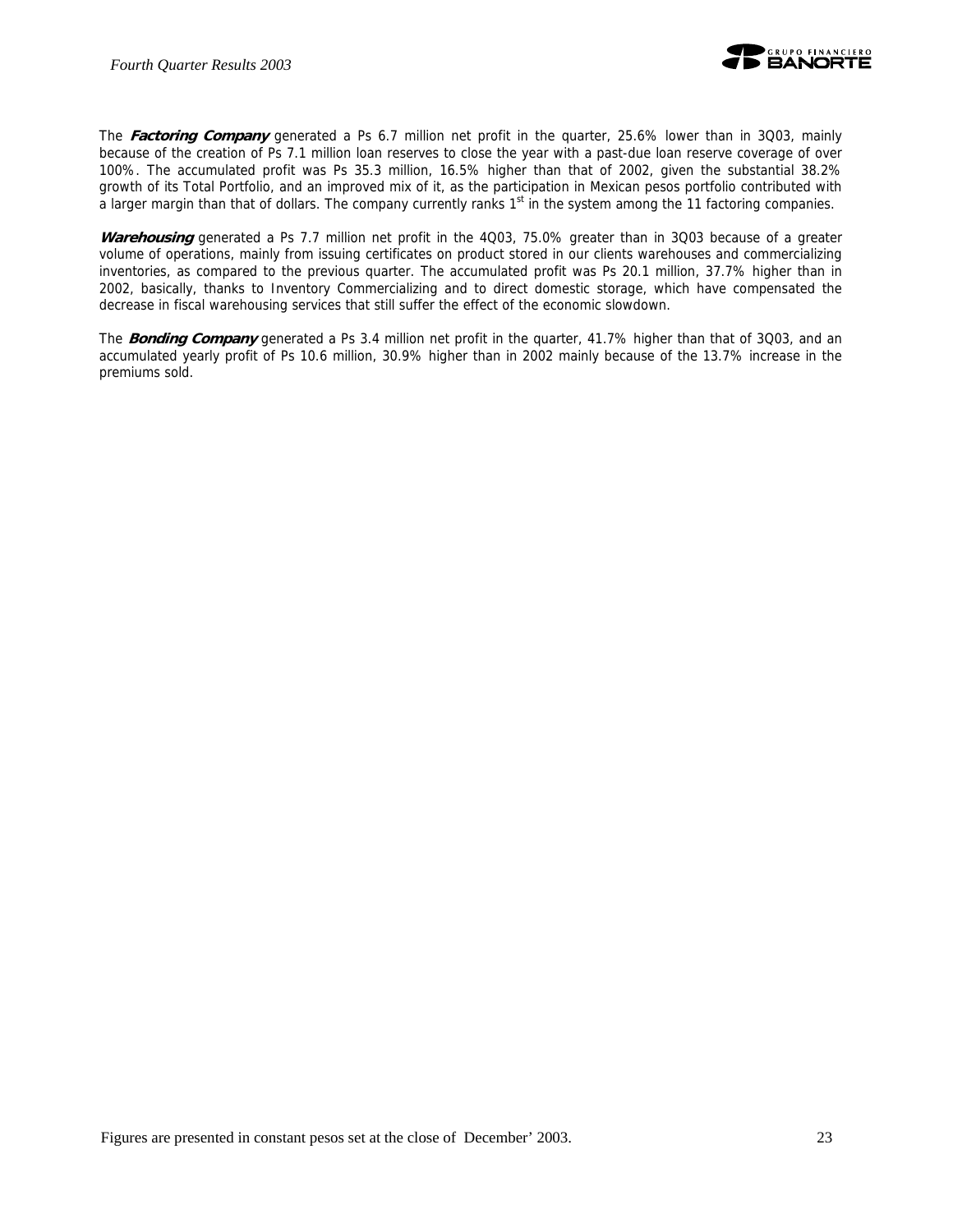The ***Factoring Company*** generated a Ps 6.7 million net profit in the quarter, 25.6% lower than in 3Q03, mainly because of the creation of Ps 7.1 million loan reserves to close the year with a past-due loan reserve coverage of over 100%. The accumulated profit was Ps 35.3 million, 16.5% higher than that of 2002, given the substantial 38.2% growth of its Total Portfolio, and an improved mix of it, as the participation in Mexican pesos portfolio contributed with a larger margin than that of dollars. The company currently ranks 1st in the system among the 11 factoring companies.

***Warehousing*** generated a Ps 7.7 million net profit in the 4Q03, 75.0% greater than in 3Q03 because of a greater volume of operations, mainly from issuing certificates on product stored in our clients warehouses and commercializing inventories, as compared to the previous quarter. The accumulated profit was Ps 20.1 million, 37.7% higher than in 2002, basically, thanks to Inventory Commercializing and to direct domestic storage, which have compensated the decrease in fiscal warehousing services that still suffer the effect of the economic slowdown.

The ***Bonding Company*** generated a Ps 3.4 million net profit in the quarter, 41.7% higher than that of 3Q03, and an accumulated yearly profit of Ps 10.6 million, 30.9% higher than in 2002 mainly because of the 13.7% increase in the premiums sold.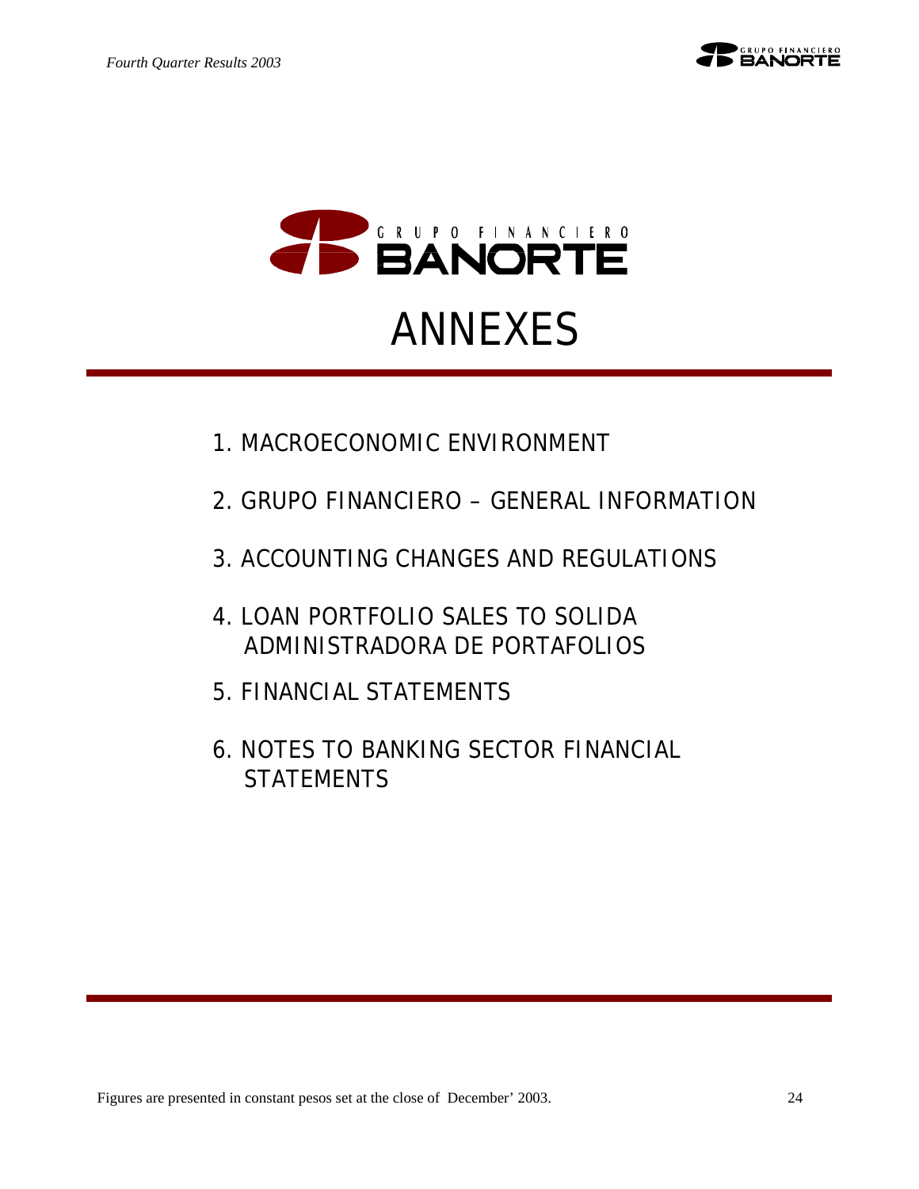# ANNEXES

1. MACROECONOMIC ENVIRONMENT
2. GRUPO FINANCIERO – GENERAL INFORMATION
3. ACCOUNTING CHANGES AND REGULATIONS
4. LOAN PORTFOLIO SALES TO SOLIDA ADMINISTRADORA DE PORTAFOLIOS
5. FINANCIAL STATEMENTS
6. NOTES TO BANKING SECTOR FINANCIAL STATEMENTS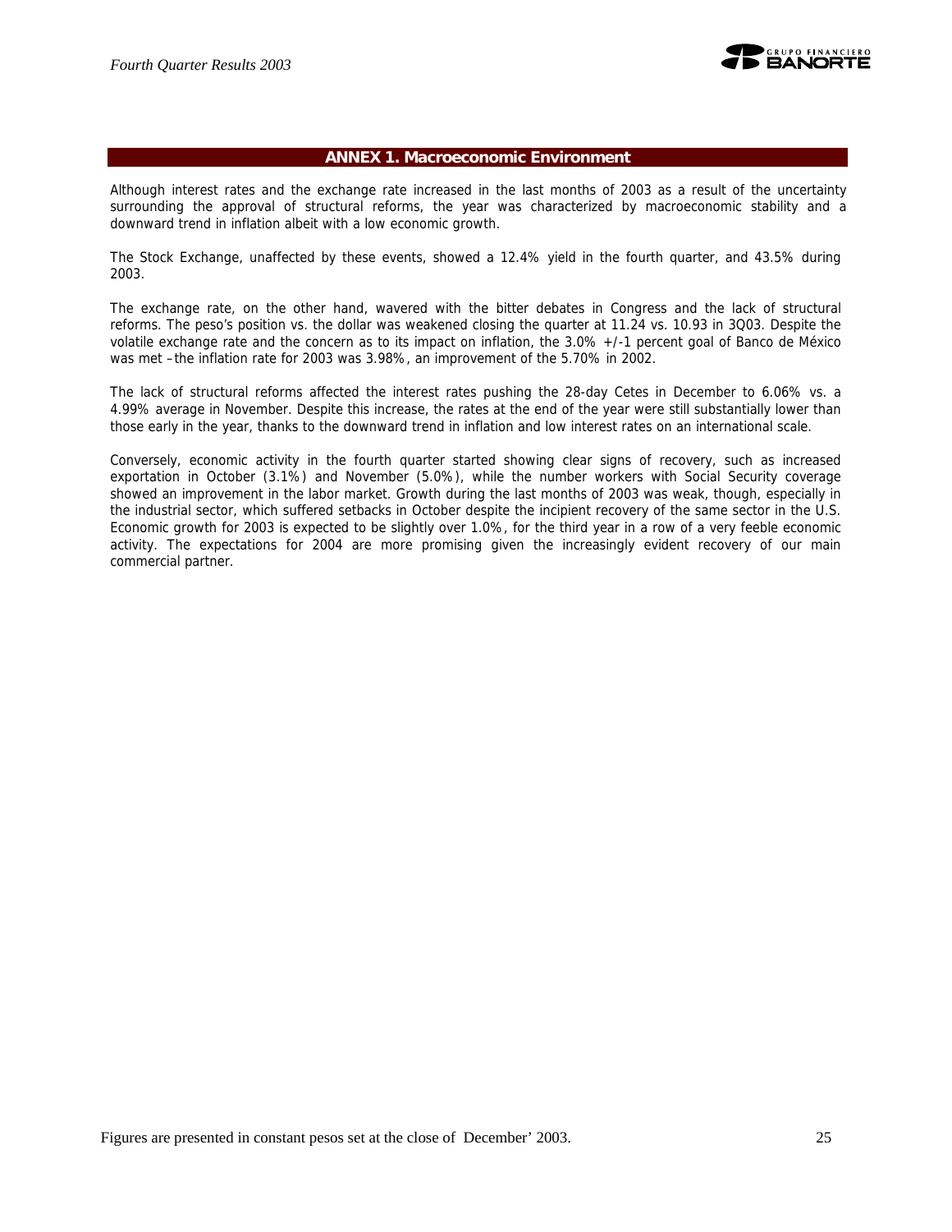## ANNEX 1. Macroeconomic Environment

Although interest rates and the exchange rate increased in the last months of 2003 as a result of the uncertainty surrounding the approval of structural reforms, the year was characterized by macroeconomic stability and a downward trend in inflation albeit with a low economic growth.

The Stock Exchange, unaffected by these events, showed a 12.4% yield in the fourth quarter, and 43.5% during 2003.

The exchange rate, on the other hand, wavered with the bitter debates in Congress and the lack of structural reforms. The peso's position vs. the dollar was weakened closing the quarter at 11.24 vs. 10.93 in 3Q03. Despite the volatile exchange rate and the concern as to its impact on inflation, the 3.0% +/-1 percent goal of Banco de México was met –the inflation rate for 2003 was 3.98%, an improvement of the 5.70% in 2002.

The lack of structural reforms affected the interest rates pushing the 28-day Cetes in December to 6.06% vs. a 4.99% average in November. Despite this increase, the rates at the end of the year were still substantially lower than those early in the year, thanks to the downward trend in inflation and low interest rates on an international scale.

Conversely, economic activity in the fourth quarter started showing clear signs of recovery, such as increased exportation in October (3.1%) and November (5.0%), while the number workers with Social Security coverage showed an improvement in the labor market. Growth during the last months of 2003 was weak, though, especially in the industrial sector, which suffered setbacks in October despite the incipient recovery of the same sector in the U.S. Economic growth for 2003 is expected to be slightly over 1.0%, for the third year in a row of a very feeble economic activity. The expectations for 2004 are more promising given the increasingly evident recovery of our main commercial partner.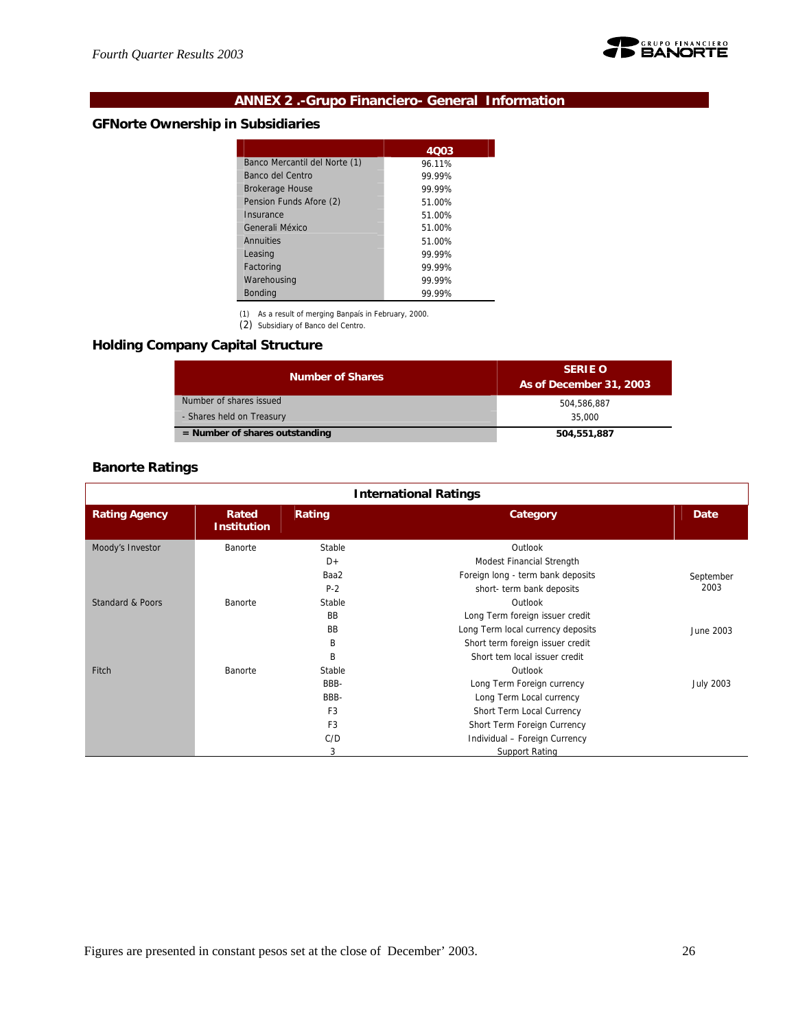## ANNEX 2 .-Grupo Financiero- General Information

### GFNorte Ownership in Subsidiaries

| | 4Q03 |
|---|---|
| Banco Mercantil del Norte (1) | 96.11% |
| Banco del Centro | 99.99% |
| Brokerage House | 99.99% |
| Pension Funds Afore (2) | 51.00% |
| Insurance | 51.00% |
| Generali México | 51.00% |
| Annuities | 51.00% |
| Leasing | 99.99% |
| Factoring | 99.99% |
| Warehousing | 99.99% |
| Bonding | 99.99% |

(1) As a result of merging Banpaís in February, 2000.
(2) Subsidiary of Banco del Centro.

### Holding Company Capital Structure

| Number of Shares | SERIE O As of December 31, 2003 |
|---|---|
| Number of shares issued | 504,586,887 |
| - Shares held on Treasury | 35,000 |
| **= Number of shares outstanding** | **504,551,887** |

### Banorte Ratings

**International Ratings**

| Rating Agency | Rated Institution | Rating | Category | Date |
|---|---|---|---|---|
| Moody's Investor | Banorte | Stable | Outlook | September 2003 |
| | | D+ | Modest Financial Strength | |
| | | Baa2 | Foreign long - term bank deposits | |
| | | P-2 | short- term bank deposits | |
| Standard & Poors | Banorte | Stable | Outlook | June 2003 |
| | | BB | Long Term foreign issuer credit | |
| | | BB | Long Term local currency deposits | |
| | | B | Short term foreign issuer credit | |
| | | B | Short tem local issuer credit | |
| Fitch | Banorte | Stable | Outlook | July 2003 |
| | | BBB- | Long Term Foreign currency | |
| | | BBB- | Long Term Local currency | |
| | | F3 | Short Term Local Currency | |
| | | F3 | Short Term Foreign Currency | |
| | | C/D | Individual – Foreign Currency | |
| | | 3 | Support Rating | |

Figures are presented in constant pesos set at the close of December' 2003.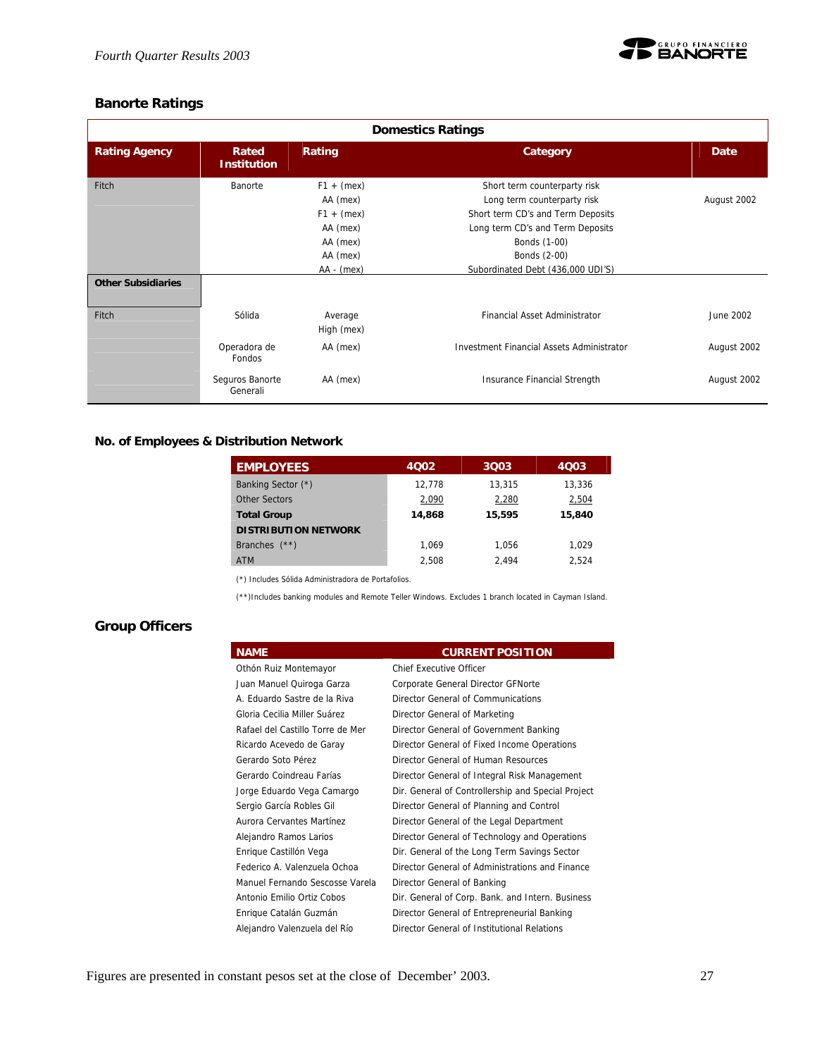## Banorte Ratings

| Domestics Ratings | | | | |
|---|---|---|---|---|
| **Rating Agency** | **Rated Institution** | **Rating** | **Category** | **Date** |
| Fitch | Banorte | F1 + (mex) | Short term counterparty risk | August 2002 |
| | | AA (mex) | Long term counterparty risk | |
| | | F1 + (mex) | Short term CD's and Term Deposits | |
| | | AA (mex) | Long term CD's and Term Deposits | |
| | | AA (mex) | Bonds (1-00) | |
| | | AA (mex) | Bonds (2-00) | |
| | | AA - (mex) | Subordinated Debt (436,000 UDI'S) | |
| **Other Subsidiaries** | | | | |
| Fitch | Sólida | Average High (mex) | Financial Asset Administrator | June 2002 |
| | Operadora de Fondos | AA (mex) | Investment Financial Assets Administrator | August 2002 |
| | Seguros Banorte Generali | AA (mex) | Insurance Financial Strength | August 2002 |

## No. of Employees & Distribution Network

| EMPLOYEES | 4Q02 | 3Q03 | 4Q03 |
|---|---|---|---|
| Banking Sector (*) | 12,778 | 13,315 | 13,336 |
| Other Sectors | 2,090 | 2,280 | 2,504 |
| **Total Group** | **14,868** | **15,595** | **15,840** |
| **DISTRIBUTION NETWORK** | | | |
| Branches (**) | 1,069 | 1,056 | 1,029 |
| ATM | 2,508 | 2,494 | 2,524 |

(*) Includes Sólida Administradora de Portafolios.

(**)Includes banking modules and Remote Teller Windows. Excludes 1 branch located in Cayman Island.

## Group Officers

| NAME | CURRENT POSITION |
|---|---|
| Othón Ruiz Montemayor | Chief Executive Officer |
| Juan Manuel Quiroga Garza | Corporate General Director GFNorte |
| A. Eduardo Sastre de la Riva | Director General of Communications |
| Gloria Cecilia Miller Suárez | Director General of Marketing |
| Rafael del Castillo Torre de Mer | Director General of Government Banking |
| Ricardo Acevedo de Garay | Director General of Fixed Income Operations |
| Gerardo Soto Pérez | Director General of Human Resources |
| Gerardo Coindreau Farías | Director General of Integral Risk Management |
| Jorge Eduardo Vega Camargo | Dir. General of Controllership and Special Project |
| Sergio García Robles Gil | Director General of Planning and Control |
| Aurora Cervantes Martínez | Director General of the Legal Department |
| Alejandro Ramos Larios | Director General of Technology and Operations |
| Enrique Castillón Vega | Dir. General of the Long Term Savings Sector |
| Federico A. Valenzuela Ochoa | Director General of Administrations and Finance |
| Manuel Fernando Sescosse Varela | Director General of Banking |
| Antonio Emilio Ortiz Cobos | Dir. General of Corp. Bank. and Intern. Business |
| Enrique Catalán Guzmán | Director General of Entrepreneurial Banking |
| Alejandro Valenzuela del Río | Director General of Institutional Relations |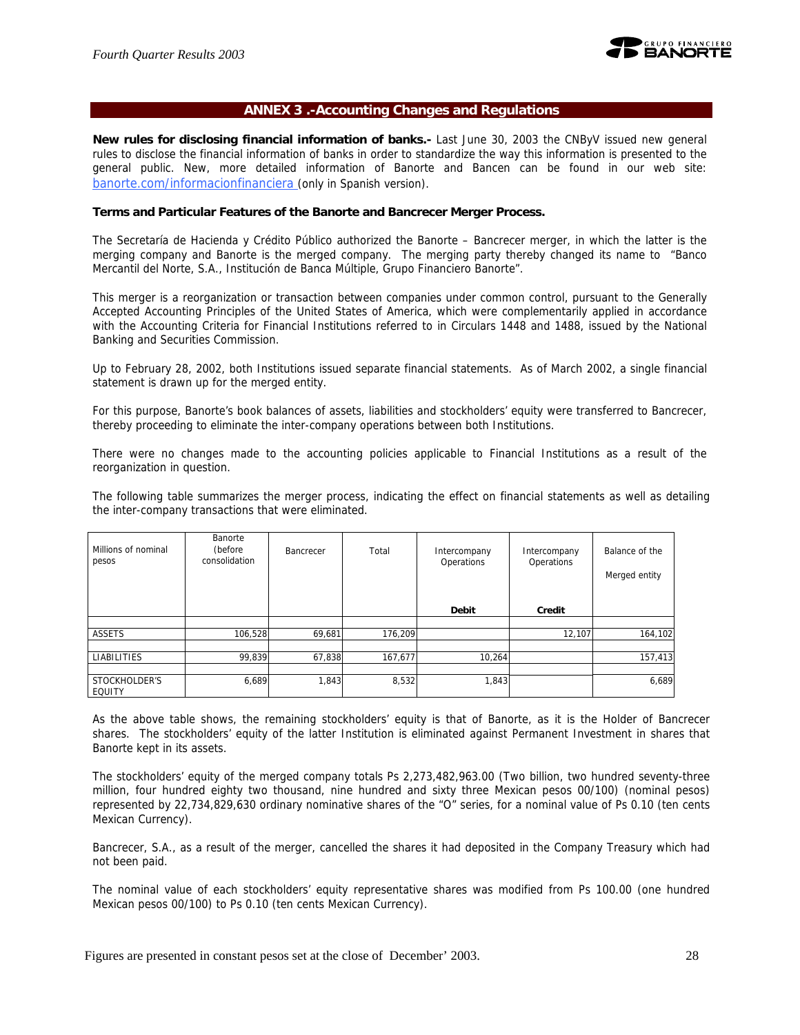## ANNEX 3 .-Accounting Changes and Regulations

**New rules for disclosing financial information of banks.-** Last June 30, 2003 the CNByV issued new general rules to disclose the financial information of banks in order to standardize the way this information is presented to the general public. New, more detailed information of Banorte and Bancen can be found in our web site: banorte.com/informacionfinanciera (only in Spanish version).

**Terms and Particular Features of the Banorte and Bancrecer Merger Process.**

The Secretaría de Hacienda y Crédito Público authorized the Banorte – Bancrecer merger, in which the latter is the merging company and Banorte is the merged company. The merging party thereby changed its name to "Banco Mercantil del Norte, S.A., Institución de Banca Múltiple, Grupo Financiero Banorte".

This merger is a reorganization or transaction between companies under common control, pursuant to the Generally Accepted Accounting Principles of the United States of America, which were complementarily applied in accordance with the Accounting Criteria for Financial Institutions referred to in Circulars 1448 and 1488, issued by the National Banking and Securities Commission.

Up to February 28, 2002, both Institutions issued separate financial statements. As of March 2002, a single financial statement is drawn up for the merged entity.

For this purpose, Banorte's book balances of assets, liabilities and stockholders' equity were transferred to Bancrecer, thereby proceeding to eliminate the inter-company operations between both Institutions.

There were no changes made to the accounting policies applicable to Financial Institutions as a result of the reorganization in question.

The following table summarizes the merger process, indicating the effect on financial statements as well as detailing the inter-company transactions that were eliminated.

| Millions of nominal pesos | Banorte (before consolidation | Bancrecer | Total | Intercompany Operations | Intercompany Operations | Balance of the Merged entity |
|---|---|---|---|---|---|---|
| | | | | **Debit** | **Credit** | |
| ASSETS | 106,528 | 69,681 | 176,209 | | 12,107 | 164,102 |
| LIABILITIES | 99,839 | 67,838 | 167,677 | 10,264 | | 157,413 |
| STOCKHOLDER'S EQUITY | 6,689 | 1,843 | 8,532 | 1,843 | | 6,689 |

As the above table shows, the remaining stockholders' equity is that of Banorte, as it is the Holder of Bancrecer shares. The stockholders' equity of the latter Institution is eliminated against Permanent Investment in shares that Banorte kept in its assets.

The stockholders' equity of the merged company totals Ps 2,273,482,963.00 (Two billion, two hundred seventy-three million, four hundred eighty two thousand, nine hundred and sixty three Mexican pesos 00/100) (nominal pesos) represented by 22,734,829,630 ordinary nominative shares of the "O" series, for a nominal value of Ps 0.10 (ten cents Mexican Currency).

Bancrecer, S.A., as a result of the merger, cancelled the shares it had deposited in the Company Treasury which had not been paid.

The nominal value of each stockholders' equity representative shares was modified from Ps 100.00 (one hundred Mexican pesos 00/100) to Ps 0.10 (ten cents Mexican Currency).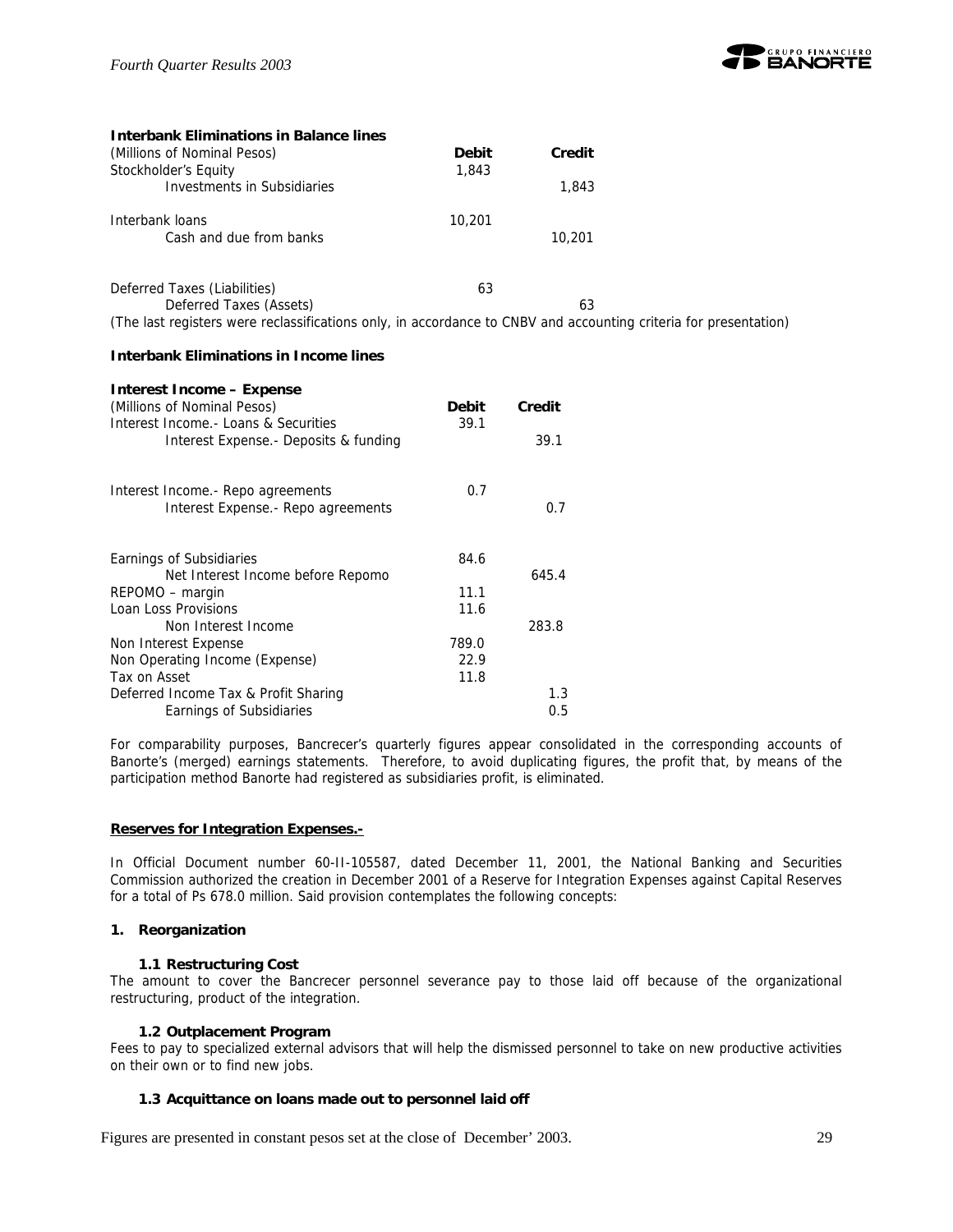**Interbank Eliminations in Balance lines**

| (Millions of Nominal Pesos) | Debit | Credit |
|---|---|---|
| Stockholder's Equity | 1,843 | |
| Investments in Subsidiaries | | 1,843 |
| | | |
| Interbank loans | 10,201 | |
| Cash and due from banks | | 10,201 |
| | | |
| Deferred Taxes (Liabilities) | 63 | |
| Deferred Taxes (Assets) | | 63 |

(The last registers were reclassifications only, in accordance to CNBV and accounting criteria for presentation)

**Interbank Eliminations in Income lines**

**Interest Income – Expense**

| (Millions of Nominal Pesos) | Debit | Credit |
|---|---|---|
| Interest Income.- Loans & Securities | 39.1 | |
| Interest Expense.- Deposits & funding | | 39.1 |
| | | |
| Interest Income.- Repo agreements | 0.7 | |
| Interest Expense.- Repo agreements | | 0.7 |
| | | |
| Earnings of Subsidiaries | 84.6 | |
| Net Interest Income before Repomo | | 645.4 |
| REPOMO – margin | 11.1 | |
| Loan Loss Provisions | 11.6 | |
| Non Interest Income | | 283.8 |
| Non Interest Expense | 789.0 | |
| Non Operating Income (Expense) | 22.9 | |
| Tax on Asset | 11.8 | |
| Deferred Income Tax & Profit Sharing | | 1.3 |
| Earnings of Subsidiaries | | 0.5 |

For comparability purposes, Bancrecer's quarterly figures appear consolidated in the corresponding accounts of Banorte's (merged) earnings statements. Therefore, to avoid duplicating figures, the profit that, by means of the participation method Banorte had registered as subsidiaries profit, is eliminated.

**Reserves for Integration Expenses.-**

In Official Document number 60-II-105587, dated December 11, 2001, the National Banking and Securities Commission authorized the creation in December 2001 of a Reserve for Integration Expenses against Capital Reserves for a total of Ps 678.0 million. Said provision contemplates the following concepts:

**1. Reorganization**

**1.1 Restructuring Cost**

The amount to cover the Bancrecer personnel severance pay to those laid off because of the organizational restructuring, product of the integration.

**1.2 Outplacement Program**

Fees to pay to specialized external advisors that will help the dismissed personnel to take on new productive activities on their own or to find new jobs.

**1.3 Acquittance on loans made out to personnel laid off**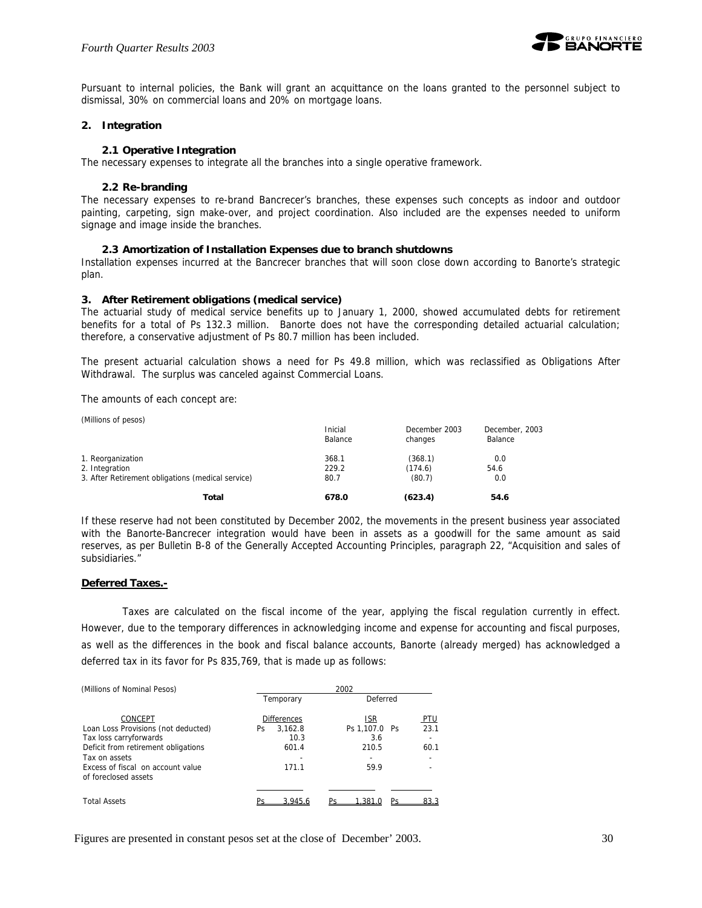Pursuant to internal policies, the Bank will grant an acquittance on the loans granted to the personnel subject to dismissal, 30% on commercial loans and 20% on mortgage loans.

**2. Integration**

**2.1 Operative Integration**

The necessary expenses to integrate all the branches into a single operative framework.

**2.2 Re-branding**

The necessary expenses to re-brand Bancrecer's branches, these expenses such concepts as indoor and outdoor painting, carpeting, sign make-over, and project coordination. Also included are the expenses needed to uniform signage and image inside the branches.

**2.3 Amortization of Installation Expenses due to branch shutdowns**

Installation expenses incurred at the Bancrecer branches that will soon close down according to Banorte's strategic plan.

**3. After Retirement obligations (medical service)**

The actuarial study of medical service benefits up to January 1, 2000, showed accumulated debts for retirement benefits for a total of Ps 132.3 million. Banorte does not have the corresponding detailed actuarial calculation; therefore, a conservative adjustment of Ps 80.7 million has been included.

The present actuarial calculation shows a need for Ps 49.8 million, which was reclassified as Obligations After Withdrawal. The surplus was canceled against Commercial Loans.

The amounts of each concept are:

(Millions of pesos)

| | Inicial Balance | December 2003 changes | December, 2003 Balance |
|---|---|---|---|
| 1. Reorganization | 368.1 | (368.1) | 0.0 |
| 2. Integration | 229.2 | (174.6) | 54.6 |
| 3. After Retirement obligations (medical service) | 80.7 | (80.7) | 0.0 |
| **Total** | **678.0** | **(623.4)** | **54.6** |

If these reserve had not been constituted by December 2002, the movements in the present business year associated with the Banorte-Bancrecer integration would have been in assets as a goodwill for the same amount as said reserves, as per Bulletin B-8 of the Generally Accepted Accounting Principles, paragraph 22, "Acquisition and sales of subsidiaries."

**Deferred Taxes.-**

Taxes are calculated on the fiscal income of the year, applying the fiscal regulation currently in effect. However, due to the temporary differences in acknowledging income and expense for accounting and fiscal purposes, as well as the differences in the book and fiscal balance accounts, Banorte (already merged) has acknowledged a deferred tax in its favor for Ps 835,769, that is made up as follows:

| (Millions of Nominal Pesos) | 2002 | | |
|---|---|---|---|
| | Temporary | Deferred | |
| CONCEPT | Differences | ISR | PTU |
| Loan Loss Provisions (not deducted) | Ps 3,162.8 | Ps 1,107.0 | Ps 23.1 |
| Tax loss carryforwards | 10.3 | 3.6 | - |
| Deficit from retirement obligations | 601.4 | 210.5 | 60.1 |
| Tax on assets | - | - | - |
| Excess of fiscal on account value of foreclosed assets | 171.1 | 59.9 | - |
| Total Assets | Ps 3,945.6 | Ps 1,381.0 | Ps 83.3 |

Figures are presented in constant pesos set at the close of December' 2003.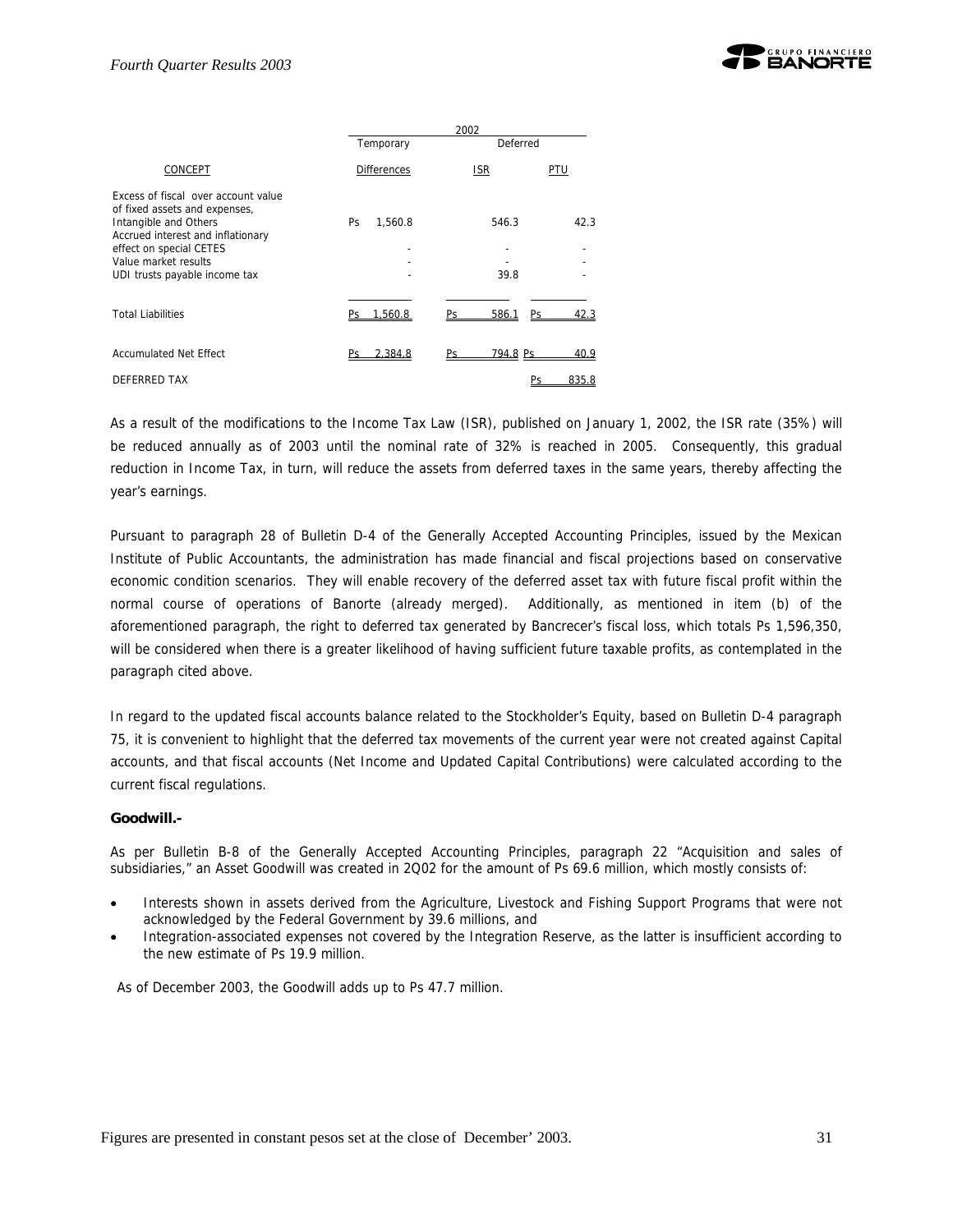| CONCEPT | 2002 Temporary Differences | Deferred ISR | Deferred PTU |
|---|---|---|---|
| Excess of fiscal over account value of fixed assets and expenses, Intangible and Others | Ps 1,560.8 | 546.3 | 42.3 |
| Accrued interest and inflationary effect on special CETES | - | - | - |
| Value market results | - | - | - |
| UDI trusts payable income tax | - | 39.8 | - |
| Total Liabilities | Ps 1,560.8 | Ps 586.1 | Ps 42.3 |
| Accumulated Net Effect | Ps 2,384.8 | Ps 794.8 | Ps 40.9 |
| DEFERRED TAX | | | Ps 835.8 |

As a result of the modifications to the Income Tax Law (ISR), published on January 1, 2002, the ISR rate (35%) will be reduced annually as of 2003 until the nominal rate of 32% is reached in 2005. Consequently, this gradual reduction in Income Tax, in turn, will reduce the assets from deferred taxes in the same years, thereby affecting the year's earnings.

Pursuant to paragraph 28 of Bulletin D-4 of the Generally Accepted Accounting Principles, issued by the Mexican Institute of Public Accountants, the administration has made financial and fiscal projections based on conservative economic condition scenarios. They will enable recovery of the deferred asset tax with future fiscal profit within the normal course of operations of Banorte (already merged). Additionally, as mentioned in item (b) of the aforementioned paragraph, the right to deferred tax generated by Bancrecer's fiscal loss, which totals Ps 1,596,350, will be considered when there is a greater likelihood of having sufficient future taxable profits, as contemplated in the paragraph cited above.

In regard to the updated fiscal accounts balance related to the Stockholder's Equity, based on Bulletin D-4 paragraph 75, it is convenient to highlight that the deferred tax movements of the current year were not created against Capital accounts, and that fiscal accounts (Net Income and Updated Capital Contributions) were calculated according to the current fiscal regulations.

**Goodwill.-**

As per Bulletin B-8 of the Generally Accepted Accounting Principles, paragraph 22 "Acquisition and sales of subsidiaries," an Asset Goodwill was created in 2Q02 for the amount of Ps 69.6 million, which mostly consists of:

- Interests shown in assets derived from the Agriculture, Livestock and Fishing Support Programs that were not acknowledged by the Federal Government by 39.6 millions, and
- Integration-associated expenses not covered by the Integration Reserve, as the latter is insufficient according to the new estimate of Ps 19.9 million.

As of December 2003, the Goodwill adds up to Ps 47.7 million.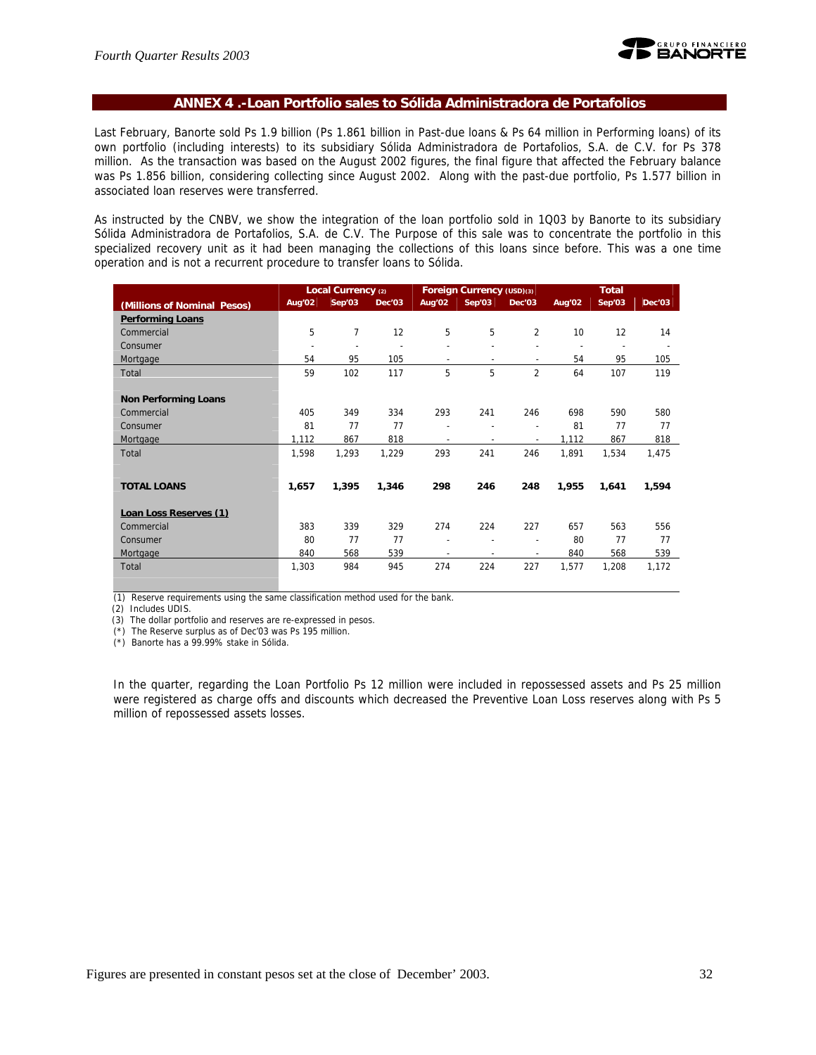## ANNEX 4 .-Loan Portfolio sales to Sólida Administradora de Portafolios

Last February, Banorte sold Ps 1.9 billion (Ps 1.861 billion in Past-due loans & Ps 64 million in Performing loans) of its own portfolio (including interests) to its subsidiary Sólida Administradora de Portafolios, S.A. de C.V. for Ps 378 million. As the transaction was based on the August 2002 figures, the final figure that affected the February balance was Ps 1.856 billion, considering collecting since August 2002. Along with the past-due portfolio, Ps 1.577 billion in associated loan reserves were transferred.

As instructed by the CNBV, we show the integration of the loan portfolio sold in 1Q03 by Banorte to its subsidiary Sólida Administradora de Portafolios, S.A. de C.V. The Purpose of this sale was to concentrate the portfolio in this specialized recovery unit as it had been managing the collections of this loans since before. This was a one time operation and is not a recurrent procedure to transfer loans to Sólida.

| | Local Currency (2) | | | Foreign Currency (USD)(3) | | | Total | | |
|---|---|---|---|---|---|---|---|---|---|
| **(Millions of Nominal Pesos)** | **Aug'02** | **Sep'03** | **Dec'03** | **Aug'02** | **Sep'03** | **Dec'03** | **Aug'02** | **Sep'03** | **Dec'03** |
| **Performing Loans** | | | | | | | | | |
| Commercial | 5 | 7 | 12 | 5 | 5 | 2 | 10 | 12 | 14 |
| Consumer | - | - | - | - | - | - | - | - | - |
| Mortgage | 54 | 95 | 105 | - | - | - | 54 | 95 | 105 |
| Total | 59 | 102 | 117 | 5 | 5 | 2 | 64 | 107 | 119 |
| **Non Performing Loans** | | | | | | | | | |
| Commercial | 405 | 349 | 334 | 293 | 241 | 246 | 698 | 590 | 580 |
| Consumer | 81 | 77 | 77 | - | - | - | 81 | 77 | 77 |
| Mortgage | 1,112 | 867 | 818 | - | - | - | 1,112 | 867 | 818 |
| Total | 1,598 | 1,293 | 1,229 | 293 | 241 | 246 | 1,891 | 1,534 | 1,475 |
| **TOTAL LOANS** | **1,657** | **1,395** | **1,346** | **298** | **246** | **248** | **1,955** | **1,641** | **1,594** |
| **Loan Loss Reserves (1)** | | | | | | | | | |
| Commercial | 383 | 339 | 329 | 274 | 224 | 227 | 657 | 563 | 556 |
| Consumer | 80 | 77 | 77 | - | - | - | 80 | 77 | 77 |
| Mortgage | 840 | 568 | 539 | - | - | - | 840 | 568 | 539 |
| Total | 1,303 | 984 | 945 | 274 | 224 | 227 | 1,577 | 1,208 | 1,172 |

(1) Reserve requirements using the same classification method used for the bank.
(2) Includes UDIS.
(3) The dollar portfolio and reserves are re-expressed in pesos.
(*) The Reserve surplus as of Dec'03 was Ps 195 million.
(*) Banorte has a 99.99% stake in Sólida.

In the quarter, regarding the Loan Portfolio Ps 12 million were included in repossessed assets and Ps 25 million were registered as charge offs and discounts which decreased the Preventive Loan Loss reserves along with Ps 5 million of repossessed assets losses.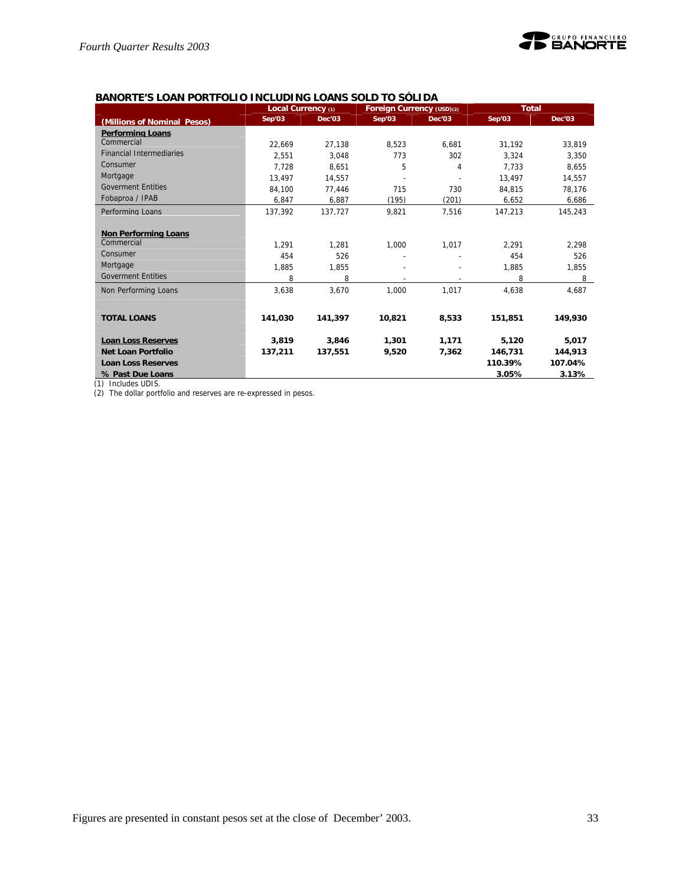## BANORTE'S LOAN PORTFOLIO INCLUDING LOANS SOLD TO SÓLIDA

| (Millions of Nominal Pesos) | Local Currency (1) | | Foreign Currency (USD)(2) | | Total | |
|---|---|---|---|---|---|---|
| | Sep'03 | Dec'03 | Sep'03 | Dec'03 | Sep'03 | Dec'03 |
| **Performing Loans** | | | | | | |
| Commercial | 22,669 | 27,138 | 8,523 | 6,681 | 31,192 | 33,819 |
| Financial Intermediaries | 2,551 | 3,048 | 773 | 302 | 3,324 | 3,350 |
| Consumer | 7,728 | 8,651 | 5 | 4 | 7,733 | 8,655 |
| Mortgage | 13,497 | 14,557 | - | - | 13,497 | 14,557 |
| Goverment Entities | 84,100 | 77,446 | 715 | 730 | 84,815 | 78,176 |
| Fobaproa / IPAB | 6,847 | 6,887 | (195) | (201) | 6,652 | 6,686 |
| Performing Loans | 137,392 | 137,727 | 9,821 | 7,516 | 147,213 | 145,243 |
| **Non Performing Loans** | | | | | | |
| Commercial | 1,291 | 1,281 | 1,000 | 1,017 | 2,291 | 2,298 |
| Consumer | 454 | 526 | - | - | 454 | 526 |
| Mortgage | 1,885 | 1,855 | - | - | 1,885 | 1,855 |
| Goverment Entities | 8 | 8 | - | - | 8 | 8 |
| Non Performing Loans | 3,638 | 3,670 | 1,000 | 1,017 | 4,638 | 4,687 |
| **TOTAL LOANS** | **141,030** | **141,397** | **10,821** | **8,533** | **151,851** | **149,930** |
| **Loan Loss Reserves** | **3,819** | **3,846** | **1,301** | **1,171** | **5,120** | **5,017** |
| **Net Loan Portfolio** | **137,211** | **137,551** | **9,520** | **7,362** | **146,731** | **144,913** |
| **Loan Loss Reserves** | | | | | **110.39%** | **107.04%** |
| **% Past Due Loans** | | | | | **3.05%** | **3.13%** |

(1) Includes UDIS.
(2) The dollar portfolio and reserves are re-expressed in pesos.

Figures are presented in constant pesos set at the close of December' 2003.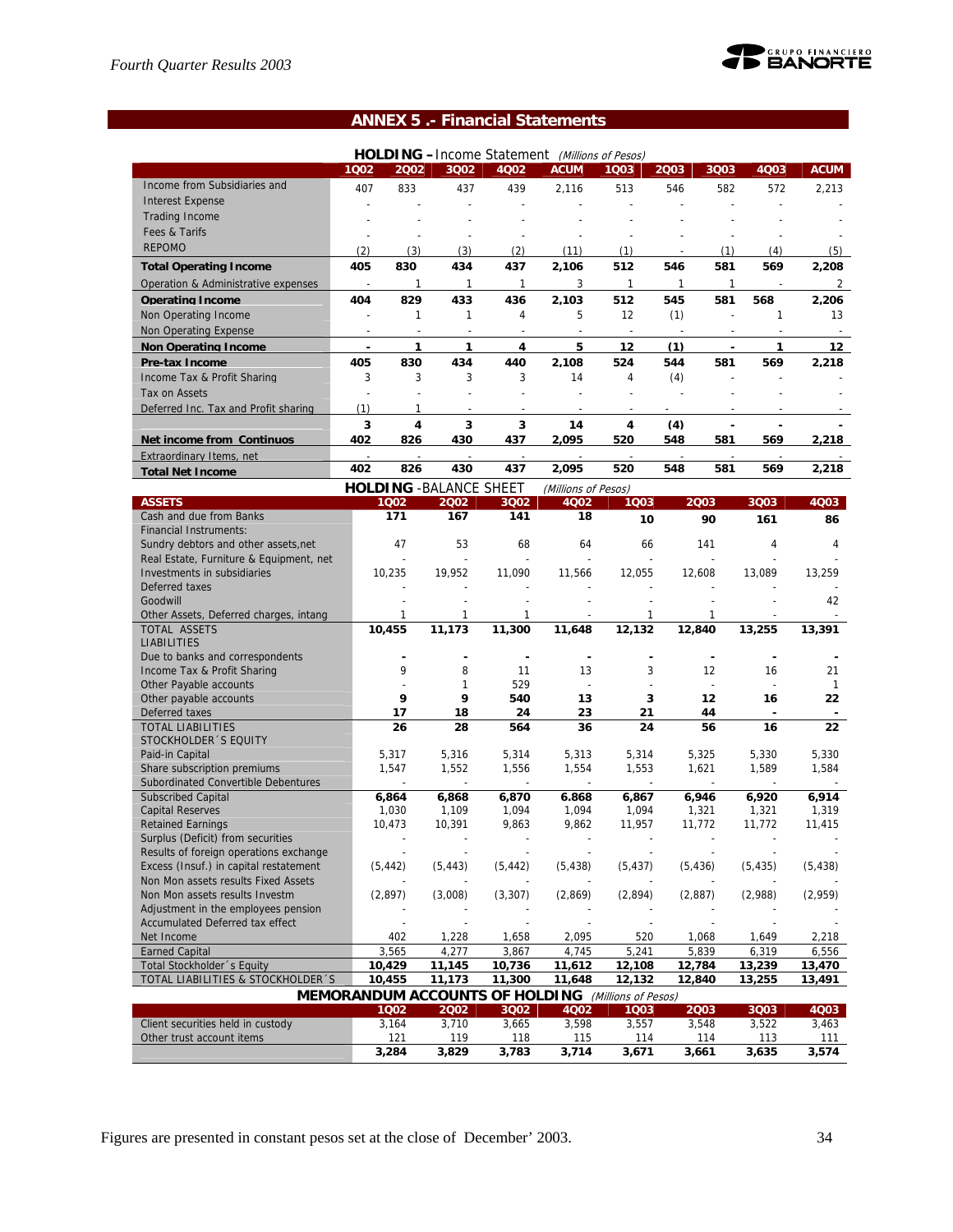## ANNEX 5 .- Financial Statements

**HOLDING –** Income Statement *(Millions of Pesos)*

| | 1Q02 | 2Q02 | 3Q02 | 4Q02 | ACUM | 1Q03 | 2Q03 | 3Q03 | 4Q03 | ACUM |
|---|---|---|---|---|---|---|---|---|---|---|
| Income from Subsidiaries and | 407 | 833 | 437 | 439 | 2,116 | 513 | 546 | 582 | 572 | 2,213 |
| Interest Expense | - | - | - | - | - | - | - | - | - | - |
| Trading Income | - | - | - | - | - | - | - | - | - | - |
| Fees & Tarifs | - | - | - | - | - | - | - | - | - | - |
| REPOMO | (2) | (3) | (3) | (2) | (11) | (1) | - | (1) | (4) | (5) |
| **Total Operating Income** | **405** | **830** | **434** | **437** | **2,106** | **512** | **546** | **581** | **569** | **2,208** |
| Operation & Administrative expenses | - | 1 | 1 | 1 | 3 | 1 | 1 | 1 | - | 2 |
| **Operating Income** | **404** | **829** | **433** | **436** | **2,103** | **512** | **545** | **581** | **568** | **2,206** |
| Non Operating Income | - | 1 | 1 | 4 | 5 | 12 | (1) | - | 1 | 13 |
| Non Operating Expense | - | - | - | - | - | - | - | - | - | - |
| **Non Operating Income** | **-** | **1** | **1** | **4** | **5** | **12** | **(1)** | **-** | **1** | **12** |
| **Pre-tax Income** | **405** | **830** | **434** | **440** | **2,108** | **524** | **544** | **581** | **569** | **2,218** |
| Income Tax & Profit Sharing | 3 | 3 | 3 | 3 | 14 | 4 | (4) | - | - | - |
| Tax on Assets | - | - | - | - | - | - | - | - | - | - |
| Deferred Inc. Tax and Profit sharing | (1) | 1 | - | - | - | - | - | - | - | - |
| | **3** | **4** | **3** | **3** | **14** | **4** | **(4)** | **-** | **-** | **-** |
| **Net income from Continuos** | **402** | **826** | **430** | **437** | **2,095** | **520** | **548** | **581** | **569** | **2,218** |
| Extraordinary Items, net | - | - | - | - | - | - | - | - | - | - |
| **Total Net Income** | **402** | **826** | **430** | **437** | **2,095** | **520** | **548** | **581** | **569** | **2,218** |

**HOLDING** -BALANCE SHEET *(Millions of Pesos)*

| ASSETS | 1Q02 | 2Q02 | 3Q02 | 4Q02 | 1Q03 | 2Q03 | 3Q03 | 4Q03 |
|---|---|---|---|---|---|---|---|---|
| Cash and due from Banks | **171** | **167** | **141** | **18** | **10** | **90** | **161** | **86** |
| Financial Instruments: | | | | | | | | |
| Sundry debtors and other assets,net | 47 | 53 | 68 | 64 | 66 | 141 | 4 | 4 |
| Real Estate, Furniture & Equipment, net | - | - | - | - | - | - | - | - |
| Investments in subsidiaries | 10,235 | 19,952 | 11,090 | 11,566 | 12,055 | 12,608 | 13,089 | 13,259 |
| Deferred taxes | - | - | - | - | - | - | - | - |
| Goodwill | - | - | - | - | - | - | - | 42 |
| Other Assets, Deferred charges, intang | 1 | 1 | 1 | - | 1 | 1 | - | - |
| TOTAL ASSETS | **10,455** | **11,173** | **11,300** | **11,648** | **12,132** | **12,840** | **13,255** | **13,391** |
| LIABILITIES | | | | | | | | |
| Due to banks and correspondents | **-** | **-** | **-** | **-** | **-** | **-** | **-** | **-** |
| Income Tax & Profit Sharing | 9 | 8 | 11 | 13 | 3 | 12 | 16 | 21 |
| Other Payable accounts | - | 1 | 529 | - | - | - | - | 1 |
| Other payable accounts | **9** | **9** | **540** | **13** | **3** | **12** | **16** | **22** |
| Deferred taxes | **17** | **18** | **24** | **23** | **21** | **44** | **-** | **-** |
| TOTAL LIABILITIES | **26** | **28** | **564** | **36** | **24** | **56** | **16** | **22** |
| STOCKHOLDER´S EQUITY | | | | | | | | |
| Paid-in Capital | 5,317 | 5,316 | 5,314 | 5,313 | 5,314 | 5,325 | 5,330 | 5,330 |
| Share subscription premiums | 1,547 | 1,552 | 1,556 | 1,554 | 1,553 | 1,621 | 1,589 | 1,584 |
| Subordinated Convertible Debentures | - | - | - | - | - | - | - | - |
| Subscribed Capital | **6,864** | **6,868** | **6,870** | **6.868** | **6,867** | **6,946** | **6,920** | **6,914** |
| Capital Reserves | 1,030 | 1,109 | 1,094 | 1,094 | 1,094 | 1,321 | 1,321 | 1,319 |
| Retained Earnings | 10,473 | 10,391 | 9,863 | 9,862 | 11,957 | 11,772 | 11,772 | 11,415 |
| Surplus (Deficit) from securities | - | - | - | - | - | - | - | - |
| Results of foreign operations exchange | - | - | - | - | - | - | - | - |
| Excess (Insuf.) in capital restatement | (5,442) | (5,443) | (5,442) | (5,438) | (5,437) | (5,436) | (5,435) | (5,438) |
| Non Mon assets results Fixed Assets | - | - | - | - | - | - | - | - |
| Non Mon assets results Investm | (2,897) | (3,008) | (3,307) | (2,869) | (2,894) | (2,887) | (2,988) | (2,959) |
| Adjustment in the employees pension | - | - | - | - | - | - | - | - |
| Accumulated Deferred tax effect | - | - | - | - | - | - | - | - |
| Net Income | 402 | 1,228 | 1,658 | 2,095 | 520 | 1,068 | 1,649 | 2,218 |
| Earned Capital | 3,565 | 4,277 | 3,867 | 4,745 | 5,241 | 5,839 | 6,319 | 6,556 |
| Total Stockholder´s Equity | **10,429** | **11,145** | **10,736** | **11,612** | **12,108** | **12,784** | **13,239** | **13,470** |
| TOTAL LIABILITIES & STOCKHOLDER´S | **10,455** | **11,173** | **11,300** | **11,648** | **12,132** | **12,840** | **13,255** | **13,491** |

**MEMORANDUM ACCOUNTS OF HOLDING** *(Millions of Pesos)*

| | 1Q02 | 2Q02 | 3Q02 | 4Q02 | 1Q03 | 2Q03 | 3Q03 | 4Q03 |
|---|---|---|---|---|---|---|---|---|
| Client securities held in custody | 3,164 | 3,710 | 3,665 | 3,598 | 3,557 | 3,548 | 3,522 | 3,463 |
| Other trust account items | 121 | 119 | 118 | 115 | 114 | 114 | 113 | 111 |
| | **3,284** | **3,829** | **3,783** | **3,714** | **3,671** | **3,661** | **3,635** | **3,574** |

Figures are presented in constant pesos set at the close of December' 2003.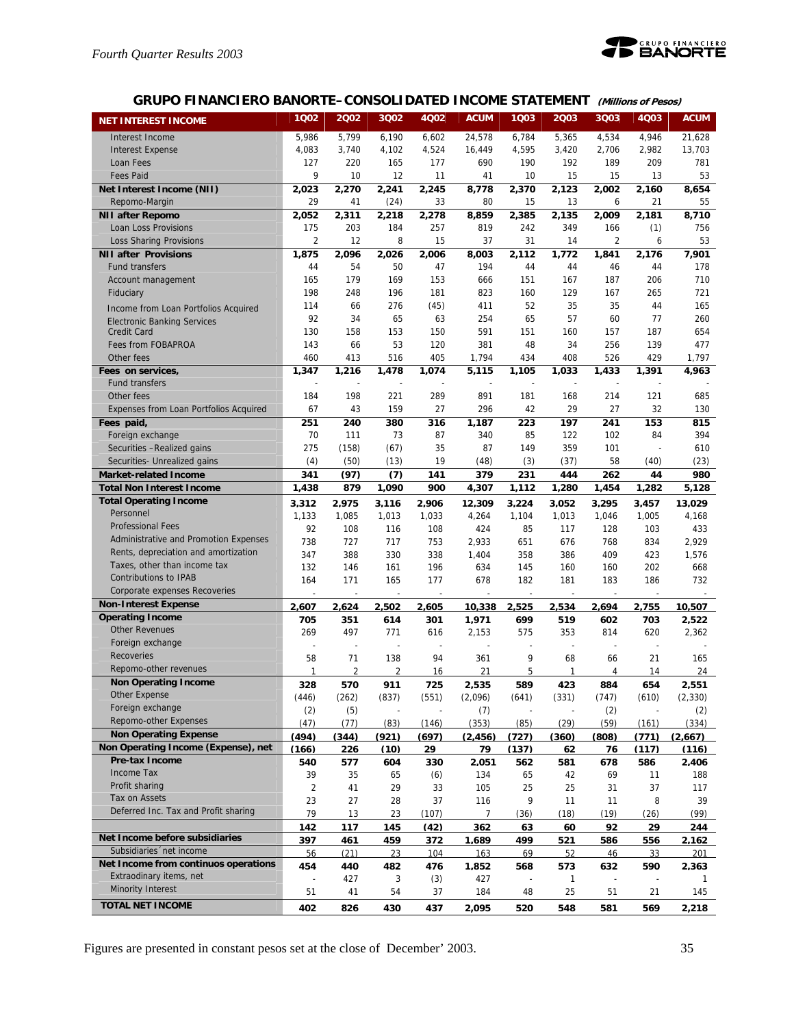## GRUPO FINANCIERO BANORTE– CONSOLIDATED INCOME STATEMENT *(Millions of Pesos)*

| NET INTEREST INCOME | 1Q02 | 2Q02 | 3Q02 | 4Q02 | ACUM | 1Q03 | 2Q03 | 3Q03 | 4Q03 | ACUM |
|---|---|---|---|---|---|---|---|---|---|---|
| Interest Income | 5,986 | 5,799 | 6,190 | 6,602 | 24,578 | 6,784 | 5,365 | 4,534 | 4,946 | 21,628 |
| Interest Expense | 4,083 | 3,740 | 4,102 | 4,524 | 16,449 | 4,595 | 3,420 | 2,706 | 2,982 | 13,703 |
| Loan Fees | 127 | 220 | 165 | 177 | 690 | 190 | 192 | 189 | 209 | 781 |
| Fees Paid | 9 | 10 | 12 | 11 | 41 | 10 | 15 | 15 | 13 | 53 |
| **Net Interest Income (NII)** | **2,023** | **2,270** | **2,241** | **2,245** | **8,778** | **2,370** | **2,123** | **2,002** | **2,160** | **8,654** |
| Repomo-Margin | 29 | 41 | (24) | 33 | 80 | 15 | 13 | 6 | 21 | 55 |
| **NII after Repomo** | **2,052** | **2,311** | **2,218** | **2,278** | **8,859** | **2,385** | **2,135** | **2,009** | **2,181** | **8,710** |
| Loan Loss Provisions | 175 | 203 | 184 | 257 | 819 | 242 | 349 | 166 | (1) | 756 |
| Loss Sharing Provisions | 2 | 12 | 8 | 15 | 37 | 31 | 14 | 2 | 6 | 53 |
| **NII after Provisions** | **1,875** | **2,096** | **2,026** | **2,006** | **8,003** | **2,112** | **1,772** | **1,841** | **2,176** | **7,901** |
| Fund transfers | 44 | 54 | 50 | 47 | 194 | 44 | 44 | 46 | 44 | 178 |
| Account management | 165 | 179 | 169 | 153 | 666 | 151 | 167 | 187 | 206 | 710 |
| Fiduciary | 198 | 248 | 196 | 181 | 823 | 160 | 129 | 167 | 265 | 721 |
| Income from Loan Portfolios Acquired | 114 | 66 | 276 | (45) | 411 | 52 | 35 | 35 | 44 | 165 |
| Electronic Banking Services | 92 | 34 | 65 | 63 | 254 | 65 | 57 | 60 | 77 | 260 |
| Credit Card | 130 | 158 | 153 | 150 | 591 | 151 | 160 | 157 | 187 | 654 |
| Fees from FOBAPROA | 143 | 66 | 53 | 120 | 381 | 48 | 34 | 256 | 139 | 477 |
| Other fees | 460 | 413 | 516 | 405 | 1,794 | 434 | 408 | 526 | 429 | 1,797 |
| **Fees on services,** | **1,347** | **1,216** | **1,478** | **1,074** | **5,115** | **1,105** | **1,033** | **1,433** | **1,391** | **4,963** |
| Fund transfers | - | - | - | - | - | - | - | - | - | - |
| Other fees | 184 | 198 | 221 | 289 | 891 | 181 | 168 | 214 | 121 | 685 |
| Expenses from Loan Portfolios Acquired | 67 | 43 | 159 | 27 | 296 | 42 | 29 | 27 | 32 | 130 |
| **Fees paid,** | **251** | **240** | **380** | **316** | **1,187** | **223** | **197** | **241** | **153** | **815** |
| Foreign exchange | 70 | 111 | 73 | 87 | 340 | 85 | 122 | 102 | 84 | 394 |
| Securities –Realized gains | 275 | (158) | (67) | 35 | 87 | 149 | 359 | 101 | - | 610 |
| Securities- Unrealized gains | (4) | (50) | (13) | 19 | (48) | (3) | (37) | 58 | (40) | (23) |
| **Market-related Income** | **341** | **(97)** | **(7)** | **141** | **379** | **231** | **444** | **262** | **44** | **980** |
| **Total Non Interest Income** | **1,438** | **879** | **1,090** | **900** | **4,307** | **1,112** | **1,280** | **1,454** | **1,282** | **5,128** |
| **Total Operating Income** | **3,312** | **2,975** | **3,116** | **2,906** | **12,309** | **3,224** | **3,052** | **3,295** | **3,457** | **13,029** |
| Personnel | 1,133 | 1,085 | 1,013 | 1,033 | 4,264 | 1,104 | 1,013 | 1,046 | 1,005 | 4,168 |
| Professional Fees | 92 | 108 | 116 | 108 | 424 | 85 | 117 | 128 | 103 | 433 |
| Administrative and Promotion Expenses | 738 | 727 | 717 | 753 | 2,933 | 651 | 676 | 768 | 834 | 2,929 |
| Rents, depreciation and amortization | 347 | 388 | 330 | 338 | 1,404 | 358 | 386 | 409 | 423 | 1,576 |
| Taxes, other than income tax | 132 | 146 | 161 | 196 | 634 | 145 | 160 | 160 | 202 | 668 |
| Contributions to IPAB | 164 | 171 | 165 | 177 | 678 | 182 | 181 | 183 | 186 | 732 |
| Corporate expenses Recoveries | - | - | - | - | - | - | - | - | - | - |
| **Non-Interest Expense** | **2,607** | **2,624** | **2,502** | **2,605** | **10,338** | **2,525** | **2,534** | **2,694** | **2,755** | **10,507** |
| **Operating Income** | **705** | **351** | **614** | **301** | **1,971** | **699** | **519** | **602** | **703** | **2,522** |
| Other Revenues | 269 | 497 | 771 | 616 | 2,153 | 575 | 353 | 814 | 620 | 2,362 |
| Foreign exchange | - | - | - | - | - | - | - | - | - | - |
| Recoveries | 58 | 71 | 138 | 94 | 361 | 9 | 68 | 66 | 21 | 165 |
| Repomo-other revenues | 1 | 2 | 2 | 16 | 21 | 5 | 1 | 4 | 14 | 24 |
| **Non Operating Income** | **328** | **570** | **911** | **725** | **2,535** | **589** | **423** | **884** | **654** | **2,551** |
| Other Expense | (446) | (262) | (837) | (551) | (2,096) | (641) | (331) | (747) | (610) | (2,330) |
| Foreign exchange | (2) | (5) | - | - | (7) | - | - | (2) | - | (2) |
| Repomo-other Expenses | (47) | (77) | (83) | (146) | (353) | (85) | (29) | (59) | (161) | (334) |
| **Non Operating Expense** | **(494)** | **(344)** | **(921)** | **(697)** | **(2,456)** | **(727)** | **(360)** | **(808)** | **(771)** | **(2,667)** |
| **Non Operating Income (Expense), net** | **(166)** | **226** | **(10)** | **29** | **79** | **(137)** | **62** | **76** | **(117)** | **(116)** |
| **Pre-tax Income** | **540** | **577** | **604** | **330** | **2,051** | **562** | **581** | **678** | **586** | **2,406** |
| Income Tax | 39 | 35 | 65 | (6) | 134 | 65 | 42 | 69 | 11 | 188 |
| Profit sharing | 2 | 41 | 29 | 33 | 105 | 25 | 25 | 31 | 37 | 117 |
| Tax on Assets | 23 | 27 | 28 | 37 | 116 | 9 | 11 | 11 | 8 | 39 |
| Deferred Inc. Tax and Profit sharing | 79 | 13 | 23 | (107) | 7 | (36) | (18) | (19) | (26) | (99) |
| | **142** | **117** | **145** | **(42)** | **362** | **63** | **60** | **92** | **29** | **244** |
| **Net Income before subsidiaries** | **397** | **461** | **459** | **372** | **1,689** | **499** | **521** | **586** | **556** | **2,162** |
| Subsidiaries´net income | 56 | (21) | 23 | 104 | 163 | 69 | 52 | 46 | 33 | 201 |
| **Net Income from continuos operations** | **454** | **440** | **482** | **476** | **1,852** | **568** | **573** | **632** | **590** | **2,363** |
| Extraordinary items, net | - | 427 | 3 | (3) | 427 | - | 1 | - | - | 1 |
| Minority Interest | 51 | 41 | 54 | 37 | 184 | 48 | 25 | 51 | 21 | 145 |
| **TOTAL NET INCOME** | **402** | **826** | **430** | **437** | **2,095** | **520** | **548** | **581** | **569** | **2,218** |

Figures are presented in constant pesos set at the close of December' 2003.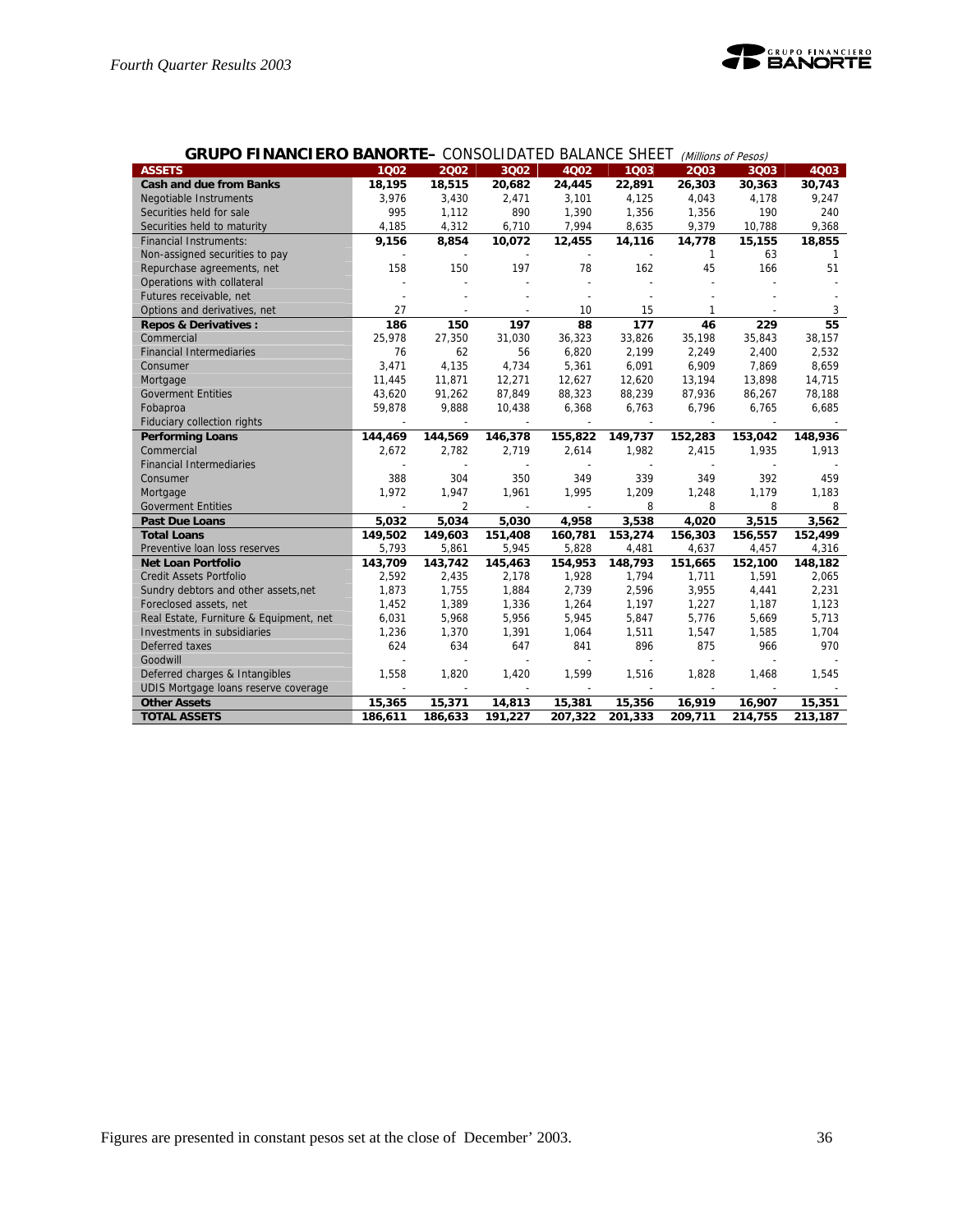## GRUPO FINANCIERO BANORTE– CONSOLIDATED BALANCE SHEET *(Millions of Pesos)*

| ASSETS | 1Q02 | 2Q02 | 3Q02 | 4Q02 | 1Q03 | 2Q03 | 3Q03 | 4Q03 |
|---|---|---|---|---|---|---|---|---|
| **Cash and due from Banks** | **18,195** | **18,515** | **20,682** | **24,445** | **22,891** | **26,303** | **30,363** | **30,743** |
| Negotiable Instruments | 3,976 | 3,430 | 2,471 | 3,101 | 4,125 | 4,043 | 4,178 | 9,247 |
| Securities held for sale | 995 | 1,112 | 890 | 1,390 | 1,356 | 1,356 | 190 | 240 |
| Securities held to maturity | 4,185 | 4,312 | 6,710 | 7,994 | 8,635 | 9,379 | 10,788 | 9,368 |
| Financial Instruments: | **9,156** | **8,854** | **10,072** | **12,455** | **14,116** | **14,778** | **15,155** | **18,855** |
| Non-assigned securities to pay | - | - | - | - | - | 1 | 63 | 1 |
| Repurchase agreements, net | 158 | 150 | 197 | 78 | 162 | 45 | 166 | 51 |
| Operations with collateral | - | - | - | - | - | - | - | - |
| Futures receivable, net | - | - | - | - | - | - | - | - |
| Options and derivatives, net | 27 | - | - | 10 | 15 | 1 | - | 3 |
| **Repos & Derivatives :** | **186** | **150** | **197** | **88** | **177** | **46** | **229** | **55** |
| Commercial | 25,978 | 27,350 | 31,030 | 36,323 | 33,826 | 35,198 | 35,843 | 38,157 |
| Financial Intermediaries | 76 | 62 | 56 | 6,820 | 2,199 | 2,249 | 2,400 | 2,532 |
| Consumer | 3,471 | 4,135 | 4,734 | 5,361 | 6,091 | 6,909 | 7,869 | 8,659 |
| Mortgage | 11,445 | 11,871 | 12,271 | 12,627 | 12,620 | 13,194 | 13,898 | 14,715 |
| Goverment Entities | 43,620 | 91,262 | 87,849 | 88,323 | 88,239 | 87,936 | 86,267 | 78,188 |
| Fobaproa | 59,878 | 9,888 | 10,438 | 6,368 | 6,763 | 6,796 | 6,765 | 6,685 |
| Fiduciary collection rights | - | - | - | - | - | - | - | - |
| **Performing Loans** | **144,469** | **144,569** | **146,378** | **155,822** | **149,737** | **152,283** | **153,042** | **148,936** |
| Commercial | 2,672 | 2,782 | 2,719 | 2,614 | 1,982 | 2,415 | 1,935 | 1,913 |
| Financial Intermediaries | - | - | - | - | - | - | - | - |
| Consumer | 388 | 304 | 350 | 349 | 339 | 349 | 392 | 459 |
| Mortgage | 1,972 | 1,947 | 1,961 | 1,995 | 1,209 | 1,248 | 1,179 | 1,183 |
| Goverment Entities | - | 2 | - | - | - | 8 | 8 | 8 |
| **Past Due Loans** | **5,032** | **5,034** | **5,030** | **4,958** | **3,538** | **4,020** | **3,515** | **3,562** |
| **Total Loans** | **149,502** | **149,603** | **151,408** | **160,781** | **153,274** | **156,303** | **156,557** | **152,499** |
| Preventive loan loss reserves | 5,793 | 5,861 | 5,945 | 5,828 | 4,481 | 4,637 | 4,457 | 4,316 |
| **Net Loan Portfolio** | **143,709** | **143,742** | **145,463** | **154,953** | **148,793** | **151,665** | **152,100** | **148,182** |
| Credit Assets Portfolio | 2,592 | 2,435 | 2,178 | 1,928 | 1,794 | 1,711 | 1,591 | 2,065 |
| Sundry debtors and other assets,net | 1,873 | 1,755 | 1,884 | 2,739 | 2,596 | 3,955 | 4,441 | 2,231 |
| Foreclosed assets, net | 1,452 | 1,389 | 1,336 | 1,264 | 1,197 | 1,227 | 1,187 | 1,123 |
| Real Estate, Furniture & Equipment, net | 6,031 | 5,968 | 5,956 | 5,945 | 5,847 | 5,776 | 5,669 | 5,713 |
| Investments in subsidiaries | 1,236 | 1,370 | 1,391 | 1,064 | 1,511 | 1,547 | 1,585 | 1,704 |
| Deferred taxes | 624 | 634 | 647 | 841 | 896 | 875 | 966 | 970 |
| Goodwill | - | - | - | - | - | - | - | - |
| Deferred charges & Intangibles | 1,558 | 1,820 | 1,420 | 1,599 | 1,516 | 1,828 | 1,468 | 1,545 |
| UDIS Mortgage loans reserve coverage | - | - | - | - | - | - | - | - |
| **Other Assets** | **15,365** | **15,371** | **14,813** | **15,381** | **15,356** | **16,919** | **16,907** | **15,351** |
| **TOTAL ASSETS** | **186,611** | **186,633** | **191,227** | **207,322** | **201,333** | **209,711** | **214,755** | **213,187** |

Figures are presented in constant pesos set at the close of December' 2003.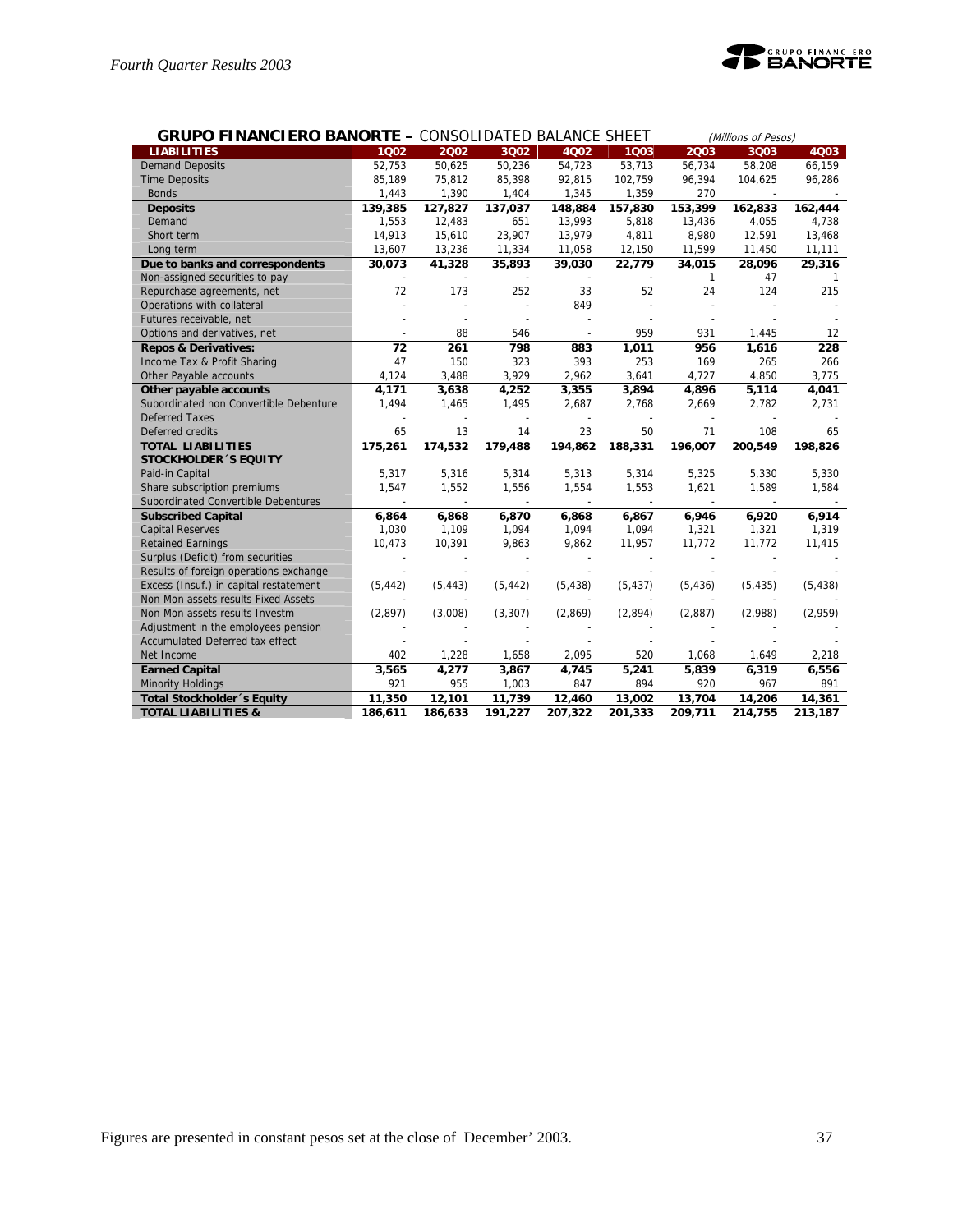## GRUPO FINANCIERO BANORTE – CONSOLIDATED BALANCE SHEET

(Millions of Pesos)

| LIABILITIES | 1Q02 | 2Q02 | 3Q02 | 4Q02 | 1Q03 | 2Q03 | 3Q03 | 4Q03 |
|---|---|---|---|---|---|---|---|---|
| Demand Deposits | 52,753 | 50,625 | 50,236 | 54,723 | 53,713 | 56,734 | 58,208 | 66,159 |
| Time Deposits | 85,189 | 75,812 | 85,398 | 92,815 | 102,759 | 96,394 | 104,625 | 96,286 |
| Bonds | 1,443 | 1,390 | 1,404 | 1,345 | 1,359 | 270 | - | - |
| **Deposits** | **139,385** | **127,827** | **137,037** | **148,884** | **157,830** | **153,399** | **162,833** | **162,444** |
| Demand | 1,553 | 12,483 | 651 | 13,993 | 5,818 | 13,436 | 4,055 | 4,738 |
| Short term | 14,913 | 15,610 | 23,907 | 13,979 | 4,811 | 8,980 | 12,591 | 13,468 |
| Long term | 13,607 | 13,236 | 11,334 | 11,058 | 12,150 | 11,599 | 11,450 | 11,111 |
| **Due to banks and correspondents** | **30,073** | **41,328** | **35,893** | **39,030** | **22,779** | **34,015** | **28,096** | **29,316** |
| Non-assigned securities to pay | - | - | - | - | - | 1 | 47 | 1 |
| Repurchase agreements, net | 72 | 173 | 252 | 33 | 52 | 24 | 124 | 215 |
| Operations with collateral | - | - | - | 849 | - | - | - | - |
| Futures receivable, net | - | - | - | - | - | - | - | - |
| Options and derivatives, net | - | 88 | 546 | - | 959 | 931 | 1,445 | 12 |
| **Repos & Derivatives:** | **72** | **261** | **798** | **883** | **1,011** | **956** | **1,616** | **228** |
| Income Tax & Profit Sharing | 47 | 150 | 323 | 393 | 253 | 169 | 265 | 266 |
| Other Payable accounts | 4,124 | 3,488 | 3,929 | 2,962 | 3,641 | 4,727 | 4,850 | 3,775 |
| **Other payable accounts** | **4,171** | **3,638** | **4,252** | **3,355** | **3,894** | **4,896** | **5,114** | **4,041** |
| Subordinated non Convertible Debenture | 1,494 | 1,465 | 1,495 | 2,687 | 2,768 | 2,669 | 2,782 | 2,731 |
| Deferred Taxes | - | - | - | - | - | - | - | - |
| Deferred credits | 65 | 13 | 14 | 23 | 50 | 71 | 108 | 65 |
| **TOTAL LIABILITIES** | **175,261** | **174,532** | **179,488** | **194,862** | **188,331** | **196,007** | **200,549** | **198,826** |
| **STOCKHOLDER´S EQUITY** | | | | | | | | |
| Paid-in Capital | 5,317 | 5,316 | 5,314 | 5,313 | 5,314 | 5,325 | 5,330 | 5,330 |
| Share subscription premiums | 1,547 | 1,552 | 1,556 | 1,554 | 1,553 | 1,621 | 1,589 | 1,584 |
| Subordinated Convertible Debentures | - | - | - | - | - | - | - | - |
| **Subscribed Capital** | **6,864** | **6,868** | **6,870** | **6,868** | **6,867** | **6,946** | **6,920** | **6,914** |
| Capital Reserves | 1,030 | 1,109 | 1,094 | 1,094 | 1,094 | 1,321 | 1,321 | 1,319 |
| Retained Earnings | 10,473 | 10,391 | 9,863 | 9,862 | 11,957 | 11,772 | 11,772 | 11,415 |
| Surplus (Deficit) from securities | - | - | - | - | - | - | - | - |
| Results of foreign operations exchange | - | - | - | - | - | - | - | - |
| Excess (Insuf.) in capital restatement | (5,442) | (5,443) | (5,442) | (5,438) | (5,437) | (5,436) | (5,435) | (5,438) |
| Non Mon assets results Fixed Assets | - | - | - | - | - | - | - | - |
| Non Mon assets results Investm | (2,897) | (3,008) | (3,307) | (2,869) | (2,894) | (2,887) | (2,988) | (2,959) |
| Adjustment in the employees pension | - | - | - | - | - | - | - | - |
| Accumulated Deferred tax effect | - | - | - | - | - | - | - | - |
| Net Income | 402 | 1,228 | 1,658 | 2,095 | 520 | 1,068 | 1,649 | 2,218 |
| **Earned Capital** | **3,565** | **4,277** | **3,867** | **4,745** | **5,241** | **5,839** | **6,319** | **6,556** |
| Minority Holdings | 921 | 955 | 1,003 | 847 | 894 | 920 | 967 | 891 |
| **Total Stockholder´s Equity** | **11,350** | **12,101** | **11,739** | **12,460** | **13,002** | **13,704** | **14,206** | **14,361** |
| **TOTAL LIABILITIES &** | **186,611** | **186,633** | **191,227** | **207,322** | **201,333** | **209,711** | **214,755** | **213,187** |

Figures are presented in constant pesos set at the close of December' 2003.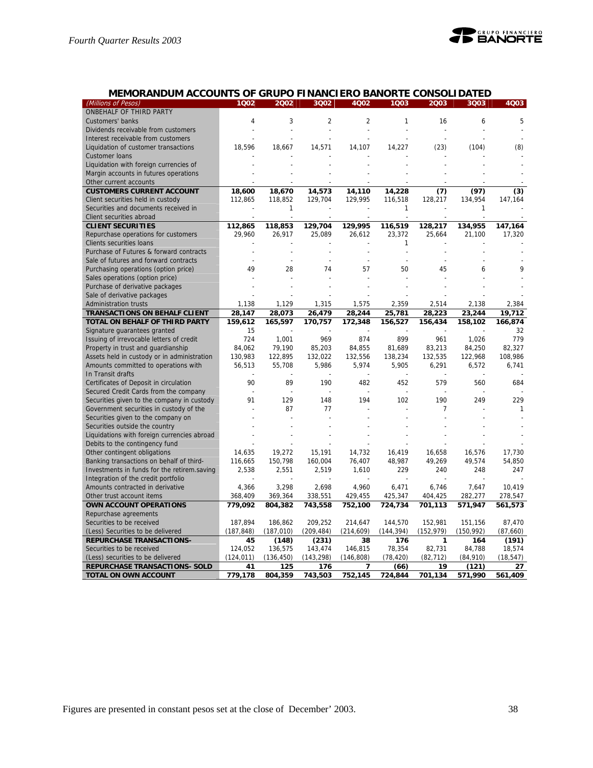## MEMORANDUM ACCOUNTS OF GRUPO FINANCIERO BANORTE CONSOLIDATED

| (Millions of Pesos) | 1Q02 | 2Q02 | 3Q02 | 4Q02 | 1Q03 | 2Q03 | 3Q03 | 4Q03 |
|---|---|---|---|---|---|---|---|---|
| ONBEHALF OF THIRD PARTY | | | | | | | | |
| Customers' banks | 4 | 3 | 2 | 2 | 1 | 16 | 6 | 5 |
| Dividends receivable from customers | - | - | - | - | - | - | - | - |
| Interest receivable from customers | - | - | - | - | - | - | - | - |
| Liquidation of customer transactions | 18,596 | 18,667 | 14,571 | 14,107 | 14,227 | (23) | (104) | (8) |
| Customer loans | - | - | - | - | - | - | - | - |
| Liquidation with foreign currencies of | - | - | - | - | - | - | - | - |
| Margin accounts in futures operations | - | - | - | - | - | - | - | - |
| Other current accounts | - | - | - | - | - | - | - | - |
| **CUSTOMERS CURRENT ACCOUNT** | **18,600** | **18,670** | **14,573** | **14,110** | **14,228** | **(7)** | **(97)** | **(3)** |
| Client securities held in custody | 112,865 | 118,852 | 129,704 | 129,995 | 116,518 | 128,217 | 134,954 | 147,164 |
| Securities and documents received in | - | 1 | - | - | 1 | - | 1 | - |
| Client securities abroad | - | - | - | - | - | - | - | - |
| **CLIENT SECURITIES** | **112,865** | **118,853** | **129,704** | **129,995** | **116,519** | **128,217** | **134,955** | **147,164** |
| Repurchase operations for customers | 29,960 | 26,917 | 25,089 | 26,612 | 23,372 | 25,664 | 21,100 | 17,320 |
| Clients securities loans | - | - | - | - | 1 | - | - | - |
| Purchase of Futures & forward contracts | - | - | - | - | - | - | - | - |
| Sale of futures and forward contracts | - | - | - | - | - | - | - | - |
| Purchasing operations (option price) | 49 | 28 | 74 | 57 | 50 | 45 | 6 | 9 |
| Sales operations (option price) | - | - | - | - | - | - | - | - |
| Purchase of derivative packages | - | - | - | - | - | - | - | - |
| Sale of derivative packages | - | - | - | - | - | - | - | - |
| Administration trusts | 1,138 | 1,129 | 1,315 | 1,575 | 2,359 | 2,514 | 2,138 | 2,384 |
| **TRANSACTIONS ON BEHALF CLIENT** | **28,147** | **28,073** | **26,479** | **28,244** | **25,781** | **28,223** | **23,244** | **19,712** |
| **TOTAL ON BEHALF OF THIRD PARTY** | **159,612** | **165,597** | **170,757** | **172,348** | **156,527** | **156,434** | **158,102** | **166,874** |
| Signature guarantees granted | 15 | - | - | - | - | - | - | 32 |
| Issuing of irrevocable letters of credit | 724 | 1,001 | 969 | 874 | 899 | 961 | 1,026 | 779 |
| Property in trust and guardianship | 84,062 | 79,190 | 85,203 | 84,855 | 81,689 | 83,213 | 84,250 | 82,327 |
| Assets held in custody or in administration | 130,983 | 122,895 | 132,022 | 132,556 | 138,234 | 132,535 | 122,968 | 108,986 |
| Amounts committed to operations with | 56,513 | 55,708 | 5,986 | 5,974 | 5,905 | 6,291 | 6,572 | 6,741 |
| In Transit drafts | - | - | - | - | - | - | - | - |
| Certificates of Deposit in circulation | 90 | 89 | 190 | 482 | 452 | 579 | 560 | 684 |
| Secured Credit Cards from the company | - | - | - | - | - | - | - | - |
| Securities given to the company in custody | 91 | 129 | 148 | 194 | 102 | 190 | 249 | 229 |
| Government securities in custody of the | - | 87 | 77 | - | - | 7 | - | 1 |
| Securities given to the company on | - | - | - | - | - | - | - | - |
| Securities outside the country | - | - | - | - | - | - | - | - |
| Liquidations with foreign currencies abroad | - | - | - | - | - | - | - | - |
| Debits to the contingency fund | - | - | - | - | - | - | - | - |
| Other contingent obligations | 14,635 | 19,272 | 15,191 | 14,732 | 16,419 | 16,658 | 16,576 | 17,730 |
| Banking transactions on behalf of third- | 116,665 | 150,798 | 160,004 | 76,407 | 48,987 | 49,269 | 49,574 | 54,850 |
| Investments in funds for the retirem.saving | 2,538 | 2,551 | 2,519 | 1,610 | 229 | 240 | 248 | 247 |
| Integration of the credit portfolio | - | - | - | - | - | - | - | - |
| Amounts contracted in derivative | 4,366 | 3,298 | 2,698 | 4,960 | 6,471 | 6,746 | 7,647 | 10,419 |
| Other trust account items | 368,409 | 369,364 | 338,551 | 429,455 | 425,347 | 404,425 | 282,277 | 278,547 |
| **OWN ACCOUNT OPERATIONS** | **779,092** | **804,382** | **743,558** | **752,100** | **724,734** | **701,113** | **571,947** | **561,573** |
| Repurchase agreements | | | | | | | | |
| Securities to be received | 187,894 | 186,862 | 209,252 | 214,647 | 144,570 | 152,981 | 151,156 | 87,470 |
| (Less) Securities to be delivered | (187,848) | (187,010) | (209,484) | (214,609) | (144,394) | (152,979) | (150,992) | (87,660) |
| **REPURCHASE TRANSACTIONS-** | **45** | **(148)** | **(231)** | **38** | **176** | **1** | **164** | **(191)** |
| Securities to be received | 124,052 | 136,575 | 143,474 | 146,815 | 78,354 | 82,731 | 84,788 | 18,574 |
| (Less) securities to be delivered | (124,011) | (136,450) | (143,298) | (146,808) | (78,420) | (82,712) | (84,910) | (18,547) |
| **REPURCHASE TRANSACTIONS- SOLD** | **41** | **125** | **176** | **7** | **(66)** | **19** | **(121)** | **27** |
| **TOTAL ON OWN ACCOUNT** | **779,178** | **804,359** | **743,503** | **752,145** | **724,844** | **701,134** | **571,990** | **561,409** |

Figures are presented in constant pesos set at the close of December' 2003.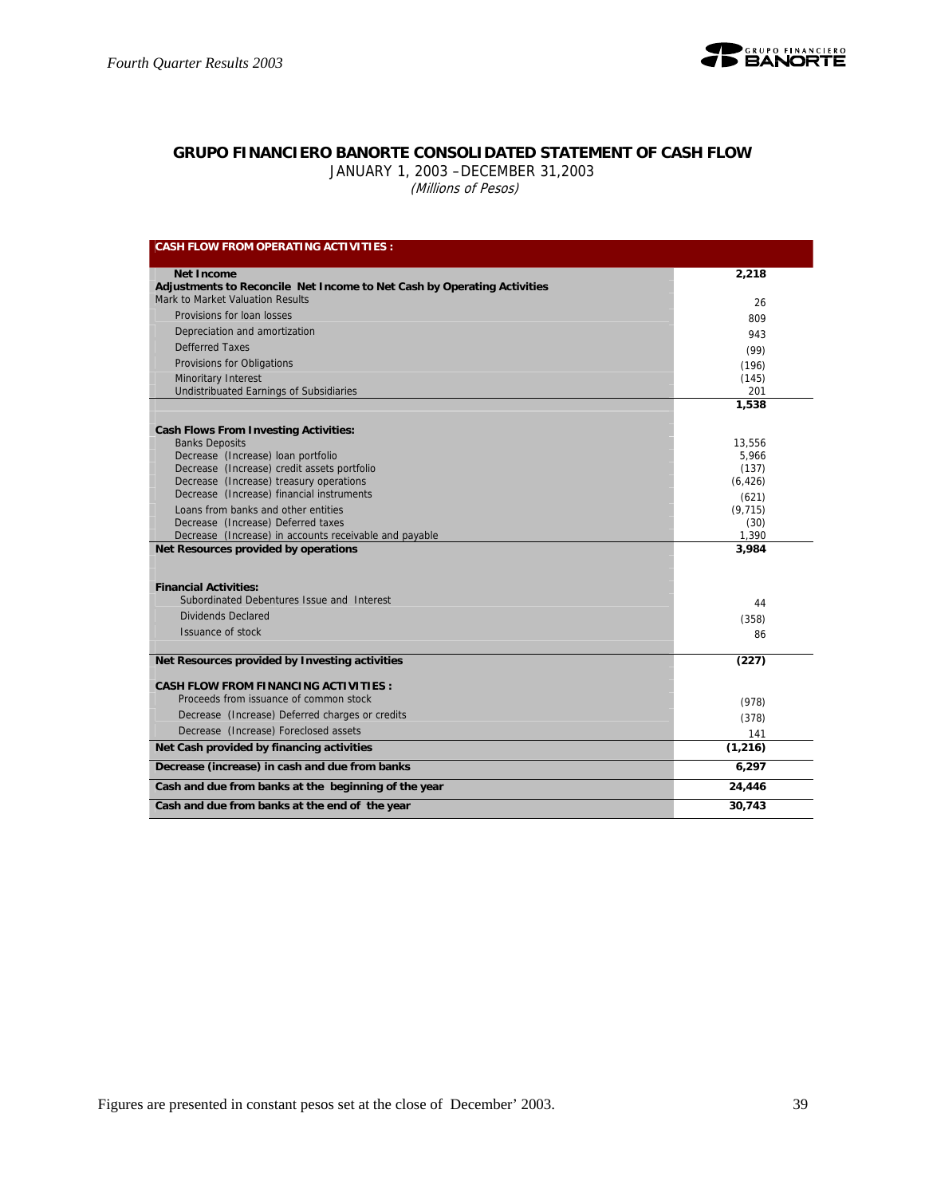## GRUPO FINANCIERO BANORTE CONSOLIDATED STATEMENT OF CASH FLOW

JANUARY 1, 2003 –DECEMBER 31,2003

*(Millions of Pesos)*

| **CASH FLOW FROM OPERATING ACTIVITIES :** | |
|---|---|
| **Net Income** | **2,218** |
| **Adjustments to Reconcile Net Income to Net Cash by Operating Activities** | |
| Mark to Market Valuation Results | 26 |
| Provisions for loan losses | 809 |
| Depreciation and amortization | 943 |
| Defferred Taxes | (99) |
| Provisions for Obligations | (196) |
| Minoritary Interest | (145) |
| Undistributed Earnings of Subsidiaries | 201 |
| | **1,538** |
| **Cash Flows From Investing Activities:** | |
| Banks Deposits | 13,556 |
| Decrease (Increase) loan portfolio | 5,966 |
| Decrease (Increase) credit assets portfolio | (137) |
| Decrease (Increase) treasury operations | (6,426) |
| Decrease (Increase) financial instruments | (621) |
| Loans from banks and other entities | (9,715) |
| Decrease (Increase) Deferred taxes | (30) |
| Decrease (Increase) in accounts receivable and payable | 1,390 |
| **Net Resources provided by operations** | **3,984** |
| **Financial Activities:** | |
| Subordinated Debentures Issue and Interest | 44 |
| Dividends Declared | (358) |
| Issuance of stock | 86 |
| **Net Resources provided by Investing activities** | **(227)** |
| **CASH FLOW FROM FINANCING ACTIVITIES :** | |
| Proceeds from issuance of common stock | (978) |
| Decrease (Increase) Deferred charges or credits | (378) |
| Decrease (Increase) Foreclosed assets | 141 |
| **Net Cash provided by financing activities** | **(1,216)** |
| **Decrease (increase) in cash and due from banks** | **6,297** |
| **Cash and due from banks at the beginning of the year** | **24,446** |
| **Cash and due from banks at the end of the year** | **30,743** |

Figures are presented in constant pesos set at the close of December' 2003.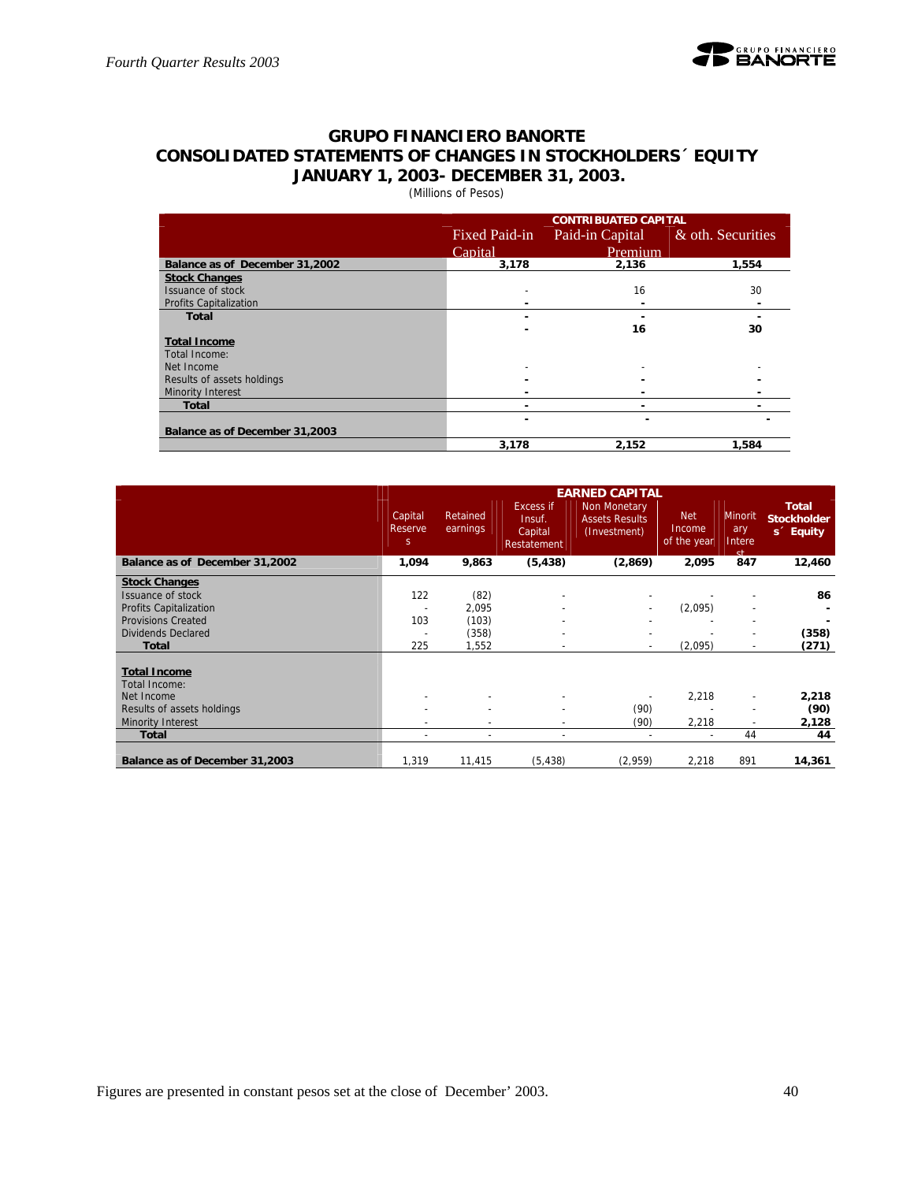## GRUPO FINANCIERO BANORTE
## CONSOLIDATED STATEMENTS OF CHANGES IN STOCKHOLDERS´ EQUITY
## JANUARY 1, 2003- DECEMBER 31, 2003.

(Millions of Pesos)

| | CONTRIBUATED CAPITAL | | |
|---|---|---|---|
| | Fixed Paid-in Capital | Paid-in Capital Premium | & oth. Securities |
| **Balance as of December 31,2002** | **3,178** | **2,136** | **1,554** |
| **Stock Changes** | | | |
| Issuance of stock | - | 16 | 30 |
| Profits Capitalization | - | - | - |
| **Total** | **-** | **16** | **30** |
| **Total Income** | | | |
| Total Income: | | | |
| Net Income | - | - | - |
| Results of assets holdings | - | - | - |
| Minority Interest | - | - | - |
| **Total** | **-** | **-** | **-** |
| **Balance as of December 31,2003** | **3,178** | **2,152** | **1,584** |

| | EARNED CAPITAL | | | | | | |
|---|---|---|---|---|---|---|---|
| | Capital Reserves | Retained earnings | Excess if Insuf. Capital Restatement | Non Monetary Assets Results (Investment) | Net Income of the year | Minoritary Interest | Total Stockholders´ Equity |
| **Balance as of December 31,2002** | **1,094** | **9,863** | **(5,438)** | **(2,869)** | **2,095** | **847** | **12,460** |
| **Stock Changes** | | | | | | | |
| Issuance of stock | 122 | (82) | - | - | - | - | **86** |
| Profits Capitalization | - | 2,095 | - | - | (2,095) | - | **-** |
| Provisions Created | 103 | (103) | - | - | - | - | **-** |
| Dividends Declared | - | (358) | - | - | - | - | **(358)** |
| **Total** | 225 | 1,552 | - | - | (2,095) | - | **(271)** |
| **Total Income** | | | | | | | |
| Total Income: | | | | | | | |
| Net Income | - | - | - | - | 2,218 | - | **2,218** |
| Results of assets holdings | - | - | - | (90) | - | - | **(90)** |
| Minority Interest | - | - | - | (90) | 2,218 | - | **2,128** |
| **Total** | - | - | - | - | - | 44 | **44** |
| **Balance as of December 31,2003** | 1,319 | 11,415 | (5,438) | (2,959) | 2,218 | 891 | **14,361** |

Figures are presented in constant pesos set at the close of December' 2003.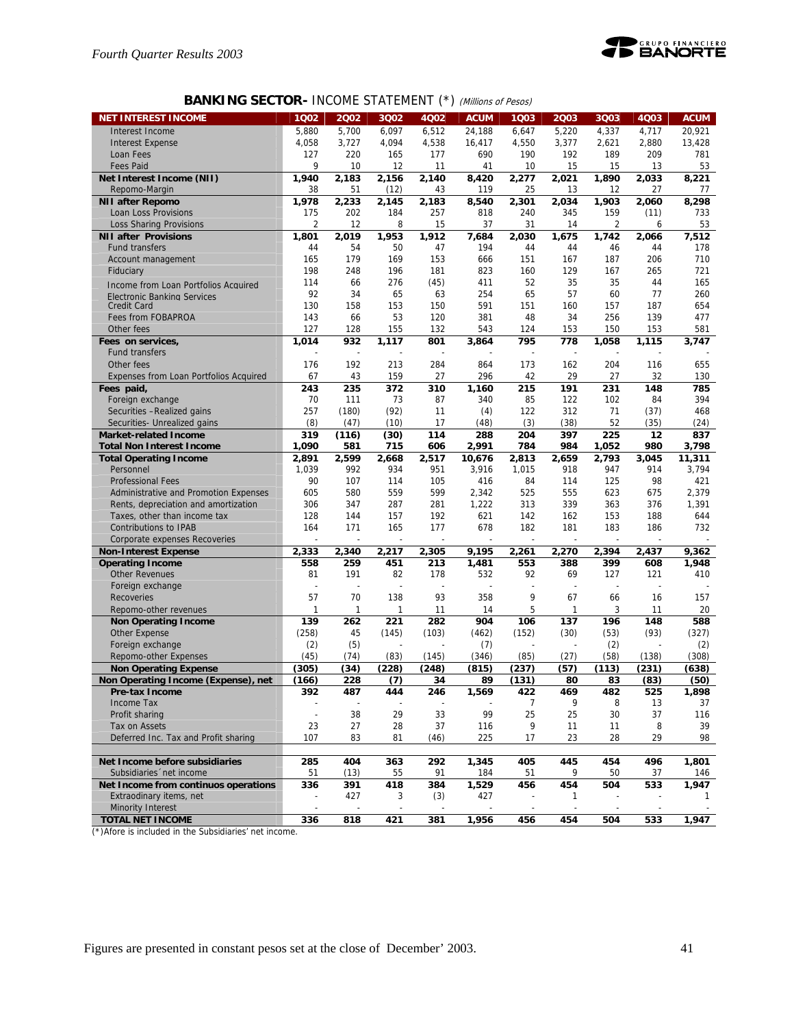## BANKING SECTOR- INCOME STATEMENT (*) *(Millions of Pesos)*

| NET INTEREST INCOME | 1Q02 | 2Q02 | 3Q02 | 4Q02 | ACUM | 1Q03 | 2Q03 | 3Q03 | 4Q03 | ACUM |
|---|---|---|---|---|---|---|---|---|---|---|
| Interest Income | 5,880 | 5,700 | 6,097 | 6,512 | 24,188 | 6,647 | 5,220 | 4,337 | 4,717 | 20,921 |
| Interest Expense | 4,058 | 3,727 | 4,094 | 4,538 | 16,417 | 4,550 | 3,377 | 2,621 | 2,880 | 13,428 |
| Loan Fees | 127 | 220 | 165 | 177 | 690 | 190 | 192 | 189 | 209 | 781 |
| Fees Paid | 9 | 10 | 12 | 11 | 41 | 10 | 15 | 15 | 13 | 53 |
| **Net Interest Income (NII)** | **1,940** | **2,183** | **2,156** | **2,140** | **8,420** | **2,277** | **2,021** | **1,890** | **2,033** | **8,221** |
| Repomo-Margin | 38 | 51 | (12) | 43 | 119 | 25 | 13 | 12 | 27 | 77 |
| **NII after Repomo** | **1,978** | **2,233** | **2,145** | **2,183** | **8,540** | **2,301** | **2,034** | **1,903** | **2,060** | **8,298** |
| Loan Loss Provisions | 175 | 202 | 184 | 257 | 818 | 240 | 345 | 159 | (11) | 733 |
| Loss Sharing Provisions | 2 | 12 | 8 | 15 | 37 | 31 | 14 | 2 | 6 | 53 |
| **NII after Provisions** | **1,801** | **2,019** | **1,953** | **1,912** | **7,684** | **2,030** | **1,675** | **1,742** | **2,066** | **7,512** |
| Fund transfers | 44 | 54 | 50 | 47 | 194 | 44 | 44 | 46 | 44 | 178 |
| Account management | 165 | 179 | 169 | 153 | 666 | 151 | 167 | 187 | 206 | 710 |
| Fiduciary | 198 | 248 | 196 | 181 | 823 | 160 | 129 | 167 | 265 | 721 |
| Income from Loan Portfolios Acquired | 114 | 66 | 276 | (45) | 411 | 52 | 35 | 35 | 44 | 165 |
| Electronic Banking Services | 92 | 34 | 65 | 63 | 254 | 65 | 57 | 60 | 77 | 260 |
| Credit Card | 130 | 158 | 153 | 150 | 591 | 151 | 160 | 157 | 187 | 654 |
| Fees from FOBAPROA | 143 | 66 | 53 | 120 | 381 | 48 | 34 | 256 | 139 | 477 |
| Other fees | 127 | 128 | 155 | 132 | 543 | 124 | 153 | 150 | 153 | 581 |
| **Fees on services,** | **1,014** | **932** | **1,117** | **801** | **3,864** | **795** | **778** | **1,058** | **1,115** | **3,747** |
| Fund transfers | - | - | - | - | - | - | - | - | - | - |
| Other fees | 176 | 192 | 213 | 284 | 864 | 173 | 162 | 204 | 116 | 655 |
| Expenses from Loan Portfolios Acquired | 67 | 43 | 159 | 27 | 296 | 42 | 29 | 27 | 32 | 130 |
| **Fees paid,** | **243** | **235** | **372** | **310** | **1,160** | **215** | **191** | **231** | **148** | **785** |
| Foreign exchange | 70 | 111 | 73 | 87 | 340 | 85 | 122 | 102 | 84 | 394 |
| Securities –Realized gains | 257 | (180) | (92) | 11 | (4) | 122 | 312 | 71 | (37) | 468 |
| Securities- Unrealized gains | (8) | (47) | (10) | 17 | (48) | (3) | (38) | 52 | (35) | (24) |
| **Market-related Income** | **319** | **(116)** | **(30)** | **114** | **288** | **204** | **397** | **225** | **12** | **837** |
| **Total Non Interest Income** | **1,090** | **581** | **715** | **606** | **2,991** | **784** | **984** | **1,052** | **980** | **3,798** |
| **Total Operating Income** | **2,891** | **2,599** | **2,668** | **2,517** | **10,676** | **2,813** | **2,659** | **2,793** | **3,045** | **11,311** |
| Personnel | 1,039 | 992 | 934 | 951 | 3,916 | 1,015 | 918 | 947 | 914 | 3,794 |
| Professional Fees | 90 | 107 | 114 | 105 | 416 | 84 | 114 | 125 | 98 | 421 |
| Administrative and Promotion Expenses | 605 | 580 | 559 | 599 | 2,342 | 525 | 555 | 623 | 675 | 2,379 |
| Rents, depreciation and amortization | 306 | 347 | 287 | 281 | 1,222 | 313 | 339 | 363 | 376 | 1,391 |
| Taxes, other than income tax | 128 | 144 | 157 | 192 | 621 | 142 | 162 | 153 | 188 | 644 |
| Contributions to IPAB | 164 | 171 | 165 | 177 | 678 | 182 | 181 | 183 | 186 | 732 |
| Corporate expenses Recoveries | - | - | - | - | - | - | - | - | - | - |
| **Non-Interest Expense** | **2,333** | **2,340** | **2,217** | **2,305** | **9,195** | **2,261** | **2,270** | **2,394** | **2,437** | **9,362** |
| **Operating Income** | **558** | **259** | **451** | **213** | **1,481** | **553** | **388** | **399** | **608** | **1,948** |
| Other Revenues | 81 | 191 | 82 | 178 | 532 | 92 | 69 | 127 | 121 | 410 |
| Foreign exchange | - | - | - | - | - | - | - | - | - | - |
| Recoveries | 57 | 70 | 138 | 93 | 358 | 9 | 67 | 66 | 16 | 157 |
| Repomo-other revenues | 1 | 1 | 1 | 11 | 14 | 5 | 1 | 3 | 11 | 20 |
| **Non Operating Income** | **139** | **262** | **221** | **282** | **904** | **106** | **137** | **196** | **148** | **588** |
| Other Expense | (258) | 45 | (145) | (103) | (462) | (152) | (30) | (53) | (93) | (327) |
| Foreign exchange | (2) | (5) | - | - | (7) | - | - | (2) | - | (2) |
| Repomo-other Expenses | (45) | (74) | (83) | (145) | (346) | (85) | (27) | (58) | (138) | (308) |
| **Non Operating Expense** | **(305)** | **(34)** | **(228)** | **(248)** | **(815)** | **(237)** | **(57)** | **(113)** | **(231)** | **(638)** |
| **Non Operating Income (Expense), net** | **(166)** | **228** | **(7)** | **34** | **89** | **(131)** | **80** | **83** | **(83)** | **(50)** |
| **Pre-tax Income** | **392** | **487** | **444** | **246** | **1,569** | **422** | **469** | **482** | **525** | **1,898** |
| Income Tax | - | - | - | - | - | 7 | 9 | 8 | 13 | 37 |
| Profit sharing | - | 38 | 29 | 33 | 99 | 25 | 25 | 30 | 37 | 116 |
| Tax on Assets | 23 | 27 | 28 | 37 | 116 | 9 | 11 | 11 | 8 | 39 |
| Deferred Inc. Tax and Profit sharing | 107 | 83 | 81 | (46) | 225 | 17 | 23 | 28 | 29 | 98 |
| **Net Income before subsidiaries** | **285** | **404** | **363** | **292** | **1,345** | **405** | **445** | **454** | **496** | **1,801** |
| Subsidiaries´ net income | 51 | (13) | 55 | 91 | 184 | 51 | 9 | 50 | 37 | 146 |
| **Net Income from continuos operations** | **336** | **391** | **418** | **384** | **1,529** | **456** | **454** | **504** | **533** | **1,947** |
| Extraordinary items, net | - | 427 | 3 | (3) | 427 | - | 1 | - | - | 1 |
| Minority Interest | - | - | - | - | - | - | - | - | - | - |
| **TOTAL NET INCOME** | **336** | **818** | **421** | **381** | **1,956** | **456** | **454** | **504** | **533** | **1,947** |

(*)Afore is included in the Subsidiaries' net income.

Figures are presented in constant pesos set at the close of December' 2003.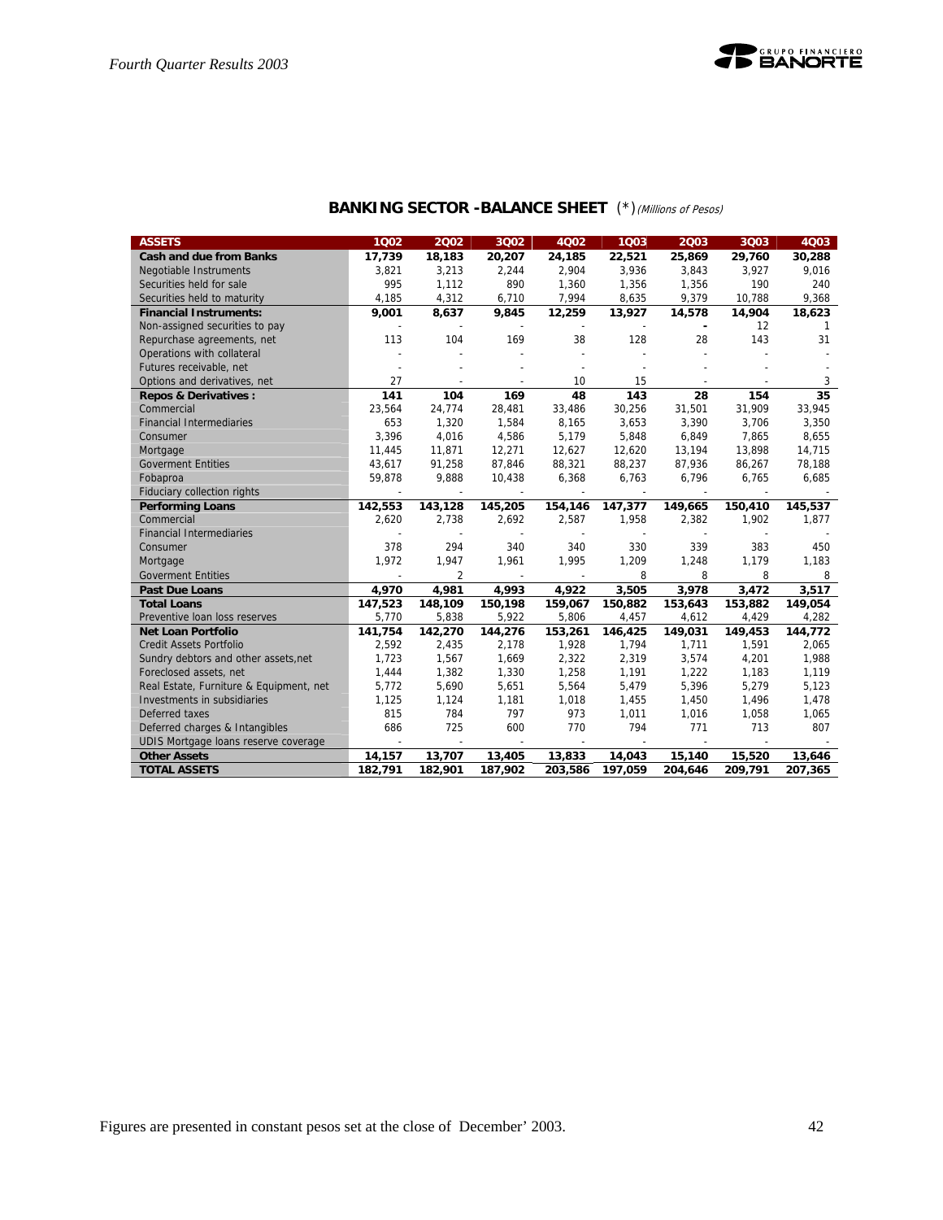## BANKING SECTOR -BALANCE SHEET (*) *(Millions of Pesos)*

| ASSETS | 1Q02 | 2Q02 | 3Q02 | 4Q02 | 1Q03 | 2Q03 | 3Q03 | 4Q03 |
|---|---|---|---|---|---|---|---|---|
| **Cash and due from Banks** | **17,739** | **18,183** | **20,207** | **24,185** | **22,521** | **25,869** | **29,760** | **30,288** |
| Negotiable Instruments | 3,821 | 3,213 | 2,244 | 2,904 | 3,936 | 3,843 | 3,927 | 9,016 |
| Securities held for sale | 995 | 1,112 | 890 | 1,360 | 1,356 | 1,356 | 190 | 240 |
| Securities held to maturity | 4,185 | 4,312 | 6,710 | 7,994 | 8,635 | 9,379 | 10,788 | 9,368 |
| **Financial Instruments:** | **9,001** | **8,637** | **9,845** | **12,259** | **13,927** | **14,578** | **14,904** | **18,623** |
| Non-assigned securities to pay | - | - | - | - | - | - | 12 | 1 |
| Repurchase agreements, net | 113 | 104 | 169 | 38 | 128 | 28 | 143 | 31 |
| Operations with collateral | - | - | - | - | - | - | - | - |
| Futures receivable, net | - | - | - | - | - | - | - | - |
| Options and derivatives, net | 27 | - | - | 10 | 15 | - | - | 3 |
| **Repos & Derivatives :** | **141** | **104** | **169** | **48** | **143** | **28** | **154** | **35** |
| Commercial | 23,564 | 24,774 | 28,481 | 33,486 | 30,256 | 31,501 | 31,909 | 33,945 |
| Financial Intermediaries | 653 | 1,320 | 1,584 | 8,165 | 3,653 | 3,390 | 3,706 | 3,350 |
| Consumer | 3,396 | 4,016 | 4,586 | 5,179 | 5,848 | 6,849 | 7,865 | 8,655 |
| Mortgage | 11,445 | 11,871 | 12,271 | 12,627 | 12,620 | 13,194 | 13,898 | 14,715 |
| Goverment Entities | 43,617 | 91,258 | 87,846 | 88,321 | 88,237 | 87,936 | 86,267 | 78,188 |
| Fobaproa | 59,878 | 9,888 | 10,438 | 6,368 | 6,763 | 6,796 | 6,765 | 6,685 |
| Fiduciary collection rights | - | - | - | - | - | - | - | - |
| **Performing Loans** | **142,553** | **143,128** | **145,205** | **154,146** | **147,377** | **149,665** | **150,410** | **145,537** |
| Commercial | 2,620 | 2,738 | 2,692 | 2,587 | 1,958 | 2,382 | 1,902 | 1,877 |
| Financial Intermediaries | - | - | - | - | - | - | - | - |
| Consumer | 378 | 294 | 340 | 340 | 330 | 339 | 383 | 450 |
| Mortgage | 1,972 | 1,947 | 1,961 | 1,995 | 1,209 | 1,248 | 1,179 | 1,183 |
| Goverment Entities | - | 2 | - | - | 8 | 8 | 8 | 8 |
| **Past Due Loans** | **4,970** | **4,981** | **4,993** | **4,922** | **3,505** | **3,978** | **3,472** | **3,517** |
| **Total Loans** | **147,523** | **148,109** | **150,198** | **159,067** | **150,882** | **153,643** | **153,882** | **149,054** |
| Preventive loan loss reserves | 5,770 | 5,838 | 5,922 | 5,806 | 4,457 | 4,612 | 4,429 | 4,282 |
| **Net Loan Portfolio** | **141,754** | **142,270** | **144,276** | **153,261** | **146,425** | **149,031** | **149,453** | **144,772** |
| Credit Assets Portfolio | 2,592 | 2,435 | 2,178 | 1,928 | 1,794 | 1,711 | 1,591 | 2,065 |
| Sundry debtors and other assets,net | 1,723 | 1,567 | 1,669 | 2,322 | 2,319 | 3,574 | 4,201 | 1,988 |
| Foreclosed assets, net | 1,444 | 1,382 | 1,330 | 1,258 | 1,191 | 1,222 | 1,183 | 1,119 |
| Real Estate, Furniture & Equipment, net | 5,772 | 5,690 | 5,651 | 5,564 | 5,479 | 5,396 | 5,279 | 5,123 |
| Investments in subsidiaries | 1,125 | 1,124 | 1,181 | 1,018 | 1,455 | 1,450 | 1,496 | 1,478 |
| Deferred taxes | 815 | 784 | 797 | 973 | 1,011 | 1,016 | 1,058 | 1,065 |
| Deferred charges & Intangibles | 686 | 725 | 600 | 770 | 794 | 771 | 713 | 807 |
| UDIS Mortgage loans reserve coverage | - | - | - | - | - | - | - | - |
| **Other Assets** | **14,157** | **13,707** | **13,405** | **13,833** | **14,043** | **15,140** | **15,520** | **13,646** |
| **TOTAL ASSETS** | **182,791** | **182,901** | **187,902** | **203,586** | **197,059** | **204,646** | **209,791** | **207,365** |

Figures are presented in constant pesos set at the close of December' 2003.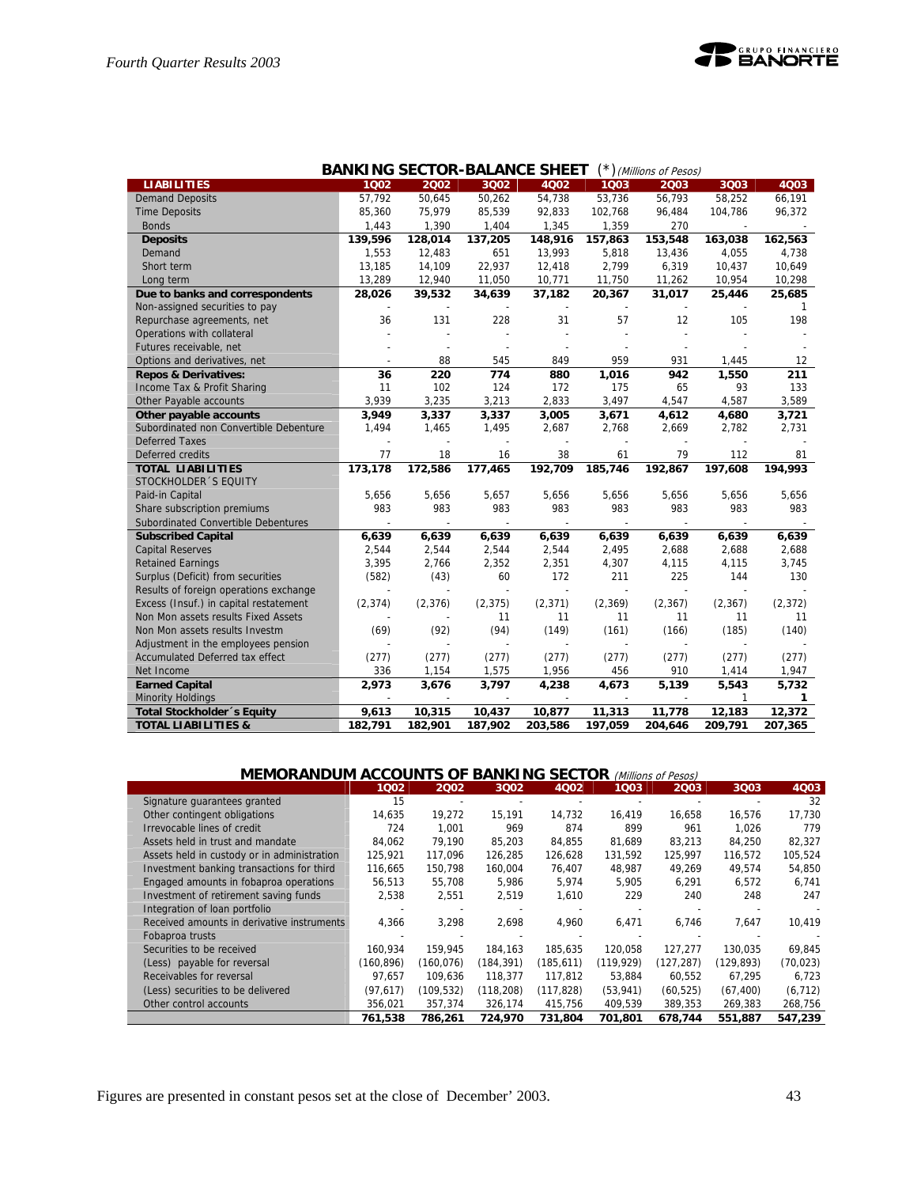## BANKING SECTOR-BALANCE SHEET (*) *(Millions of Pesos)*

| LIABILITIES | 1Q02 | 2Q02 | 3Q02 | 4Q02 | 1Q03 | 2Q03 | 3Q03 | 4Q03 |
|---|---|---|---|---|---|---|---|---|
| Demand Deposits | 57,792 | 50,645 | 50,262 | 54,738 | 53,736 | 56,793 | 58,252 | 66,191 |
| Time Deposits | 85,360 | 75,979 | 85,539 | 92,833 | 102,768 | 96,484 | 104,786 | 96,372 |
| Bonds | 1,443 | 1,390 | 1,404 | 1,345 | 1,359 | 270 | - | - |
| **Deposits** | **139,596** | **128,014** | **137,205** | **148,916** | **157,863** | **153,548** | **163,038** | **162,563** |
| Demand | 1,553 | 12,483 | 651 | 13,993 | 5,818 | 13,436 | 4,055 | 4,738 |
| Short term | 13,185 | 14,109 | 22,937 | 12,418 | 2,799 | 6,319 | 10,437 | 10,649 |
| Long term | 13,289 | 12,940 | 11,050 | 10,771 | 11,750 | 11,262 | 10,954 | 10,298 |
| **Due to banks and correspondents** | **28,026** | **39,532** | **34,639** | **37,182** | **20,367** | **31,017** | **25,446** | **25,685** |
| Non-assigned securities to pay | - | - | - | - | - | - | - | 1 |
| Repurchase agreements, net | 36 | 131 | 228 | 31 | 57 | 12 | 105 | 198 |
| Operations with collateral | - | - | - | - | - | - | - | - |
| Futures receivable, net | - | - | - | - | - | - | - | - |
| Options and derivatives, net | - | 88 | 545 | 849 | 959 | 931 | 1,445 | 12 |
| **Repos & Derivatives:** | **36** | **220** | **774** | **880** | **1,016** | **942** | **1,550** | **211** |
| Income Tax & Profit Sharing | 11 | 102 | 124 | 172 | 175 | 65 | 93 | 133 |
| Other Payable accounts | 3,939 | 3,235 | 3,213 | 2,833 | 3,497 | 4,547 | 4,587 | 3,589 |
| **Other payable accounts** | **3,949** | **3,337** | **3,337** | **3,005** | **3,671** | **4,612** | **4,680** | **3,721** |
| Subordinated non Convertible Debenture | 1,494 | 1,465 | 1,495 | 2,687 | 2,768 | 2,669 | 2,782 | 2,731 |
| Deferred Taxes | - | - | - | - | - | - | - | - |
| Deferred credits | 77 | 18 | 16 | 38 | 61 | 79 | 112 | 81 |
| **TOTAL LIABILITIES** | **173,178** | **172,586** | **177,465** | **192,709** | **185,746** | **192,867** | **197,608** | **194,993** |
| STOCKHOLDER´S EQUITY | | | | | | | | |
| Paid-in Capital | 5,656 | 5,656 | 5,657 | 5,656 | 5,656 | 5,656 | 5,656 | 5,656 |
| Share subscription premiums | 983 | 983 | 983 | 983 | 983 | 983 | 983 | 983 |
| Subordinated Convertible Debentures | - | - | - | - | - | - | - | - |
| **Subscribed Capital** | **6,639** | **6,639** | **6,639** | **6,639** | **6,639** | **6,639** | **6,639** | **6,639** |
| Capital Reserves | 2,544 | 2,544 | 2,544 | 2,544 | 2,495 | 2,688 | 2,688 | 2,688 |
| Retained Earnings | 3,395 | 2,766 | 2,352 | 2,351 | 4,307 | 4,115 | 4,115 | 3,745 |
| Surplus (Deficit) from securities | (582) | (43) | 60 | 172 | 211 | 225 | 144 | 130 |
| Results of foreign operations exchange | - | - | - | - | - | - | - | - |
| Excess (Insuf.) in capital restatement | (2,374) | (2,376) | (2,375) | (2,371) | (2,369) | (2,367) | (2,367) | (2,372) |
| Non Mon assets results Fixed Assets | - | - | 11 | 11 | 11 | 11 | 11 | 11 |
| Non Mon assets results Investm | (69) | (92) | (94) | (149) | (161) | (166) | (185) | (140) |
| Adjustment in the employees pension | - | - | - | - | - | - | - | - |
| Accumulated Deferred tax effect | (277) | (277) | (277) | (277) | (277) | (277) | (277) | (277) |
| Net Income | 336 | 1,154 | 1,575 | 1,956 | 910 | 1,414 | 1,947 | |
| **Earned Capital** | **2,973** | **3,676** | **3,797** | **4,238** | **4,673** | **5,139** | **5,543** | **5,732** |
| Minority Holdings | - | - | - | - | - | - | 1 | **1** |
| **Total Stockholder´s Equity** | **9,613** | **10,315** | **10,437** | **10,877** | **11,313** | **11,778** | **12,183** | **12,372** |
| **TOTAL LIABILITIES &** | **182,791** | **182,901** | **187,902** | **203,586** | **197,059** | **204,646** | **209,791** | **207,365** |

## MEMORANDUM ACCOUNTS OF BANKING SECTOR *(Millions of Pesos)*

| | 1Q02 | 2Q02 | 3Q02 | 4Q02 | 1Q03 | 2Q03 | 3Q03 | 4Q03 |
|---|---|---|---|---|---|---|---|---|
| Signature guarantees granted | 15 | - | - | - | - | - | - | 32 |
| Other contingent obligations | 14,635 | 19,272 | 15,191 | 14,732 | 16,419 | 16,658 | 16,576 | 17,730 |
| Irrevocable lines of credit | 724 | 1,001 | 969 | 874 | 899 | 961 | 1,026 | 779 |
| Assets held in trust and mandate | 84,062 | 79,190 | 85,203 | 84,855 | 81,689 | 83,213 | 84,250 | 82,327 |
| Assets held in custody or in administration | 125,921 | 117,096 | 126,285 | 126,628 | 131,592 | 125,997 | 116,572 | 105,524 |
| Investment banking transactions for third | 116,665 | 150,798 | 160,004 | 76,407 | 48,987 | 49,269 | 49,574 | 54,850 |
| Engaged amounts in fobaproa operations | 56,513 | 55,708 | 5,986 | 5,974 | 5,905 | 6,291 | 6,572 | 6,741 |
| Investment of retirement saving funds | 2,538 | 2,551 | 2,519 | 1,610 | 229 | 240 | 248 | 247 |
| Integration of loan portfolio | - | - | - | - | - | - | - | - |
| Received amounts in derivative instruments | 4,366 | 3,298 | 2,698 | 4,960 | 6,471 | 6,746 | 7,647 | 10,419 |
| Fobaproa trusts | - | - | - | - | - | - | - | - |
| Securities to be received | 160,934 | 159,945 | 184,163 | 185,635 | 120,058 | 127,277 | 130,035 | 69,845 |
| (Less) payable for reversal | (160,896) | (160,076) | (184,391) | (185,611) | (119,929) | (127,287) | (129,893) | (70,023) |
| Receivables for reversal | 97,657 | 109,636 | 118,377 | 117,812 | 53,884 | 60,552 | 67,295 | 6,723 |
| (Less) securities to be delivered | (97,617) | (109,532) | (118,208) | (117,828) | (53,941) | (60,525) | (67,400) | (6,712) |
| Other control accounts | 356,021 | 357,374 | 326,174 | 415,756 | 409,539 | 389,353 | 269,383 | 268,756 |
| | **761,538** | **786,261** | **724,970** | **731,804** | **701,801** | **678,744** | **551,887** | **547,239** |

Figures are presented in constant pesos set at the close of December' 2003.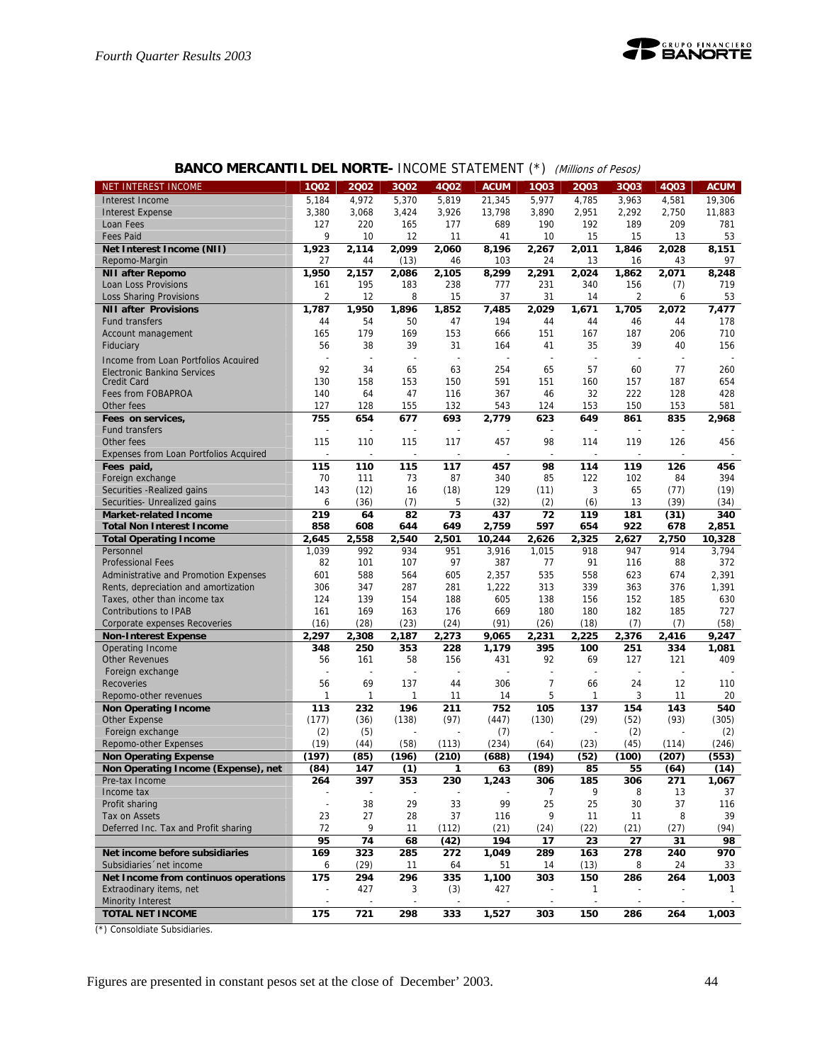## BANCO MERCANTIL DEL NORTE- INCOME STATEMENT (*) *(Millions of Pesos)*

| NET INTEREST INCOME | 1Q02 | 2Q02 | 3Q02 | 4Q02 | ACUM | 1Q03 | 2Q03 | 3Q03 | 4Q03 | ACUM |
|---|---|---|---|---|---|---|---|---|---|---|
| Interest Income | 5,184 | 4,972 | 5,370 | 5,819 | 21,345 | 5,977 | 4,785 | 3,963 | 4,581 | 19,306 |
| Interest Expense | 3,380 | 3,068 | 3,424 | 3,926 | 13,798 | 3,890 | 2,951 | 2,292 | 2,750 | 11,883 |
| Loan Fees | 127 | 220 | 165 | 177 | 689 | 190 | 192 | 189 | 209 | 781 |
| Fees Paid | 9 | 10 | 12 | 11 | 41 | 10 | 15 | 15 | 13 | 53 |
| **Net Interest Income (NII)** | **1,923** | **2,114** | **2,099** | **2,060** | **8,196** | **2,267** | **2,011** | **1,846** | **2,028** | **8,151** |
| Repomo-Margin | 27 | 44 | (13) | 46 | 103 | 24 | 13 | 16 | 43 | 97 |
| **NII after Repomo** | **1,950** | **2,157** | **2,086** | **2,105** | **8,299** | **2,291** | **2,024** | **1,862** | **2,071** | **8,248** |
| Loan Loss Provisions | 161 | 195 | 183 | 238 | 777 | 231 | 340 | 156 | (7) | 719 |
| Loss Sharing Provisions | 2 | 12 | 8 | 15 | 37 | 31 | 14 | 2 | 6 | 53 |
| **NII after Provisions** | **1,787** | **1,950** | **1,896** | **1,852** | **7,485** | **2,029** | **1,671** | **1,705** | **2,072** | **7,477** |
| Fund transfers | 44 | 54 | 50 | 47 | 194 | 44 | 44 | 46 | 44 | 178 |
| Account management | 165 | 179 | 169 | 153 | 666 | 151 | 167 | 187 | 206 | 710 |
| Fiduciary | 56 | 38 | 39 | 31 | 164 | 41 | 35 | 39 | 40 | 156 |
| Income from Loan Portfolios Acquired | - | - | - | - | - | - | - | - | - | - |
| Electronic Banking Services | 92 | 34 | 65 | 63 | 254 | 65 | 57 | 60 | 77 | 260 |
| Credit Card | 130 | 158 | 153 | 150 | 591 | 151 | 160 | 157 | 187 | 654 |
| Fees from FOBAPROA | 140 | 64 | 47 | 116 | 367 | 46 | 32 | 222 | 128 | 428 |
| Other fees | 127 | 128 | 155 | 132 | 543 | 124 | 153 | 150 | 153 | 581 |
| **Fees on services,** | **755** | **654** | **677** | **693** | **2,779** | **623** | **649** | **861** | **835** | **2,968** |
| Fund transfers | - | - | - | - | - | - | - | - | - | - |
| Other fees | 115 | 110 | 115 | 117 | 457 | 98 | 114 | 119 | 126 | 456 |
| Expenses from Loan Portfolios Acquired | - | - | - | - | - | - | - | - | - | - |
| **Fees paid,** | **115** | **110** | **115** | **117** | **457** | **98** | **114** | **119** | **126** | **456** |
| Foreign exchange | 70 | 111 | 73 | 87 | 340 | 85 | 122 | 102 | 84 | 394 |
| Securities -Realized gains | 143 | (12) | 16 | (18) | 129 | (11) | 3 | 65 | (77) | (19) |
| Securities- Unrealized gains | 6 | (36) | (7) | 5 | (32) | (2) | (6) | 13 | (39) | (34) |
| **Market-related Income** | **219** | **64** | **82** | **73** | **437** | **72** | **119** | **181** | **(31)** | **340** |
| **Total Non Interest Income** | **858** | **608** | **644** | **649** | **2,759** | **597** | **654** | **922** | **678** | **2,851** |
| **Total Operating Income** | **2,645** | **2,558** | **2,540** | **2,501** | **10,244** | **2,626** | **2,325** | **2,627** | **2,750** | **10,328** |
| Personnel | 1,039 | 992 | 934 | 951 | 3,916 | 1,015 | 918 | 947 | 914 | 3,794 |
| Professional Fees | 82 | 101 | 107 | 97 | 387 | 77 | 91 | 116 | 88 | 372 |
| Administrative and Promotion Expenses | 601 | 588 | 564 | 605 | 2,357 | 535 | 558 | 623 | 674 | 2,391 |
| Rents, depreciation and amortization | 306 | 347 | 287 | 281 | 1,222 | 313 | 339 | 363 | 376 | 1,391 |
| Taxes, other than income tax | 124 | 139 | 154 | 188 | 605 | 138 | 156 | 152 | 185 | 630 |
| Contributions to IPAB | 161 | 169 | 163 | 176 | 669 | 180 | 180 | 182 | 185 | 727 |
| Corporate expenses Recoveries | (16) | (28) | (23) | (24) | (91) | (26) | (18) | (7) | (7) | (58) |
| **Non-Interest Expense** | **2,297** | **2,308** | **2,187** | **2,273** | **9,065** | **2,231** | **2,225** | **2,376** | **2,416** | **9,247** |
| **Operating Income** | **348** | **250** | **353** | **228** | **1,179** | **395** | **100** | **251** | **334** | **1,081** |
| Other Revenues | 56 | 161 | 58 | 156 | 431 | 92 | 69 | 127 | 121 | 409 |
| Foreign exchange | - | - | - | - | - | - | - | - | - | - |
| Recoveries | 56 | 69 | 137 | 44 | 306 | 7 | 66 | 24 | 12 | 110 |
| Repomo-other revenues | 1 | 1 | 1 | 11 | 14 | 5 | 1 | 3 | 11 | 20 |
| **Non Operating Income** | **113** | **232** | **196** | **211** | **752** | **105** | **137** | **154** | **143** | **540** |
| Other Expense | (177) | (36) | (138) | (97) | (447) | (130) | (29) | (52) | (93) | (305) |
| Foreign exchange | (2) | (5) | - | - | (7) | - | - | (2) | - | (2) |
| Repomo-other Expenses | (19) | (44) | (58) | (113) | (234) | (64) | (23) | (45) | (114) | (246) |
| **Non Operating Expense** | **(197)** | **(85)** | **(196)** | **(210)** | **(688)** | **(194)** | **(52)** | **(100)** | **(207)** | **(553)** |
| **Non Operating Income (Expense), net** | **(84)** | **147** | **(1)** | **1** | **63** | **(89)** | **85** | **55** | **(64)** | **(14)** |
| Pre-tax Income | 264 | 397 | 353 | 230 | 1,243 | 306 | 185 | 306 | 271 | 1,067 |
| Income tax | - | - | - | - | - | 7 | 9 | 8 | 13 | 37 |
| Profit sharing | - | 38 | 29 | 33 | 99 | 25 | 25 | 30 | 37 | 116 |
| Tax on Assets | 23 | 27 | 28 | 37 | 116 | 9 | 11 | 11 | 8 | 39 |
| Deferred Inc. Tax and Profit sharing | 72 | 9 | 11 | (112) | (21) | (24) | (22) | (21) | (27) | (94) |
| | **95** | **74** | **68** | **(42)** | **194** | **17** | **23** | **27** | **31** | **98** |
| **Net income before subsidiaries** | **169** | **323** | **285** | **272** | **1,049** | **289** | **163** | **278** | **240** | **970** |
| Subsidiaries´net income | 6 | (29) | 11 | 64 | 51 | 14 | (13) | 8 | 24 | 33 |
| **Net Income from continuos operations** | **175** | **294** | **296** | **335** | **1,100** | **303** | **150** | **286** | **264** | **1,003** |
| Extraordinary items, net | - | 427 | 3 | (3) | 427 | - | 1 | - | - | 1 |
| Minority Interest | - | - | - | - | - | - | - | - | - | - |
| **TOTAL NET INCOME** | **175** | **721** | **298** | **333** | **1,527** | **303** | **150** | **286** | **264** | **1,003** |

(*) Consoldiate Subsidiaries.

Figures are presented in constant pesos set at the close of December' 2003.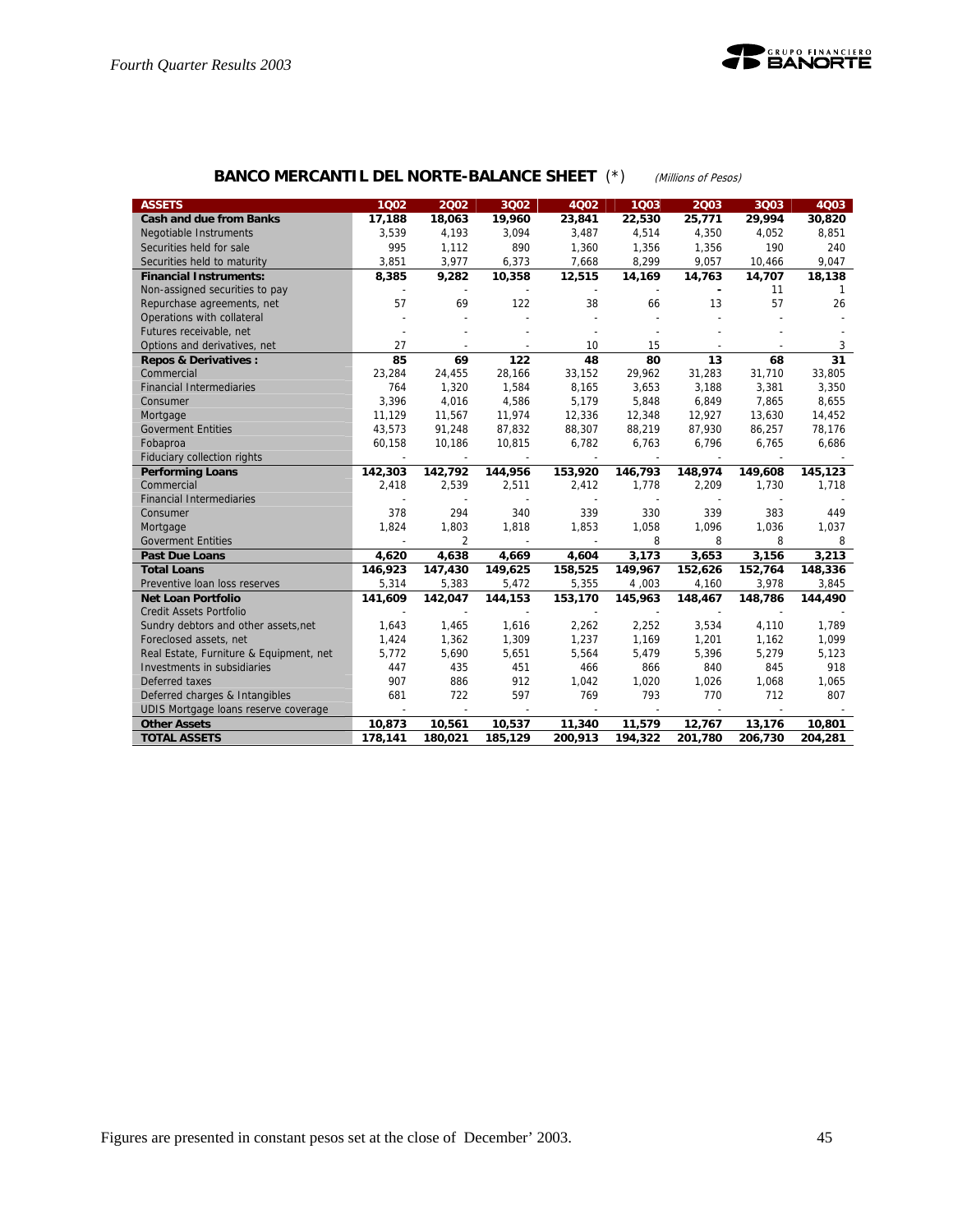## BANCO MERCANTIL DEL NORTE-BALANCE SHEET (*) *(Millions of Pesos)*

| ASSETS | 1Q02 | 2Q02 | 3Q02 | 4Q02 | 1Q03 | 2Q03 | 3Q03 | 4Q03 |
|---|---|---|---|---|---|---|---|---|
| **Cash and due from Banks** | **17,188** | **18,063** | **19,960** | **23,841** | **22,530** | **25,771** | **29,994** | **30,820** |
| Negotiable Instruments | 3,539 | 4,193 | 3,094 | 3,487 | 4,514 | 4,350 | 4,052 | 8,851 |
| Securities held for sale | 995 | 1,112 | 890 | 1,360 | 1,356 | 1,356 | 190 | 240 |
| Securities held to maturity | 3,851 | 3,977 | 6,373 | 7,668 | 8,299 | 9,057 | 10,466 | 9,047 |
| **Financial Instruments:** | **8,385** | **9,282** | **10,358** | **12,515** | **14,169** | **14,763** | **14,707** | **18,138** |
| Non-assigned securities to pay | - | - | - | - | - | - | 11 | 1 |
| Repurchase agreements, net | 57 | 69 | 122 | 38 | 66 | 13 | 57 | 26 |
| Operations with collateral | - | - | - | - | - | - | - | - |
| Futures receivable, net | - | - | - | - | - | - | - | - |
| Options and derivatives, net | 27 | - | - | 10 | 15 | - | - | 3 |
| **Repos & Derivatives :** | **85** | **69** | **122** | **48** | **80** | **13** | **68** | **31** |
| Commercial | 23,284 | 24,455 | 28,166 | 33,152 | 29,962 | 31,283 | 31,710 | 33,805 |
| Financial Intermediaries | 764 | 1,320 | 1,584 | 8,165 | 3,653 | 3,188 | 3,381 | 3,350 |
| Consumer | 3,396 | 4,016 | 4,586 | 5,179 | 5,848 | 6,849 | 7,865 | 8,655 |
| Mortgage | 11,129 | 11,567 | 11,974 | 12,336 | 12,348 | 12,927 | 13,630 | 14,452 |
| Goverment Entities | 43,573 | 91,248 | 87,832 | 88,307 | 88,219 | 87,930 | 86,257 | 78,176 |
| Fobaproa | 60,158 | 10,186 | 10,815 | 6,782 | 6,763 | 6,796 | 6,765 | 6,686 |
| Fiduciary collection rights | - | - | - | - | - | - | - | - |
| **Performing Loans** | **142,303** | **142,792** | **144,956** | **153,920** | **146,793** | **148,974** | **149,608** | **145,123** |
| Commercial | 2,418 | 2,539 | 2,511 | 2,412 | 1,778 | 2,209 | 1,730 | 1,718 |
| Financial Intermediaries | - | - | - | - | - | - | - | - |
| Consumer | 378 | 294 | 340 | 339 | 330 | 339 | 383 | 449 |
| Mortgage | 1,824 | 1,803 | 1,818 | 1,853 | 1,058 | 1,096 | 1,036 | 1,037 |
| Goverment Entities | - | 2 | - | - | 8 | 8 | 8 | 8 |
| **Past Due Loans** | **4,620** | **4,638** | **4,669** | **4,604** | **3,173** | **3,653** | **3,156** | **3,213** |
| **Total Loans** | **146,923** | **147,430** | **149,625** | **158,525** | **149,967** | **152,626** | **152,764** | **148,336** |
| Preventive loan loss reserves | 5,314 | 5,383 | 5,472 | 5,355 | 4 ,003 | 4,160 | 3,978 | 3,845 |
| **Net Loan Portfolio** | **141,609** | **142,047** | **144,153** | **153,170** | **145,963** | **148,467** | **148,786** | **144,490** |
| Credit Assets Portfolio | - | - | - | - | - | - | - | - |
| Sundry debtors and other assets,net | 1,643 | 1,465 | 1,616 | 2,262 | 2,252 | 3,534 | 4,110 | 1,789 |
| Foreclosed assets, net | 1,424 | 1,362 | 1,309 | 1,237 | 1,169 | 1,201 | 1,162 | 1,099 |
| Real Estate, Furniture & Equipment, net | 5,772 | 5,690 | 5,651 | 5,564 | 5,479 | 5,396 | 5,279 | 5,123 |
| Investments in subsidiaries | 447 | 435 | 451 | 466 | 866 | 840 | 845 | 918 |
| Deferred taxes | 907 | 886 | 912 | 1,042 | 1,020 | 1,026 | 1,068 | 1,065 |
| Deferred charges & Intangibles | 681 | 722 | 597 | 769 | 793 | 770 | 712 | 807 |
| UDIS Mortgage loans reserve coverage | - | - | - | - | - | - | - | - |
| **Other Assets** | **10,873** | **10,561** | **10,537** | **11,340** | **11,579** | **12,767** | **13,176** | **10,801** |
| **TOTAL ASSETS** | **178,141** | **180,021** | **185,129** | **200,913** | **194,322** | **201,780** | **206,730** | **204,281** |

Figures are presented in constant pesos set at the close of December' 2003.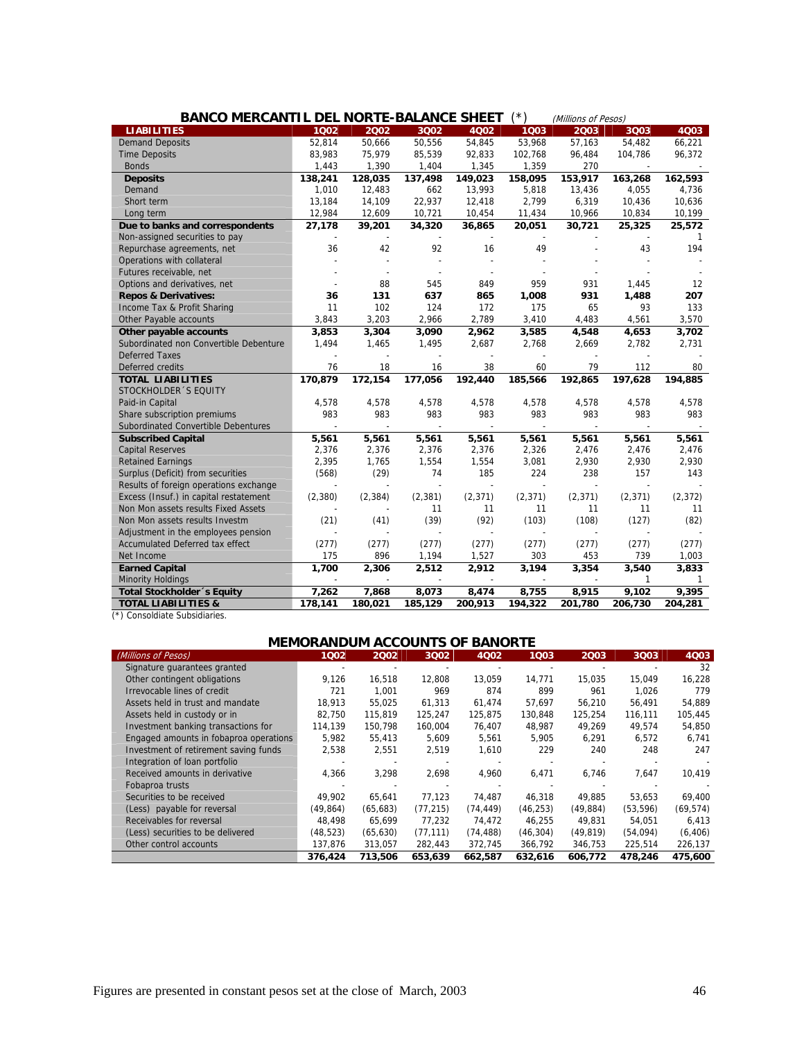## BANCO MERCANTIL DEL NORTE-BALANCE SHEET (*)

*(Millions of Pesos)*

| LIABILITIES | 1Q02 | 2Q02 | 3Q02 | 4Q02 | 1Q03 | 2Q03 | 3Q03 | 4Q03 |
|---|---|---|---|---|---|---|---|---|
| Demand Deposits | 52,814 | 50,666 | 50,556 | 54,845 | 53,968 | 57,163 | 54,482 | 66,221 |
| Time Deposits | 83,983 | 75,979 | 85,539 | 92,833 | 102,768 | 96,484 | 104,786 | 96,372 |
| Bonds | 1,443 | 1,390 | 1,404 | 1,345 | 1,359 | 270 | - | - |
| **Deposits** | **138,241** | **128,035** | **137,498** | **149,023** | **158,095** | **153,917** | **163,268** | **162,593** |
| Demand | 1,010 | 12,483 | 662 | 13,993 | 5,818 | 13,436 | 4,055 | 4,736 |
| Short term | 13,184 | 14,109 | 22,937 | 12,418 | 2,799 | 6,319 | 10,436 | 10,636 |
| Long term | 12,984 | 12,609 | 10,721 | 10,454 | 11,434 | 10,966 | 10,834 | 10,199 |
| **Due to banks and correspondents** | **27,178** | **39,201** | **34,320** | **36,865** | **20,051** | **30,721** | **25,325** | **25,572** |
| Non-assigned securities to pay | - | - | - | - | - | - | - | 1 |
| Repurchase agreements, net | 36 | 42 | 92 | 16 | 49 | - | 43 | 194 |
| Operations with collateral | - | - | - | - | - | - | - | - |
| Futures receivable, net | - | - | - | - | - | - | - | - |
| Options and derivatives, net | - | 88 | 545 | 849 | 959 | 931 | 1,445 | 12 |
| **Repos & Derivatives:** | **36** | **131** | **637** | **865** | **1,008** | **931** | **1,488** | **207** |
| Income Tax & Profit Sharing | 11 | 102 | 124 | 172 | 175 | 65 | 93 | 133 |
| Other Payable accounts | 3,843 | 3,203 | 2,966 | 2,789 | 3,410 | 4,483 | 4,561 | 3,570 |
| **Other payable accounts** | **3,853** | **3,304** | **3,090** | **2,962** | **3,585** | **4,548** | **4,653** | **3,702** |
| Subordinated non Convertible Debenture | 1,494 | 1,465 | 1,495 | 2,687 | 2,768 | 2,669 | 2,782 | 2,731 |
| Deferred Taxes | - | - | - | - | - | - | - | - |
| Deferred credits | 76 | 18 | 16 | 38 | 60 | 79 | 112 | 80 |
| **TOTAL LIABILITIES** | **170,879** | **172,154** | **177,056** | **192,440** | **185,566** | **192,865** | **197,628** | **194,885** |
| STOCKHOLDER´S EQUITY | | | | | | | | |
| Paid-in Capital | 4,578 | 4,578 | 4,578 | 4,578 | 4,578 | 4,578 | 4,578 | 4,578 |
| Share subscription premiums | 983 | 983 | 983 | 983 | 983 | 983 | 983 | 983 |
| Subordinated Convertible Debentures | - | - | - | - | - | - | - | - |
| **Subscribed Capital** | **5,561** | **5,561** | **5,561** | **5,561** | **5,561** | **5,561** | **5,561** | **5,561** |
| Capital Reserves | 2,376 | 2,376 | 2,376 | 2,376 | 2,326 | 2,476 | 2,476 | 2,476 |
| Retained Earnings | 2,395 | 1,765 | 1,554 | 1,554 | 3,081 | 2,930 | 2,930 | 2,930 |
| Surplus (Deficit) from securities | (568) | (29) | 74 | 185 | 224 | 238 | 157 | 143 |
| Results of foreign operations exchange | - | - | - | - | - | - | - | - |
| Excess (Insuf.) in capital restatement | (2,380) | (2,384) | (2,381) | (2,371) | (2,371) | (2,371) | (2,371) | (2,372) |
| Non Mon assets results Fixed Assets | - | - | 11 | 11 | 11 | 11 | 11 | 11 |
| Non Mon assets results Investm | (21) | (41) | (39) | (92) | (103) | (108) | (127) | (82) |
| Adjustment in the employees pension | - | - | - | - | - | - | - | - |
| Accumulated Deferred tax effect | (277) | (277) | (277) | (277) | (277) | (277) | (277) | (277) |
| Net Income | 175 | 896 | 1,194 | 1,527 | 303 | 453 | 739 | 1,003 |
| **Earned Capital** | **1,700** | **2,306** | **2,512** | **2,912** | **3,194** | **3,354** | **3,540** | **3,833** |
| Minority Holdings | - | - | - | - | - | - | 1 | 1 |
| **Total Stockholder´s Equity** | **7,262** | **7,868** | **8,073** | **8,474** | **8,755** | **8,915** | **9,102** | **9,395** |
| **TOTAL LIABILITIES &** | **178,141** | **180,021** | **185,129** | **200,913** | **194,322** | **201,780** | **206,730** | **204,281** |

(*) Consoldiate Subsidiaries.

## MEMORANDUM ACCOUNTS OF BANORTE

| *(Millions of Pesos)* | 1Q02 | 2Q02 | 3Q02 | 4Q02 | 1Q03 | 2Q03 | 3Q03 | 4Q03 |
|---|---|---|---|---|---|---|---|---|
| Signature guarantees granted | - | - | - | - | - | - | - | 32 |
| Other contingent obligations | 9,126 | 16,518 | 12,808 | 13,059 | 14,771 | 15,035 | 15,049 | 16,228 |
| Irrevocable lines of credit | 721 | 1,001 | 969 | 874 | 899 | 961 | 1,026 | 779 |
| Assets held in trust and mandate | 18,913 | 55,025 | 61,313 | 61,474 | 57,697 | 56,210 | 56,491 | 54,889 |
| Assets held in custody or in | 82,750 | 115,819 | 125,247 | 125,875 | 130,848 | 125,254 | 116,111 | 105,445 |
| Investment banking transactions for | 114,139 | 150,798 | 160,004 | 76,407 | 48,987 | 49,269 | 49,574 | 54,850 |
| Engaged amounts in fobaproa operations | 5,982 | 55,413 | 5,609 | 5,561 | 5,905 | 6,291 | 6,572 | 6,741 |
| Investment of retirement saving funds | 2,538 | 2,551 | 2,519 | 1,610 | 229 | 240 | 248 | 247 |
| Integration of loan portfolio | - | - | - | - | - | - | - | - |
| Received amounts in derivative | 4,366 | 3,298 | 2,698 | 4,960 | 6,471 | 6,746 | 7,647 | 10,419 |
| Fobaproa trusts | - | - | - | - | - | - | - | - |
| Securities to be received | 49,902 | 65,641 | 77,123 | 74,487 | 46,318 | 49,885 | 53,653 | 69,400 |
| (Less) payable for reversal | (49,864) | (65,683) | (77,215) | (74,449) | (46,253) | (49,884) | (53,596) | (69,574) |
| Receivables for reversal | 48,498 | 65,699 | 77,232 | 74,472 | 46,255 | 49,831 | 54,051 | 6,413 |
| (Less) securities to be delivered | (48,523) | (65,630) | (77,111) | (74,488) | (46,304) | (49,819) | (54,094) | (6,406) |
| Other control accounts | 137,876 | 313,057 | 282,443 | 372,745 | 366,792 | 346,753 | 225,514 | 226,137 |
| | **376,424** | **713,506** | **653,639** | **662,587** | **632,616** | **606,772** | **478,246** | **475,600** |

Figures are presented in constant pesos set at the close of March, 2003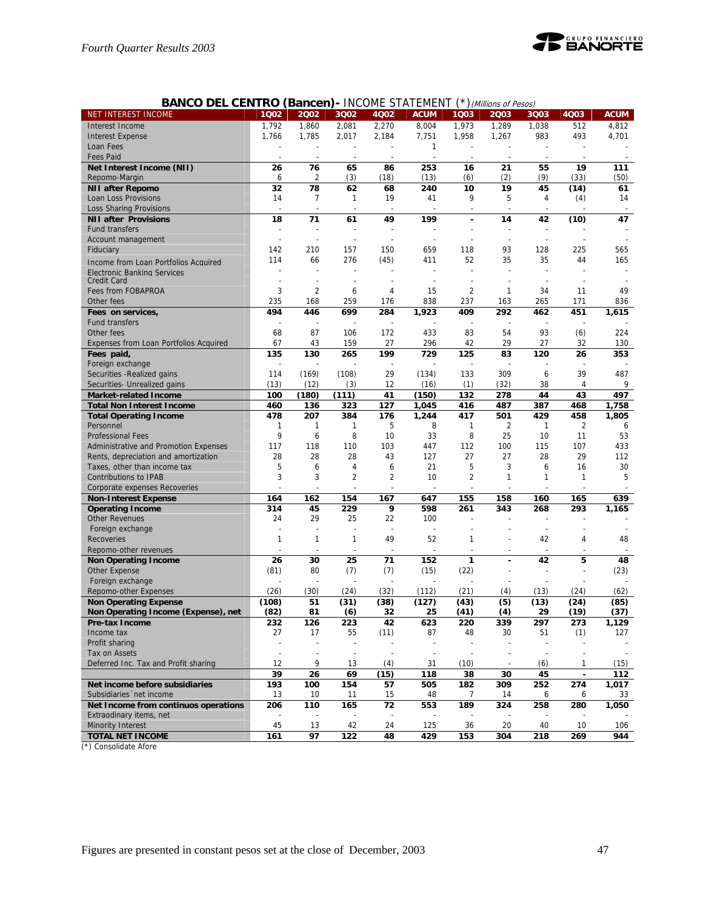## BANCO DEL CENTRO (Bancen)- INCOME STATEMENT (*) *(Millions of Pesos)*

| NET INTEREST INCOME | 1Q02 | 2Q02 | 3Q02 | 4Q02 | ACUM | 1Q03 | 2Q03 | 3Q03 | 4Q03 | ACUM |
|---|---|---|---|---|---|---|---|---|---|---|
| Interest Income | 1,792 | 1,860 | 2,081 | 2,270 | 8,004 | 1,973 | 1,289 | 1,038 | 512 | 4,812 |
| Interest Expense | 1,766 | 1,785 | 2,017 | 2,184 | 7,751 | 1,958 | 1,267 | 983 | 493 | 4,701 |
| Loan Fees | - | - | - | - | 1 | - | - | - | - | - |
| Fees Paid | - | - | - | - | - | - | - | - | - | - |
| **Net Interest Income (NII)** | **26** | **76** | **65** | **86** | **253** | **16** | **21** | **55** | **19** | **111** |
| Repomo-Margin | 6 | 2 | (3) | (18) | (13) | (6) | (2) | (9) | (33) | (50) |
| **NII after Repomo** | **32** | **78** | **62** | **68** | **240** | **10** | **19** | **45** | **(14)** | **61** |
| Loan Loss Provisions | 14 | 7 | 1 | 19 | 41 | 9 | 5 | 4 | (4) | 14 |
| Loss Sharing Provisions | - | - | - | - | - | - | - | - | - | - |
| **NII after Provisions** | **18** | **71** | **61** | **49** | **199** | **-** | **14** | **42** | **(10)** | **47** |
| Fund transfers | - | - | - | - | - | - | - | - | - | - |
| Account management | - | - | - | - | - | - | - | - | - | - |
| Fiduciary | 142 | 210 | 157 | 150 | 659 | 118 | 93 | 128 | 225 | 565 |
| Income from Loan Portfolios Acquired | 114 | 66 | 276 | (45) | 411 | 52 | 35 | 35 | 44 | 165 |
| Electronic Banking Services | - | - | - | - | - | - | - | - | - | - |
| Credit Card | - | - | - | - | - | - | - | - | - | - |
| Fees from FOBAPROA | 3 | 2 | 6 | 4 | 15 | 2 | 1 | 34 | 11 | 49 |
| Other fees | 235 | 168 | 259 | 176 | 838 | 237 | 163 | 265 | 171 | 836 |
| **Fees on services,** | **494** | **446** | **699** | **284** | **1,923** | **409** | **292** | **462** | **451** | **1,615** |
| Fund transfers | - | - | - | - | - | - | - | - | - | - |
| Other fees | 68 | 87 | 106 | 172 | 433 | 83 | 54 | 93 | (6) | 224 |
| Expenses from Loan Portfolios Acquired | 67 | 43 | 159 | 27 | 296 | 42 | 29 | 27 | 32 | 130 |
| **Fees paid,** | **135** | **130** | **265** | **199** | **729** | **125** | **83** | **120** | **26** | **353** |
| Foreign exchange | - | - | - | - | - | - | - | - | - | - |
| Securities -Realized gains | 114 | (169) | (108) | 29 | (134) | 133 | 309 | 6 | 39 | 487 |
| Securities- Unrealized gains | (13) | (12) | (3) | 12 | (16) | (1) | (32) | 38 | 4 | 9 |
| **Market-related Income** | **100** | **(180)** | **(111)** | **41** | **(150)** | **132** | **278** | **44** | **43** | **497** |
| **Total Non Interest Income** | **460** | **136** | **323** | **127** | **1,045** | **416** | **487** | **387** | **468** | **1,758** |
| **Total Operating Income** | **478** | **207** | **384** | **176** | **1,244** | **417** | **501** | **429** | **458** | **1,805** |
| Personnel | 1 | 1 | 1 | 5 | 8 | 1 | 2 | 1 | 2 | 6 |
| Professional Fees | 9 | 6 | 8 | 10 | 33 | 8 | 25 | 10 | 11 | 53 |
| Administrative and Promotion Expenses | 117 | 118 | 110 | 103 | 447 | 112 | 100 | 115 | 107 | 433 |
| Rents, depreciation and amortization | 28 | 28 | 28 | 43 | 127 | 27 | 27 | 28 | 29 | 112 |
| Taxes, other than income tax | 5 | 6 | 4 | 6 | 21 | 5 | 3 | 6 | 16 | 30 |
| Contributions to IPAB | 3 | 3 | 2 | 2 | 10 | 2 | 1 | 1 | 1 | 5 |
| Corporate expenses Recoveries | - | - | - | - | - | - | - | - | - | - |
| **Non-Interest Expense** | **164** | **162** | **154** | **167** | **647** | **155** | **158** | **160** | **165** | **639** |
| **Operating Income** | **314** | **45** | **229** | **9** | **598** | **261** | **343** | **268** | **293** | **1,165** |
| Other Revenues | 24 | 29 | 25 | 22 | 100 | - | - | - | - | - |
| Foreign exchange | - | - | - | - | - | - | - | - | - | - |
| Recoveries | 1 | 1 | 1 | 49 | 52 | 1 | - | 42 | 4 | 48 |
| Repomo-other revenues | - | - | - | - | - | - | - | - | - | - |
| **Non Operating Income** | **26** | **30** | **25** | **71** | **152** | **1** | **-** | **42** | **5** | **48** |
| Other Expense | (81) | 80 | (7) | (7) | (15) | (22) | - | - | - | (23) |
| Foreign exchange | - | - | - | - | - | - | - | - | - | - |
| Repomo-other Expenses | (26) | (30) | (24) | (32) | (112) | (21) | (4) | (13) | (24) | (62) |
| **Non Operating Expense** | **(108)** | **51** | **(31)** | **(38)** | **(127)** | **(43)** | **(5)** | **(13)** | **(24)** | **(85)** |
| **Non Operating Income (Expense), net** | **(82)** | **81** | **(6)** | **32** | **25** | **(41)** | **(4)** | **29** | **(19)** | **(37)** |
| **Pre-tax Income** | **232** | **126** | **223** | **42** | **623** | **220** | **339** | **297** | **273** | **1,129** |
| Income tax | 27 | 17 | 55 | (11) | 87 | 48 | 30 | 51 | (1) | 127 |
| Profit sharing | - | - | - | - | - | - | - | - | - | - |
| Tax on Assets | - | - | - | - | - | - | - | - | - | - |
| Deferred Inc. Tax and Profit sharing | 12 | 9 | 13 | (4) | 31 | (10) | - | (6) | 1 | (15) |
| | **39** | **26** | **69** | **(15)** | **118** | **38** | **30** | **45** | **-** | **112** |
| **Net income before subsidiaries** | **193** | **100** | **154** | **57** | **505** | **182** | **309** | **252** | **274** | **1,017** |
| Subsidiaries´net income | 13 | 10 | 11 | 15 | 48 | 7 | 14 | 6 | 6 | 33 |
| **Net Income from continuos operations** | **206** | **110** | **165** | **72** | **553** | **189** | **324** | **258** | **280** | **1,050** |
| Extraodinary items, net | - | - | - | - | - | - | - | - | - | - |
| Minority Interest | 45 | 13 | 42 | 24 | 125 | 36 | 20 | 40 | 10 | 106 |
| **TOTAL NET INCOME** | **161** | **97** | **122** | **48** | **429** | **153** | **304** | **218** | **269** | **944** |

(*) Consolidate Afore

Figures are presented in constant pesos set at the close of December, 2003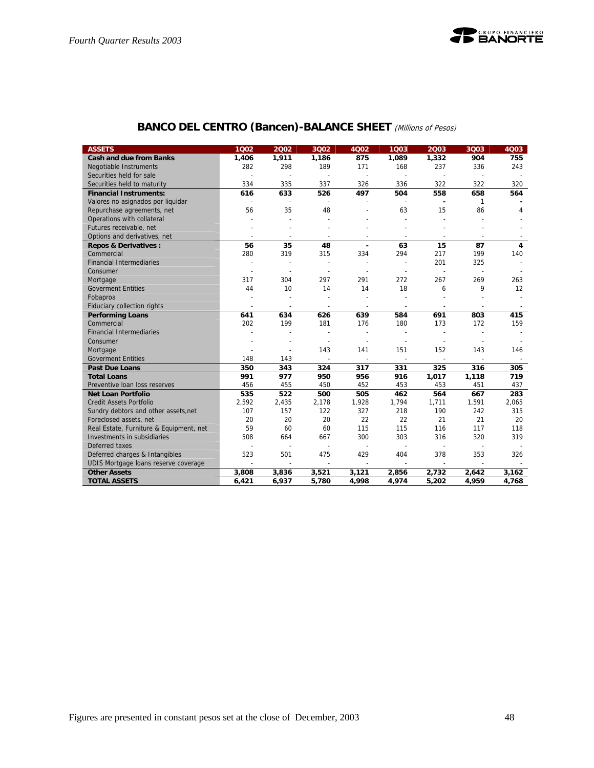## BANCO DEL CENTRO (Bancen)-BALANCE SHEET *(Millions of Pesos)*

| ASSETS | 1Q02 | 2Q02 | 3Q02 | 4Q02 | 1Q03 | 2Q03 | 3Q03 | 4Q03 |
|---|---|---|---|---|---|---|---|---|
| **Cash and due from Banks** | **1,406** | **1,911** | **1,186** | **875** | **1,089** | **1,332** | **904** | **755** |
| Negotiable Instruments | 282 | 298 | 189 | 171 | 168 | 237 | 336 | 243 |
| Securities held for sale | - | - | - | - | - | - | - | - |
| Securities held to maturity | 334 | 335 | 337 | 326 | 336 | 322 | 322 | 320 |
| **Financial Instruments:** | **616** | **633** | **526** | **497** | **504** | **558** | **658** | **564** |
| Valores no asignados por liquidar | - | - | - | - | - | - | 1 | - |
| Repurchase agreements, net | 56 | 35 | 48 | - | 63 | 15 | 86 | 4 |
| Operations with collateral | - | - | - | - | - | - | - | - |
| Futures receivable, net | - | - | - | - | - | - | - | - |
| Options and derivatives, net | - | - | - | - | - | - | - | - |
| **Repos & Derivatives :** | **56** | **35** | **48** | **-** | **63** | **15** | **87** | **4** |
| Commercial | 280 | 319 | 315 | 334 | 294 | 217 | 199 | 140 |
| Financial Intermediaries | - | - | - | - | - | 201 | 325 | - |
| Consumer | - | - | - | - | - | - | - | - |
| Mortgage | 317 | 304 | 297 | 291 | 272 | 267 | 269 | 263 |
| Goverment Entities | 44 | 10 | 14 | 14 | 18 | 6 | 9 | 12 |
| Fobaproa | - | - | - | - | - | - | - | - |
| Fiduciary collection rights | - | - | - | - | - | - | - | - |
| **Performing Loans** | **641** | **634** | **626** | **639** | **584** | **691** | **803** | **415** |
| Commercial | 202 | 199 | 181 | 176 | 180 | 173 | 172 | 159 |
| Financial Intermediaries | - | - | - | - | - | - | - | - |
| Consumer | - | - | - | - | - | - | - | - |
| Mortgage | - | - | 143 | 141 | 151 | 152 | 143 | 146 |
| Goverment Entities | 148 | 143 | - | - | - | - | - | - |
| **Past Due Loans** | **350** | **343** | **324** | **317** | **331** | **325** | **316** | **305** |
| **Total Loans** | **991** | **977** | **950** | **956** | **916** | **1,017** | **1,118** | **719** |
| Preventive loan loss reserves | 456 | 455 | 450 | 452 | 453 | 453 | 451 | 437 |
| **Net Loan Portfolio** | **535** | **522** | **500** | **505** | **462** | **564** | **667** | **283** |
| Credit Assets Portfolio | 2,592 | 2,435 | 2,178 | 1,928 | 1,794 | 1,711 | 1,591 | 2,065 |
| Sundry debtors and other assets,net | 107 | 157 | 122 | 327 | 218 | 190 | 242 | 315 |
| Foreclosed assets, net | 20 | 20 | 20 | 22 | 22 | 21 | 21 | 20 |
| Real Estate, Furniture & Equipment, net | 59 | 60 | 60 | 115 | 115 | 116 | 117 | 118 |
| Investments in subsidiaries | 508 | 664 | 667 | 300 | 303 | 316 | 320 | 319 |
| Deferred taxes | - | - | - | - | - | - | - | - |
| Deferred charges & Intangibles | 523 | 501 | 475 | 429 | 404 | 378 | 353 | 326 |
| UDIS Mortgage loans reserve coverage | - | - | - | - | - | - | - | - |
| **Other Assets** | **3,808** | **3,836** | **3,521** | **3,121** | **2,856** | **2,732** | **2,642** | **3,162** |
| **TOTAL ASSETS** | **6,421** | **6,937** | **5,780** | **4,998** | **4,974** | **5,202** | **4,959** | **4,768** |

Figures are presented in constant pesos set at the close of December, 2003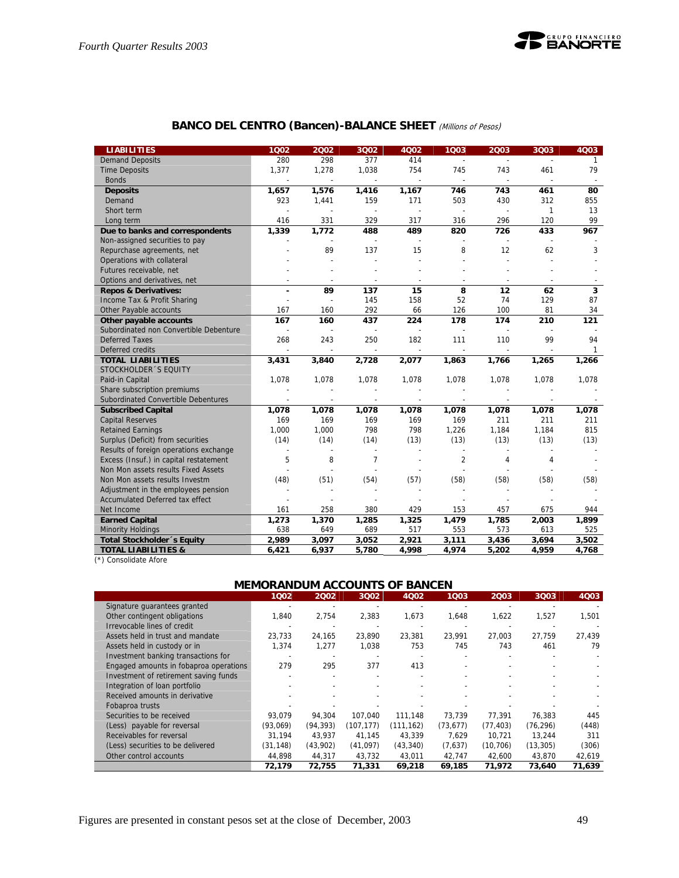## BANCO DEL CENTRO (Bancen)-BALANCE SHEET *(Millions of Pesos)*

| LIABILITIES | 1Q02 | 2Q02 | 3Q02 | 4Q02 | 1Q03 | 2Q03 | 3Q03 | 4Q03 |
|---|---|---|---|---|---|---|---|---|
| Demand Deposits | 280 | 298 | 377 | 414 | - | - | - | 1 |
| Time Deposits | 1,377 | 1,278 | 1,038 | 754 | 745 | 743 | 461 | 79 |
| Bonds | - | - | - | - | - | - | - | - |
| **Deposits** | **1,657** | **1,576** | **1,416** | **1,167** | **746** | **743** | **461** | **80** |
| Demand | 923 | 1,441 | 159 | 171 | 503 | 430 | 312 | 855 |
| Short term | - | - | - | - | - | - | 1 | 13 |
| Long term | 416 | 331 | 329 | 317 | 316 | 296 | 120 | 99 |
| **Due to banks and correspondents** | **1,339** | **1,772** | **488** | **489** | **820** | **726** | **433** | **967** |
| Non-assigned securities to pay | - | - | - | - | - | - | - | - |
| Repurchase agreements, net | - | 89 | 137 | 15 | 8 | 12 | 62 | 3 |
| Operations with collateral | - | - | - | - | - | - | - | - |
| Futures receivable, net | - | - | - | - | - | - | - | - |
| Options and derivatives, net | - | - | - | - | - | - | - | - |
| **Repos & Derivatives:** | **-** | **89** | **137** | **15** | **8** | **12** | **62** | **3** |
| Income Tax & Profit Sharing | - | - | 145 | 158 | 52 | 74 | 129 | 87 |
| Other Payable accounts | 167 | 160 | 292 | 66 | 126 | 100 | 81 | 34 |
| **Other payable accounts** | **167** | **160** | **437** | **224** | **178** | **174** | **210** | **121** |
| Subordinated non Convertible Debenture | - | - | - | - | - | - | - | - |
| Deferred Taxes | 268 | 243 | 250 | 182 | 111 | 110 | 99 | 94 |
| Deferred credits | - | - | - | - | - | - | - | 1 |
| **TOTAL LIABILITIES** | **3,431** | **3,840** | **2,728** | **2,077** | **1,863** | **1,766** | **1,265** | **1,266** |
| STOCKHOLDER´S EQUITY | | | | | | | | |
| Paid-in Capital | 1,078 | 1,078 | 1,078 | 1,078 | 1,078 | 1,078 | 1,078 | 1,078 |
| Share subscription premiums | - | - | - | - | - | - | - | - |
| Subordinated Convertible Debentures | - | - | - | - | - | - | - | - |
| **Subscribed Capital** | **1,078** | **1,078** | **1,078** | **1,078** | **1,078** | **1,078** | **1,078** | **1,078** |
| Capital Reserves | 169 | 169 | 169 | 169 | 169 | 211 | 211 | 211 |
| Retained Earnings | 1,000 | 1,000 | 798 | 798 | 1,226 | 1,184 | 1,184 | 815 |
| Surplus (Deficit) from securities | (14) | (14) | (14) | (13) | (13) | (13) | (13) | (13) |
| Results of foreign operations exchange | - | - | - | - | - | - | - | - |
| Excess (Insuf.) in capital restatement | 5 | 8 | 7 | - | 2 | 4 | 4 | - |
| Non Mon assets results Fixed Assets | - | - | - | - | - | - | - | - |
| Non Mon assets results Investm | (48) | (51) | (54) | (57) | (58) | (58) | (58) | (58) |
| Adjustment in the employees pension | - | - | - | - | - | - | - | - |
| Accumulated Deferred tax effect | - | - | - | - | - | - | - | - |
| Net Income | 161 | 258 | 380 | 429 | 153 | 457 | 675 | 944 |
| **Earned Capital** | **1,273** | **1,370** | **1,285** | **1,325** | **1,479** | **1,785** | **2,003** | **1,899** |
| Minority Holdings | 638 | 649 | 689 | 517 | 553 | 573 | 613 | 525 |
| **Total Stockholder´s Equity** | **2,989** | **3,097** | **3,052** | **2,921** | **3,111** | **3,436** | **3,694** | **3,502** |
| **TOTAL LIABILITIES &** | **6,421** | **6,937** | **5,780** | **4,998** | **4,974** | **5,202** | **4,959** | **4,768** |

(*) Consolidate Afore

## MEMORANDUM ACCOUNTS OF BANCEN

| | 1Q02 | 2Q02 | 3Q02 | 4Q02 | 1Q03 | 2Q03 | 3Q03 | 4Q03 |
|---|---|---|---|---|---|---|---|---|
| Signature guarantees granted | - | - | - | - | - | - | - | - |
| Other contingent obligations | 1,840 | 2,754 | 2,383 | 1,673 | 1,648 | 1,622 | 1,527 | 1,501 |
| Irrevocable lines of credit | - | - | - | - | - | - | - | - |
| Assets held in trust and mandate | 23,733 | 24,165 | 23,890 | 23,381 | 23,991 | 27,003 | 27,759 | 27,439 |
| Assets held in custody or in | 1,374 | 1,277 | 1,038 | 753 | 745 | 743 | 461 | 79 |
| Investment banking transactions for | - | - | - | - | - | - | - | - |
| Engaged amounts in fobaproa operations | 279 | 295 | 377 | 413 | - | - | - | - |
| Investment of retirement saving funds | - | - | - | - | - | - | - | - |
| Integration of loan portfolio | - | - | - | - | - | - | - | - |
| Received amounts in derivative | - | - | - | - | - | - | - | - |
| Fobaproa trusts | - | - | - | - | - | - | - | - |
| Securities to be received | 93,079 | 94,304 | 107,040 | 111,148 | 73,739 | 77,391 | 76,383 | 445 |
| (Less) payable for reversal | (93,069) | (94,393) | (107,177) | (111,162) | (73,677) | (77,403) | (76,296) | (448) |
| Receivables for reversal | 31,194 | 43,937 | 41,145 | 43,339 | 7,629 | 10,721 | 13,244 | 311 |
| (Less) securities to be delivered | (31,148) | (43,902) | (41,097) | (43,340) | (7,637) | (10,706) | (13,305) | (306) |
| Other control accounts | 44,898 | 44,317 | 43,732 | 43,011 | 42,747 | 42,600 | 43,870 | 42,619 |
| | **72,179** | **72,755** | **71,331** | **69,218** | **69,185** | **71,972** | **73,640** | **71,639** |

Figures are presented in constant pesos set at the close of December, 2003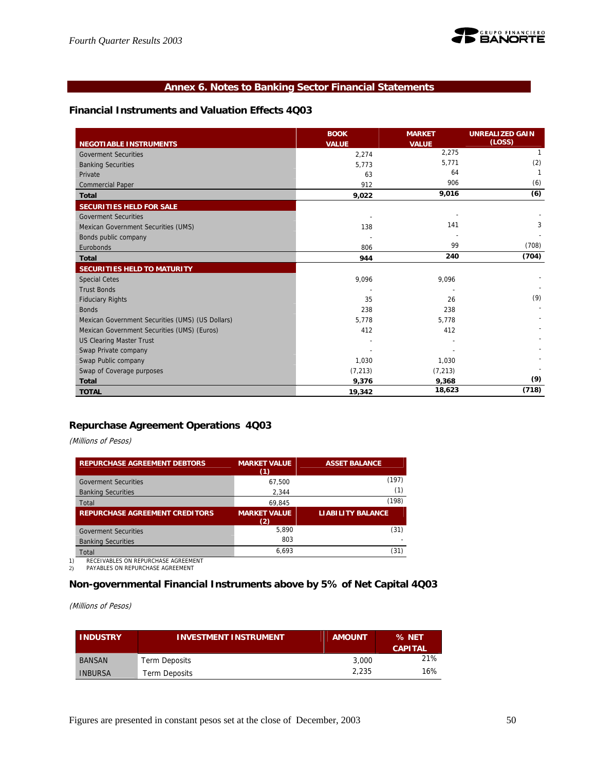## Annex 6. Notes to Banking Sector Financial Statements

### Financial Instruments and Valuation Effects 4Q03

| NEGOTIABLE INSTRUMENTS | BOOK VALUE | MARKET VALUE | UNREALIZED GAIN (LOSS) |
|---|---|---|---|
| Goverment Securities | 2,274 | 2,275 | 1 |
| Banking Securities | 5,773 | 5,771 | (2) |
| Private | 63 | 64 | 1 |
| Commercial Paper | 912 | 906 | (6) |
| **Total** | **9,022** | **9,016** | **(6)** |
| **SECURITIES HELD FOR SALE** | | | |
| Goverment Securities | - | - | - |
| Mexican Government Securities (UMS) | 138 | 141 | 3 |
| Bonds public company | - | - | - |
| Eurobonds | 806 | 99 | (708) |
| **Total** | **944** | **240** | **(704)** |
| **SECURITIES HELD TO MATURITY** | | | |
| Special Cetes | 9,096 | 9,096 | - |
| Trust Bonds | - | - | - |
| Fiduciary Rights | 35 | 26 | (9) |
| Bonds | 238 | 238 | - |
| Mexican Government Securities (UMS) (US Dollars) | 5,778 | 5,778 | - |
| Mexican Government Securities (UMS) (Euros) | 412 | 412 | - |
| US Clearing Master Trust | - | - | - |
| Swap Private company | - | - | - |
| Swap Public company | 1,030 | 1,030 | - |
| Swap of Coverage purposes | (7,213) | (7,213) | - |
| **Total** | **9,376** | **9,368** | **(9)** |
| **TOTAL** | **19,342** | **18,623** | **(718)** |

### Repurchase Agreement Operations 4Q03

*(Millions of Pesos)*

| REPURCHASE AGREEMENT DEBTORS | MARKET VALUE (1) | ASSET BALANCE |
|---|---|---|
| Goverment Securities | 67,500 | (197) |
| Banking Securities | 2,344 | (1) |
| Total | 69,845 | (198) |
| **REPURCHASE AGREEMENT CREDITORS** | **MARKET VALUE (2)** | **LIABILITY BALANCE** |
| Goverment Securities | 5,890 | (31) |
| Banking Securities | 803 | - |
| Total | 6,693 | (31) |

1) RECEIVABLES ON REPURCHASE AGREEMENT
2) PAYABLES ON REPURCHASE AGREEMENT

### Non-governmental Financial Instruments above by 5% of Net Capital 4Q03

*(Millions of Pesos)*

| INDUSTRY | INVESTMENT INSTRUMENT | AMOUNT | % NET CAPITAL |
|---|---|---|---|
| BANSAN | Term Deposits | 3,000 | 21% |
| INBURSA | Term Deposits | 2,235 | 16% |

Figures are presented in constant pesos set at the close of December, 2003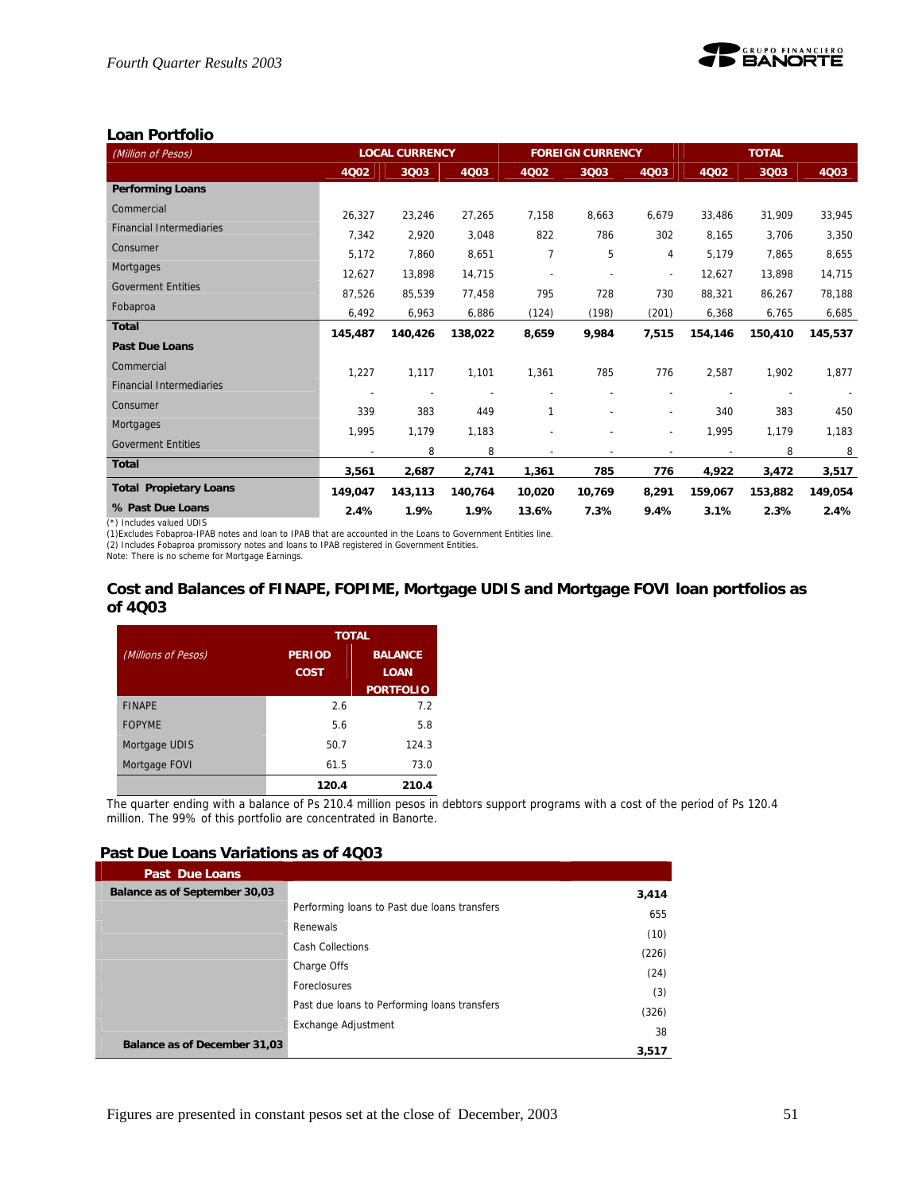## Loan Portfolio

| *(Million of Pesos)* | LOCAL CURRENCY | | | FOREIGN CURRENCY | | | TOTAL | | |
|---|---|---|---|---|---|---|---|---|---|
| | 4Q02 | 3Q03 | 4Q03 | 4Q02 | 3Q03 | 4Q03 | 4Q02 | 3Q03 | 4Q03 |
| **Performing Loans** | | | | | | | | | |
| Commercial | 26,327 | 23,246 | 27,265 | 7,158 | 8,663 | 6,679 | 33,486 | 31,909 | 33,945 |
| Financial Intermediaries | 7,342 | 2,920 | 3,048 | 822 | 786 | 302 | 8,165 | 3,706 | 3,350 |
| Consumer | 5,172 | 7,860 | 8,651 | 7 | 5 | 4 | 5,179 | 7,865 | 8,655 |
| Mortgages | 12,627 | 13,898 | 14,715 | - | - | - | 12,627 | 13,898 | 14,715 |
| Goverment Entities | 87,526 | 85,539 | 77,458 | 795 | 728 | 730 | 88,321 | 86,267 | 78,188 |
| Fobaproa | 6,492 | 6,963 | 6,886 | (124) | (198) | (201) | 6,368 | 6,765 | 6,685 |
| **Total** | **145,487** | **140,426** | **138,022** | **8,659** | **9,984** | **7,515** | **154,146** | **150,410** | **145,537** |
| **Past Due Loans** | | | | | | | | | |
| Commercial | 1,227 | 1,117 | 1,101 | 1,361 | 785 | 776 | 2,587 | 1,902 | 1,877 |
| Financial Intermediaries | - | - | - | - | - | - | - | - | - |
| Consumer | 339 | 383 | 449 | 1 | - | - | 340 | 383 | 450 |
| Mortgages | 1,995 | 1,179 | 1,183 | - | - | - | 1,995 | 1,179 | 1,183 |
| Goverment Entities | - | 8 | 8 | - | - | - | - | 8 | 8 |
| **Total** | **3,561** | **2,687** | **2,741** | **1,361** | **785** | **776** | **4,922** | **3,472** | **3,517** |
| **Total Propietary Loans** | **149,047** | **143,113** | **140,764** | **10,020** | **10,769** | **8,291** | **159,067** | **153,882** | **149,054** |
| **% Past Due Loans** | **2.4%** | **1.9%** | **1.9%** | **13.6%** | **7.3%** | **9.4%** | **3.1%** | **2.3%** | **2.4%** |

(*) Includes valued UDIS
(1)Excludes Fobaproa-IPAB notes and loan to IPAB that are accounted in the Loans to Government Entities line.
(2) Includes Fobaproa promissory notes and loans to IPAB registered in Government Entities.
Note: There is no scheme for Mortgage Earnings.

## Cost and Balances of FINAPE, FOPIME, Mortgage UDIS and Mortgage FOVI loan portfolios as of 4Q03

| *(Millions of Pesos)* | TOTAL | |
|---|---|---|
| | PERIOD COST | BALANCE LOAN PORTFOLIO |
| FINAPE | 2.6 | 7.2 |
| FOPYME | 5.6 | 5.8 |
| Mortgage UDIS | 50.7 | 124.3 |
| Mortgage FOVI | 61.5 | 73.0 |
| | **120.4** | **210.4** |

The quarter ending with a balance of Ps 210.4 million pesos in debtors support programs with a cost of the period of Ps 120.4 million. The 99% of this portfolio are concentrated in Banorte.

## Past Due Loans Variations as of 4Q03

| Past Due Loans | | |
|---|---|---|
| **Balance as of September 30,03** | | **3,414** |
| | Performing loans to Past due loans transfers | 655 |
| | Renewals | (10) |
| | Cash Collections | (226) |
| | Charge Offs | (24) |
| | Foreclosures | (3) |
| | Past due loans to Performing loans transfers | (326) |
| | Exchange Adjustment | 38 |
| **Balance as of December 31,03** | | **3,517** |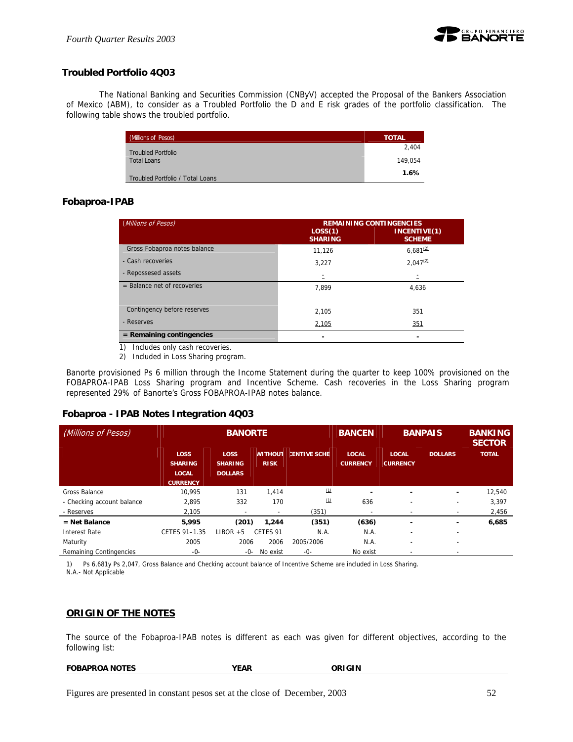## Troubled Portfolio 4Q03

The National Banking and Securities Commission (CNByV) accepted the Proposal of the Bankers Association of Mexico (ABM), to consider as a Troubled Portfolio the D and E risk grades of the portfolio classification. The following table shows the troubled portfolio.

| (Millions of Pesos) | TOTAL |
|---|---|
| Troubled Portfolio | 2,404 |
| Total Loans | 149,054 |
| Troubled Portfolio / Total Loans | **1.6%** |

## Fobaproa-IPAB

| (Millions of Pesos) | REMAINING CONTINGENCIES | |
|---|---|---|
| | LOSS(1) SHARING | INCENTIVE(1) SCHEME |
| Gross Fobaproa notes balance | 11,126 | 6,681[2] |
| - Cash recoveries | 3,227 | 2,047[2] |
| - Repossesed assets | - | - |
| = Balance net of recoveries | 7,899 | 4,636 |
| Contingency before reserves | 2,105 | 351 |
| - Reserves | 2,105 | 351 |
| **= Remaining contingencies** | **-** | **-** |

1) Includes only cash recoveries.
2) Included in Loss Sharing program.

Banorte provisioned Ps 6 million through the Income Statement during the quarter to keep 100% provisioned on the FOBAPROA-IPAB Loss Sharing program and Incentive Scheme. Cash recoveries in the Loss Sharing program represented 29% of Banorte's Gross FOBAPROA-IPAB notes balance.

## Fobaproa - IPAB Notes Integration 4Q03

| (Millions of Pesos) | BANORTE | | | | BANCEN | BANPAIS | | BANKING SECTOR |
|---|---|---|---|---|---|---|---|---|
| | LOSS SHARING LOCAL CURRENCY | LOSS SHARING DOLLARS | WITHOUT RISK | INCENTIVE SCHEME | LOCAL CURRENCY | LOCAL CURRENCY | DOLLARS | TOTAL |
| Gross Balance | 10,995 | 131 | 1,414 | (1) | - | - | - | 12,540 |
| - Checking account balance | 2,895 | 332 | 170 | (1) | 636 | - | - | 3,397 |
| - Reserves | 2,105 | - | - | (351) | - | - | - | 2,456 |
| **= Net Balance** | **5,995** | **(201)** | **1,244** | **(351)** | **(636)** | **-** | **-** | **6,685** |
| Interest Rate | CETES 91–1.35 | LIBOR +5 | CETES 91 | N.A. | N.A. | - | - | |
| Maturity | 2005 | 2006 | 2006 | 2005/2006 | N.A. | - | - | |
| Remaining Contingencies | -0- | -0- | No exist | -0- | No exist | - | - | |

1) Ps 6,681y Ps 2,047, Gross Balance and Checking account balance of Incentive Scheme are included in Loss Sharing.
N.A.- Not Applicable

## ORIGIN OF THE NOTES

The source of the Fobaproa-IPAB notes is different as each was given for different objectives, according to the following list:

| FOBAPROA NOTES | YEAR | ORIGIN |
|---|---|---|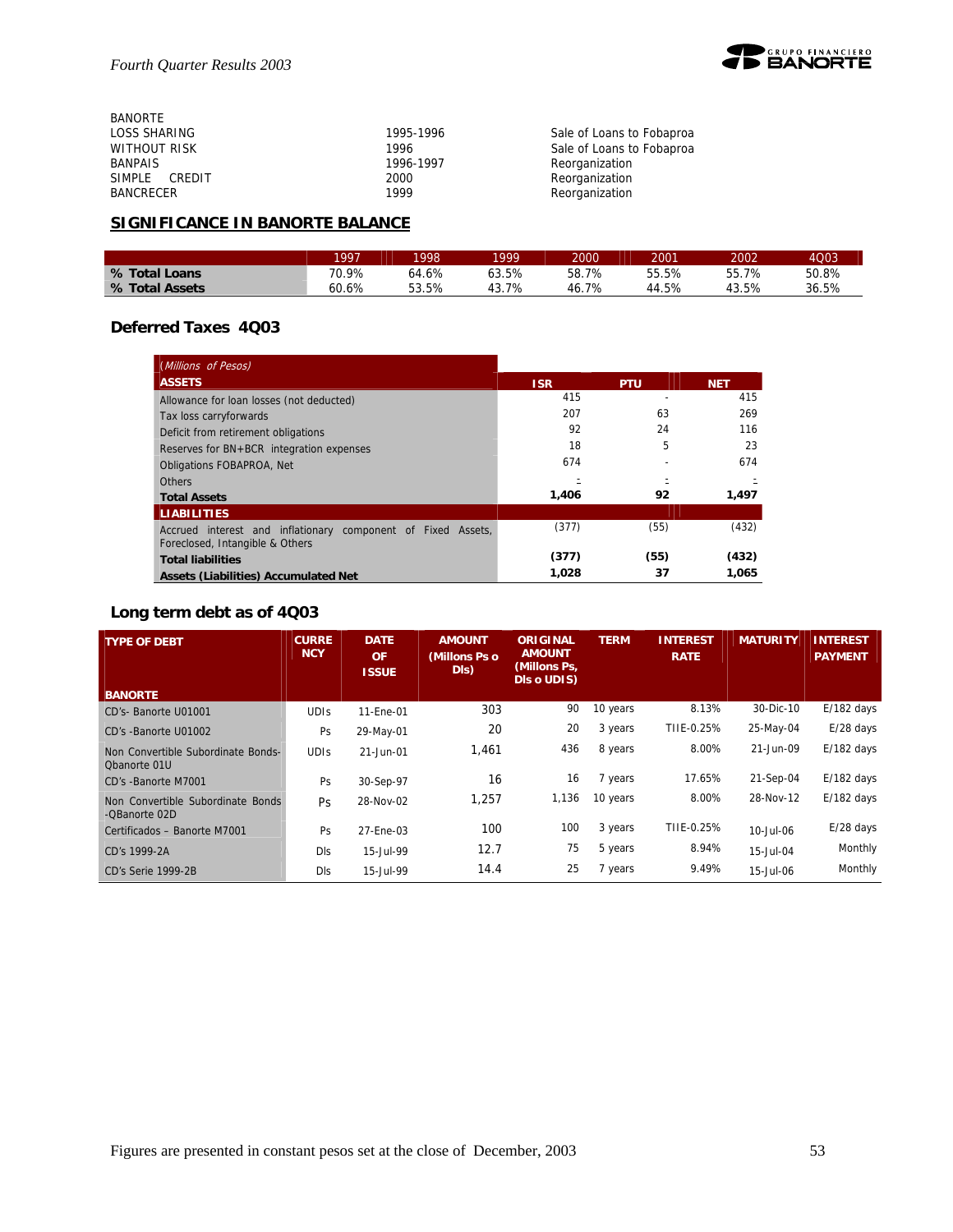BANORTE

| | | |
|---|---|---|
| LOSS SHARING | 1995-1996 | Sale of Loans to Fobaproa |
| WITHOUT RISK | 1996 | Sale of Loans to Fobaproa |
| BANPAIS | 1996-1997 | Reorganization |
| SIMPLE CREDIT | 2000 | Reorganization |
| BANCRECER | 1999 | Reorganization |

## SIGNIFICANCE IN BANORTE BALANCE

| | 1997 | 1998 | 1999 | 2000 | 2001 | 2002 | 4Q03 |
|---|---|---|---|---|---|---|---|
| **% Total Loans** | 70.9% | 64.6% | 63.5% | 58.7% | 55.5% | 55.7% | 50.8% |
| **% Total Assets** | 60.6% | 53.5% | 43.7% | 46.7% | 44.5% | 43.5% | 36.5% |

## Deferred Taxes 4Q03

| *(Millions of Pesos)* **ASSETS** | **ISR** | **PTU** | **NET** |
|---|---|---|---|
| Allowance for loan losses (not deducted) | 415 | - | 415 |
| Tax loss carryforwards | 207 | 63 | 269 |
| Deficit from retirement obligations | 92 | 24 | 116 |
| Reserves for BN+BCR integration expenses | 18 | 5 | 23 |
| Obligations FOBAPROA, Net | 674 | - | 674 |
| Others | - | - | - |
| **Total Assets** | **1,406** | **92** | **1,497** |
| **LIABILITIES** | | | |
| Accrued interest and inflationary component of Fixed Assets, Foreclosed, Intangible & Others | (377) | (55) | (432) |
| **Total liabilities** | **(377)** | **(55)** | **(432)** |
| **Assets (Liabilities) Accumulated Net** | **1,028** | **37** | **1,065** |

## Long term debt as of 4Q03

| **TYPE OF DEBT** **BANORTE** | **CURRENCY** | **DATE OF ISSUE** | **AMOUNT (Millons Ps o Dls)** | **ORIGINAL AMOUNT (Millons Ps, Dls o UDIS)** | **TERM** | **INTEREST RATE** | **MATURITY** | **INTEREST PAYMENT** |
|---|---|---|---|---|---|---|---|---|
| CD's- Banorte U01001 | UDIs | 11-Ene-01 | 303 | 90 | 10 years | 8.13% | 30-Dic-10 | E/182 days |
| CD's -Banorte U01002 | Ps | 29-May-01 | 20 | 20 | 3 years | TIIE-0.25% | 25-May-04 | E/28 days |
| Non Convertible Subordinate Bonds-Qbanorte 01U | UDIs | 21-Jun-01 | 1,461 | 436 | 8 years | 8.00% | 21-Jun-09 | E/182 days |
| CD's -Banorte M7001 | Ps | 30-Sep-97 | 16 | 16 | 7 years | 17.65% | 21-Sep-04 | E/182 days |
| Non Convertible Subordinate Bonds -QBanorte 02D | Ps | 28-Nov-02 | 1,257 | 1,136 | 10 years | 8.00% | 28-Nov-12 | E/182 days |
| Certificados – Banorte M7001 | Ps | 27-Ene-03 | 100 | 100 | 3 years | TIIE-0.25% | 10-Jul-06 | E/28 days |
| CD's 1999-2A | Dls | 15-Jul-99 | 12.7 | 75 | 5 years | 8.94% | 15-Jul-04 | Monthly |
| CD's Serie 1999-2B | Dls | 15-Jul-99 | 14.4 | 25 | 7 years | 9.49% | 15-Jul-06 | Monthly |

Figures are presented in constant pesos set at the close of December, 2003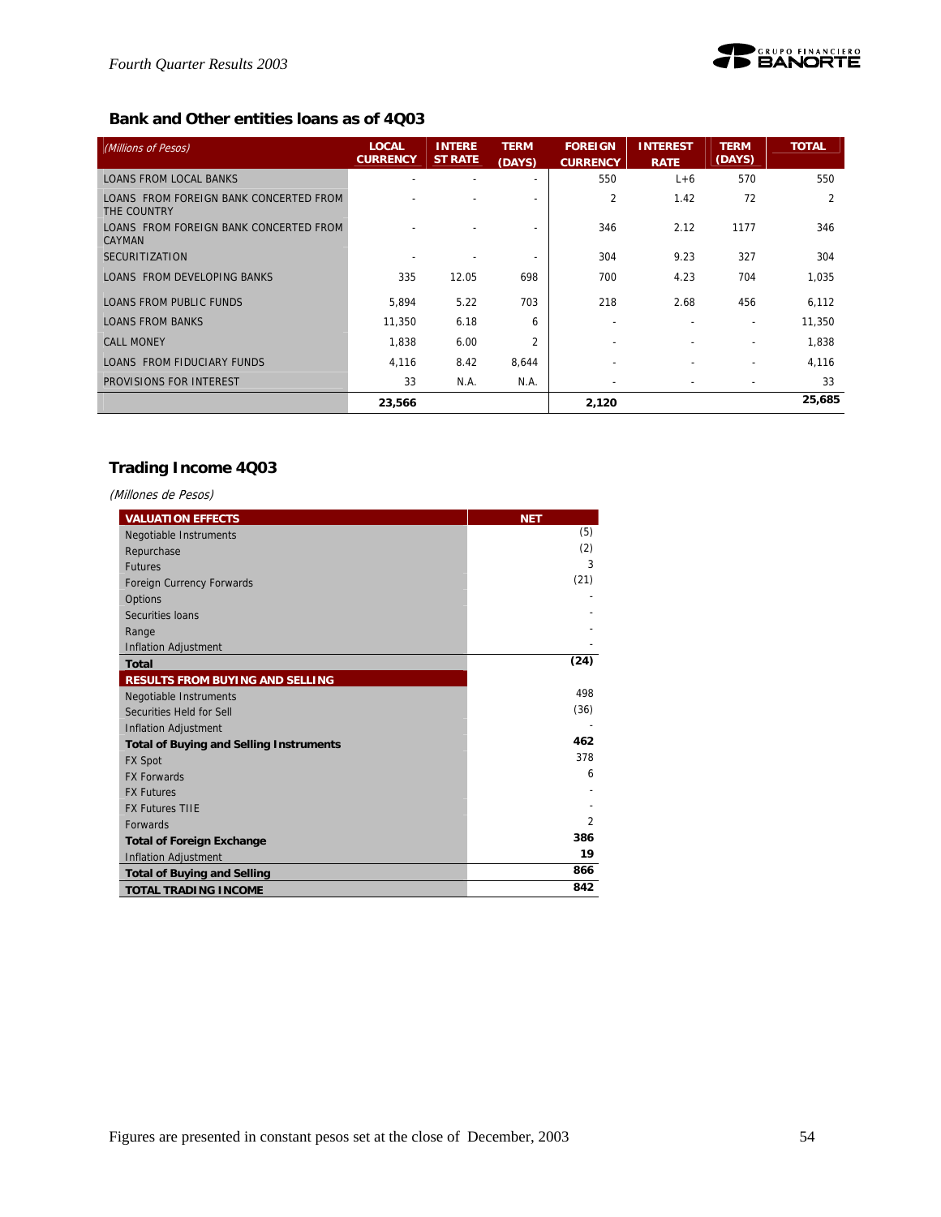## Bank and Other entities loans as of 4Q03

| *(Millions of Pesos)* | LOCAL CURRENCY | INTEREST RATE | TERM (DAYS) | FOREIGN CURRENCY | INTEREST RATE | TERM (DAYS) | TOTAL |
|---|---|---|---|---|---|---|---|
| LOANS FROM LOCAL BANKS | - | - | - | 550 | L+6 | 570 | 550 |
| LOANS FROM FOREIGN BANK CONCERTED FROM THE COUNTRY | - | - | - | 2 | 1.42 | 72 | 2 |
| LOANS FROM FOREIGN BANK CONCERTED FROM CAYMAN | - | - | - | 346 | 2.12 | 1177 | 346 |
| SECURITIZATION | - | - | - | 304 | 9.23 | 327 | 304 |
| LOANS FROM DEVELOPING BANKS | 335 | 12.05 | 698 | 700 | 4.23 | 704 | 1,035 |
| LOANS FROM PUBLIC FUNDS | 5,894 | 5.22 | 703 | 218 | 2.68 | 456 | 6,112 |
| LOANS FROM BANKS | 11,350 | 6.18 | 6 | - | - | - | 11,350 |
| CALL MONEY | 1,838 | 6.00 | 2 | - | - | - | 1,838 |
| LOANS FROM FIDUCIARY FUNDS | 4,116 | 8.42 | 8,644 | - | - | - | 4,116 |
| PROVISIONS FOR INTEREST | 33 | N.A. | N.A. | - | - | - | 33 |
| | **23,566** | | | **2,120** | | | **25,685** |

## Trading Income 4Q03

*(Millones de Pesos)*

| VALUATION EFFECTS | NET |
|---|---|
| Negotiable Instruments | (5) |
| Repurchase | (2) |
| Futures | 3 |
| Foreign Currency Forwards | (21) |
| Options | - |
| Securities loans | - |
| Range | - |
| Inflation Adjustment | - |
| **Total** | **(24)** |
| **RESULTS FROM BUYING AND SELLING** | |
| Negotiable Instruments | 498 |
| Securities Held for Sell | (36) |
| Inflation Adjustment | - |
| **Total of Buying and Selling Instruments** | **462** |
| FX Spot | 378 |
| FX Forwards | 6 |
| FX Futures | - |
| FX Futures TIIE | - |
| Forwards | 2 |
| **Total of Foreign Exchange** | **386** |
| Inflation Adjustment | **19** |
| **Total of Buying and Selling** | **866** |
| **TOTAL TRADING INCOME** | **842** |

Figures are presented in constant pesos set at the close of December, 2003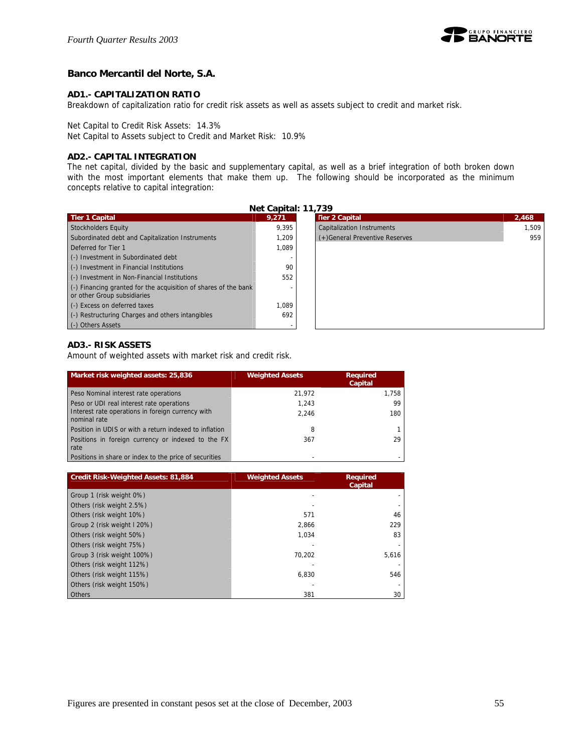## Banco Mercantil del Norte, S.A.

### AD1.- CAPITALIZATION RATIO

Breakdown of capitalization ratio for credit risk assets as well as assets subject to credit and market risk.

Net Capital to Credit Risk Assets: 14.3%
Net Capital to Assets subject to Credit and Market Risk: 10.9%

### AD2.- CAPITAL INTEGRATION

The net capital, divided by the basic and supplementary capital, as well as a brief integration of both broken down with the most important elements that make them up. The following should be incorporated as the minimum concepts relative to capital integration:

**Net Capital: 11,739**

| Tier 1 Capital | 9,271 |
|---|---|
| Stockholders Equity | 9,395 |
| Subordinated debt and Capitalization Instruments | 1,209 |
| Deferred for Tier 1 | 1,089 |
| (-) Investment in Subordinated debt | - |
| (-) Investment in Financial Institutions | 90 |
| (-) Investment in Non-Financial Institutions | 552 |
| (-) Financing granted for the acquisition of shares of the bank or other Group subsidiaries | - |
| (-) Excess on deferred taxes | 1,089 |
| (-) Restructuring Charges and others intangibles | 692 |
| (-) Others Assets | - |

| Tier 2 Capital | 2,468 |
|---|---|
| Capitalization Instruments | 1,509 |
| (+)General Preventive Reserves | 959 |

### AD3.- RISK ASSETS

Amount of weighted assets with market risk and credit risk.

| Market risk weighted assets: 25,836 | Weighted Assets | Required Capital |
|---|---|---|
| Peso Nominal interest rate operations | 21,972 | 1,758 |
| Peso or UDI real interest rate operations | 1,243 | 99 |
| Interest rate operations in foreign currency with nominal rate | 2,246 | 180 |
| Position in UDIS or with a return indexed to inflation | 8 | 1 |
| Positions in foreign currency or indexed to the FX rate | 367 | 29 |
| Positions in share or index to the price of securities | - | - |

| Credit Risk-Weighted Assets: 81,884 | Weighted Assets | Required Capital |
|---|---|---|
| Group 1 (risk weight 0%) | - | - |
| Others (risk weight 2.5%) | - | - |
| Others (risk weight 10%) | 571 | 46 |
| Group 2 (risk weight I 20%) | 2,866 | 229 |
| Others (risk weight 50%) | 1,034 | 83 |
| Others (risk weight 75%) | - | - |
| Group 3 (risk weight 100%) | 70,202 | 5,616 |
| Others (risk weight 112%) | - | - |
| Others (risk weight 115%) | 6,830 | 546 |
| Others (risk weight 150%) | - | - |
| Others | 381 | 30 |

Figures are presented in constant pesos set at the close of December, 2003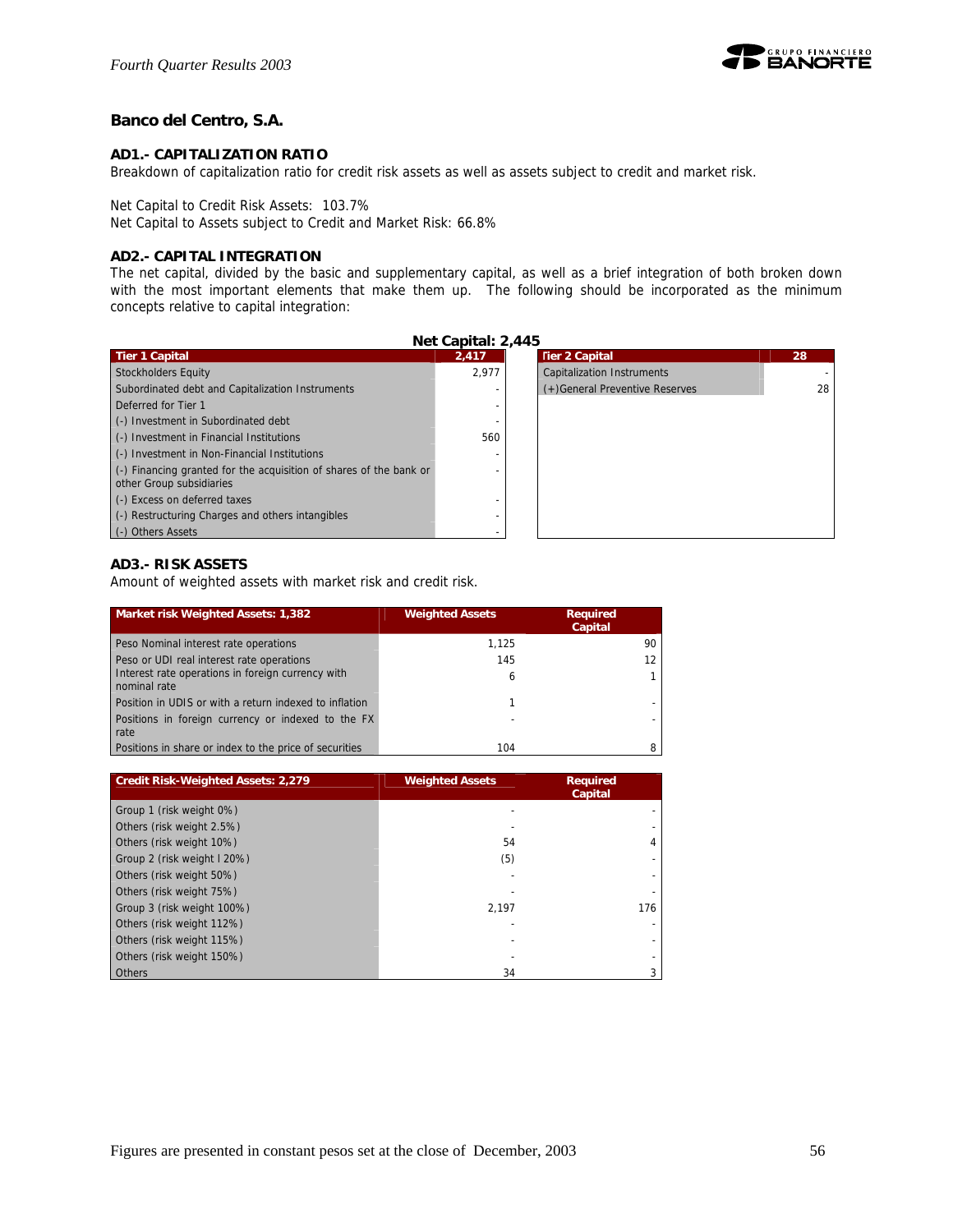## Banco del Centro, S.A.

### AD1.- CAPITALIZATION RATIO

Breakdown of capitalization ratio for credit risk assets as well as assets subject to credit and market risk.

Net Capital to Credit Risk Assets: 103.7%
Net Capital to Assets subject to Credit and Market Risk: 66.8%

### AD2.- CAPITAL INTEGRATION

The net capital, divided by the basic and supplementary capital, as well as a brief integration of both broken down with the most important elements that make them up. The following should be incorporated as the minimum concepts relative to capital integration:

**Net Capital: 2,445**

| Tier 1 Capital | 2,417 |
|---|---|
| Stockholders Equity | 2,977 |
| Subordinated debt and Capitalization Instruments | - |
| Deferred for Tier 1 | - |
| (-) Investment in Subordinated debt | - |
| (-) Investment in Financial Institutions | 560 |
| (-) Investment in Non-Financial Institutions | - |
| (-) Financing granted for the acquisition of shares of the bank or other Group subsidiaries | - |
| (-) Excess on deferred taxes | - |
| (-) Restructuring Charges and others intangibles | - |
| (-) Others Assets | - |

| Tier 2 Capital | 28 |
|---|---|
| Capitalization Instruments | - |
| (+)General Preventive Reserves | 28 |

### AD3.- RISK ASSETS

Amount of weighted assets with market risk and credit risk.

| Market risk Weighted Assets: 1,382 | Weighted Assets | Required Capital |
|---|---|---|
| Peso Nominal interest rate operations | 1,125 | 90 |
| Peso or UDI real interest rate operations | 145 | 12 |
| Interest rate operations in foreign currency with nominal rate | 6 | 1 |
| Position in UDIS or with a return indexed to inflation | 1 | - |
| Positions in foreign currency or indexed to the FX rate | - | - |
| Positions in share or index to the price of securities | 104 | 8 |

| Credit Risk-Weighted Assets: 2,279 | Weighted Assets | Required Capital |
|---|---|---|
| Group 1 (risk weight 0%) | - | - |
| Others (risk weight 2.5%) | - | - |
| Others (risk weight 10%) | 54 | 4 |
| Group 2 (risk weight I 20%) | (5) | - |
| Others (risk weight 50%) | - | - |
| Others (risk weight 75%) | - | - |
| Group 3 (risk weight 100%) | 2,197 | 176 |
| Others (risk weight 112%) | - | - |
| Others (risk weight 115%) | - | - |
| Others (risk weight 150%) | - | - |
| Others | 34 | 3 |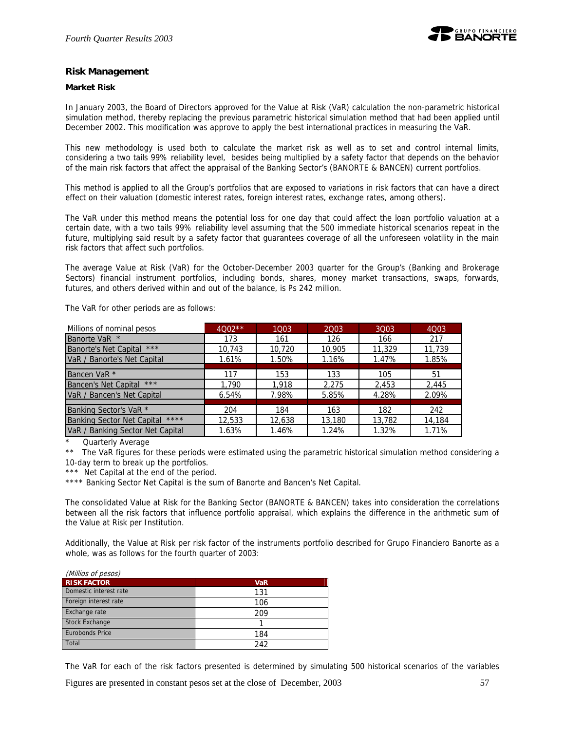## Risk Management

### Market Risk

In January 2003, the Board of Directors approved for the Value at Risk (VaR) calculation the non-parametric historical simulation method, thereby replacing the previous parametric historical simulation method that had been applied until December 2002. This modification was approve to apply the best international practices in measuring the VaR.

This new methodology is used both to calculate the market risk as well as to set and control internal limits, considering a two tails 99% reliability level, besides being multiplied by a safety factor that depends on the behavior of the main risk factors that affect the appraisal of the Banking Sector's (BANORTE & BANCEN) current portfolios.

This method is applied to all the Group's portfolios that are exposed to variations in risk factors that can have a direct effect on their valuation (domestic interest rates, foreign interest rates, exchange rates, among others).

The VaR under this method means the potential loss for one day that could affect the loan portfolio valuation at a certain date, with a two tails 99% reliability level assuming that the 500 immediate historical scenarios repeat in the future, multiplying said result by a safety factor that guarantees coverage of all the unforeseen volatility in the main risk factors that affect such portfolios.

The average Value at Risk (VaR) for the October-December 2003 quarter for the Group's (Banking and Brokerage Sectors) financial instrument portfolios, including bonds, shares, money market transactions, swaps, forwards, futures, and others derived within and out of the balance, is Ps 242 million.

The VaR for other periods are as follows:

| Millions of nominal pesos | 4Q02** | 1Q03 | 2Q03 | 3Q03 | 4Q03 |
|---|---|---|---|---|---|
| Banorte VaR * | 173 | 161 | 126 | 166 | 217 |
| Banorte's Net Capital *** | 10,743 | 10,720 | 10,905 | 11,329 | 11,739 |
| VaR / Banorte's Net Capital | 1.61% | 1.50% | 1.16% | 1.47% | 1.85% |
| Bancen VaR * | 117 | 153 | 133 | 105 | 51 |
| Bancen's Net Capital *** | 1,790 | 1,918 | 2,275 | 2,453 | 2,445 |
| VaR / Bancen's Net Capital | 6.54% | 7.98% | 5.85% | 4.28% | 2.09% |
| Banking Sector's VaR * | 204 | 184 | 163 | 182 | 242 |
| Banking Sector Net Capital **** | 12,533 | 12,638 | 13,180 | 13,782 | 14,184 |
| VaR / Banking Sector Net Capital | 1.63% | 1.46% | 1.24% | 1.32% | 1.71% |

\* Quarterly Average

** The VaR figures for these periods were estimated using the parametric historical simulation method considering a 10-day term to break up the portfolios.

*** Net Capital at the end of the period.

**** Banking Sector Net Capital is the sum of Banorte and Bancen's Net Capital.

The consolidated Value at Risk for the Banking Sector (BANORTE & BANCEN) takes into consideration the correlations between all the risk factors that influence portfolio appraisal, which explains the difference in the arithmetic sum of the Value at Risk per Institution.

Additionally, the Value at Risk per risk factor of the instruments portfolio described for Grupo Financiero Banorte as a whole, was as follows for the fourth quarter of 2003:

*(Millios of pesos)*

| RISK FACTOR | VaR |
|---|---|
| Domestic interest rate | 131 |
| Foreign interest rate | 106 |
| Exchange rate | 209 |
| Stock Exchange | 1 |
| Eurobonds Price | 184 |
| Total | 242 |

The VaR for each of the risk factors presented is determined by simulating 500 historical scenarios of the variables

Figures are presented in constant pesos set at the close of December, 2003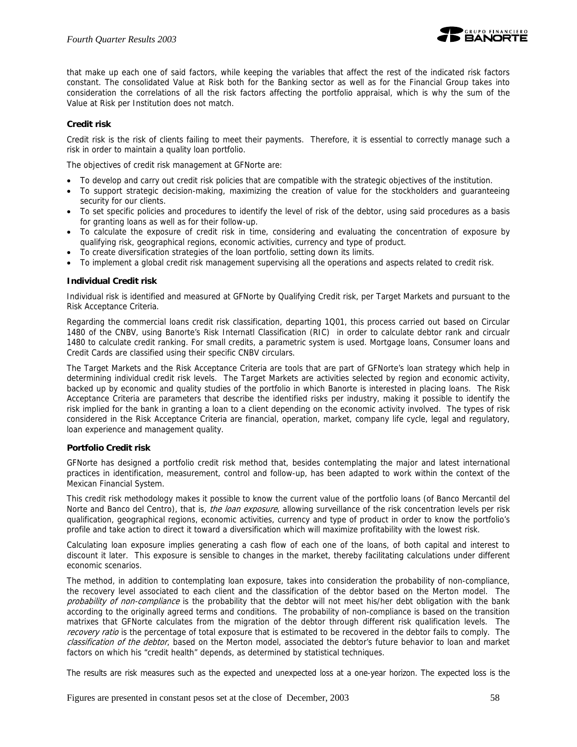that make up each one of said factors, while keeping the variables that affect the rest of the indicated risk factors constant. The consolidated Value at Risk both for the Banking sector as well as for the Financial Group takes into consideration the correlations of all the risk factors affecting the portfolio appraisal, which is why the sum of the Value at Risk per Institution does not match.

### Credit risk

Credit risk is the risk of clients failing to meet their payments. Therefore, it is essential to correctly manage such a risk in order to maintain a quality loan portfolio.

The objectives of credit risk management at GFNorte are:

- To develop and carry out credit risk policies that are compatible with the strategic objectives of the institution.
- To support strategic decision-making, maximizing the creation of value for the stockholders and guaranteeing security for our clients.
- To set specific policies and procedures to identify the level of risk of the debtor, using said procedures as a basis for granting loans as well as for their follow-up.
- To calculate the exposure of credit risk in time, considering and evaluating the concentration of exposure by qualifying risk, geographical regions, economic activities, currency and type of product.
- To create diversification strategies of the loan portfolio, setting down its limits.
- To implement a global credit risk management supervising all the operations and aspects related to credit risk.

### Individual Credit risk

Individual risk is identified and measured at GFNorte by Qualifying Credit risk, per Target Markets and pursuant to the Risk Acceptance Criteria.

Regarding the commercial loans credit risk classification, departing 1Q01, this process carried out based on Circular 1480 of the CNBV, using Banorte's Risk Internatl Classification (RIC) in order to calculate debtor rank and circualr 1480 to calculate credit ranking. For small credits, a parametric system is used. Mortgage loans, Consumer loans and Credit Cards are classified using their specific CNBV circulars.

The Target Markets and the Risk Acceptance Criteria are tools that are part of GFNorte's loan strategy which help in determining individual credit risk levels. The Target Markets are activities selected by region and economic activity, backed up by economic and quality studies of the portfolio in which Banorte is interested in placing loans. The Risk Acceptance Criteria are parameters that describe the identified risks per industry, making it possible to identify the risk implied for the bank in granting a loan to a client depending on the economic activity involved. The types of risk considered in the Risk Acceptance Criteria are financial, operation, market, company life cycle, legal and regulatory, loan experience and management quality.

### Portfolio Credit risk

GFNorte has designed a portfolio credit risk method that, besides contemplating the major and latest international practices in identification, measurement, control and follow-up, has been adapted to work within the context of the Mexican Financial System.

This credit risk methodology makes it possible to know the current value of the portfolio loans (of Banco Mercantil del Norte and Banco del Centro), that is, *the loan exposure*, allowing surveillance of the risk concentration levels per risk qualification, geographical regions, economic activities, currency and type of product in order to know the portfolio's profile and take action to direct it toward a diversification which will maximize profitability with the lowest risk.

Calculating loan exposure implies generating a cash flow of each one of the loans, of both capital and interest to discount it later. This exposure is sensible to changes in the market, thereby facilitating calculations under different economic scenarios.

The method, in addition to contemplating loan exposure, takes into consideration the probability of non-compliance, the recovery level associated to each client and the classification of the debtor based on the Merton model. The *probability of non-compliance* is the probability that the debtor will not meet his/her debt obligation with the bank according to the originally agreed terms and conditions. The probability of non-compliance is based on the transition matrixes that GFNorte calculates from the migration of the debtor through different risk qualification levels. The *recovery ratio* is the percentage of total exposure that is estimated to be recovered in the debtor fails to comply. The *classification of the debtor*, based on the Merton model, associated the debtor's future behavior to loan and market factors on which his "credit health" depends, as determined by statistical techniques.

The results are risk measures such as the expected and unexpected loss at a one-year horizon. The expected loss is the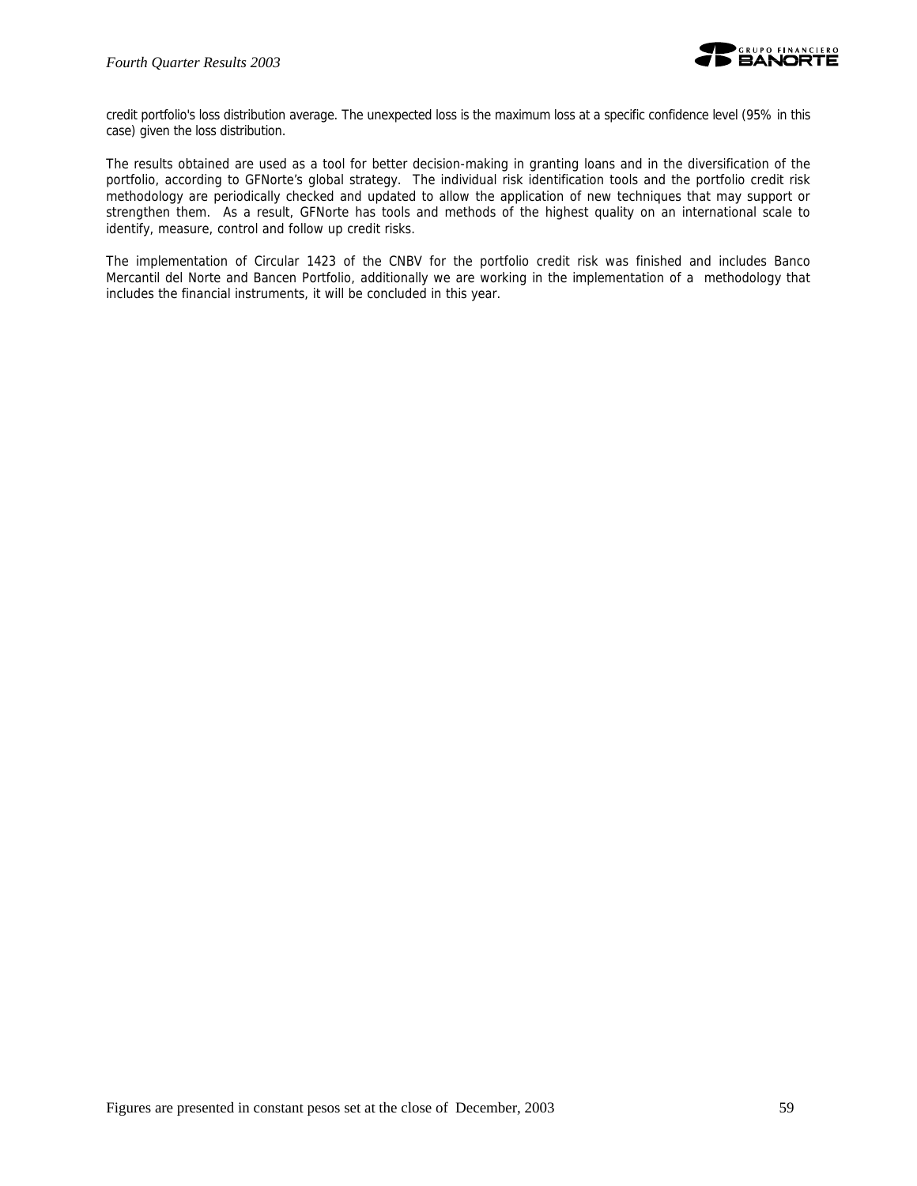credit portfolio's loss distribution average. The unexpected loss is the maximum loss at a specific confidence level (95% in this case) given the loss distribution.

The results obtained are used as a tool for better decision-making in granting loans and in the diversification of the portfolio, according to GFNorte's global strategy. The individual risk identification tools and the portfolio credit risk methodology are periodically checked and updated to allow the application of new techniques that may support or strengthen them. As a result, GFNorte has tools and methods of the highest quality on an international scale to identify, measure, control and follow up credit risks.

The implementation of Circular 1423 of the CNBV for the portfolio credit risk was finished and includes Banco Mercantil del Norte and Bancen Portfolio, additionally we are working in the implementation of a methodology that includes the financial instruments, it will be concluded in this year.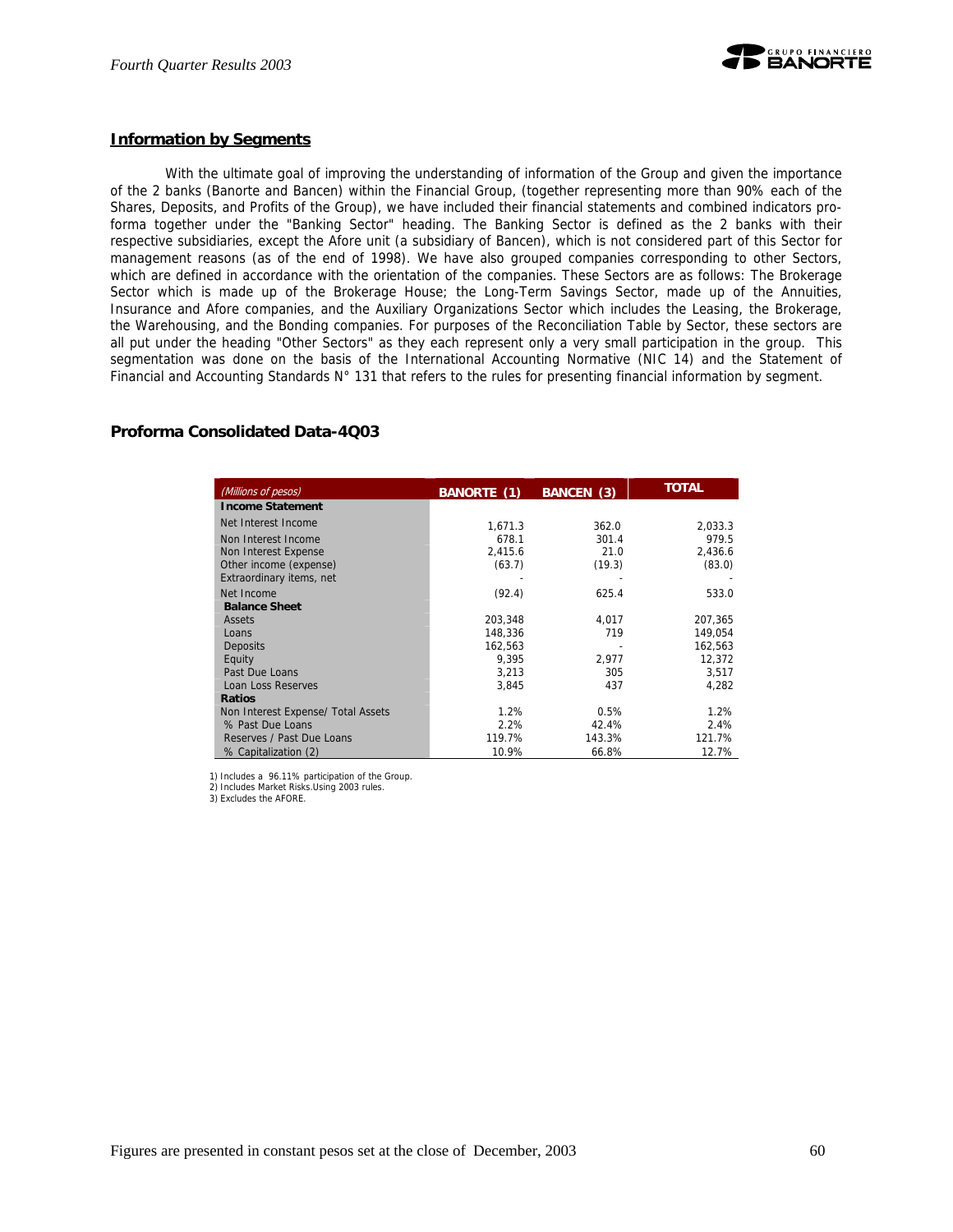## Information by Segments

With the ultimate goal of improving the understanding of information of the Group and given the importance of the 2 banks (Banorte and Bancen) within the Financial Group, (together representing more than 90% each of the Shares, Deposits, and Profits of the Group), we have included their financial statements and combined indicators pro-forma together under the "Banking Sector" heading. The Banking Sector is defined as the 2 banks with their respective subsidiaries, except the Afore unit (a subsidiary of Bancen), which is not considered part of this Sector for management reasons (as of the end of 1998). We have also grouped companies corresponding to other Sectors, which are defined in accordance with the orientation of the companies. These Sectors are as follows: The Brokerage Sector which is made up of the Brokerage House; the Long-Term Savings Sector, made up of the Annuities, Insurance and Afore companies, and the Auxiliary Organizations Sector which includes the Leasing, the Brokerage, the Warehousing, and the Bonding companies. For purposes of the Reconciliation Table by Sector, these sectors are all put under the heading "Other Sectors" as they each represent only a very small participation in the group. This segmentation was done on the basis of the International Accounting Normative (NIC 14) and the Statement of Financial and Accounting Standards N° 131 that refers to the rules for presenting financial information by segment.

## Proforma Consolidated Data-4Q03

| *(Millions of pesos)* | BANORTE (1) | BANCEN (3) | TOTAL |
|---|---|---|---|
| **Income Statement** | | | |
| Net Interest Income | 1,671.3 | 362.0 | 2,033.3 |
| Non Interest Income | 678.1 | 301.4 | 979.5 |
| Non Interest Expense | 2,415.6 | 21.0 | 2,436.6 |
| Other income (expense) | (63.7) | (19.3) | (83.0) |
| Extraordinary items, net | - | - | - |
| Net Income | (92.4) | 625.4 | 533.0 |
| **Balance Sheet** | | | |
| Assets | 203,348 | 4,017 | 207,365 |
| Loans | 148,336 | 719 | 149,054 |
| Deposits | 162,563 | - | 162,563 |
| Equity | 9,395 | 2,977 | 12,372 |
| Past Due Loans | 3,213 | 305 | 3,517 |
| Loan Loss Reserves | 3,845 | 437 | 4,282 |
| **Ratios** | | | |
| Non Interest Expense/ Total Assets | 1.2% | 0.5% | 1.2% |
| % Past Due Loans | 2.2% | 42.4% | 2.4% |
| Reserves / Past Due Loans | 119.7% | 143.3% | 121.7% |
| % Capitalization (2) | 10.9% | 66.8% | 12.7% |

1) Includes a 96.11% participation of the Group.
2) Includes Market Risks.Using 2003 rules.
3) Excludes the AFORE.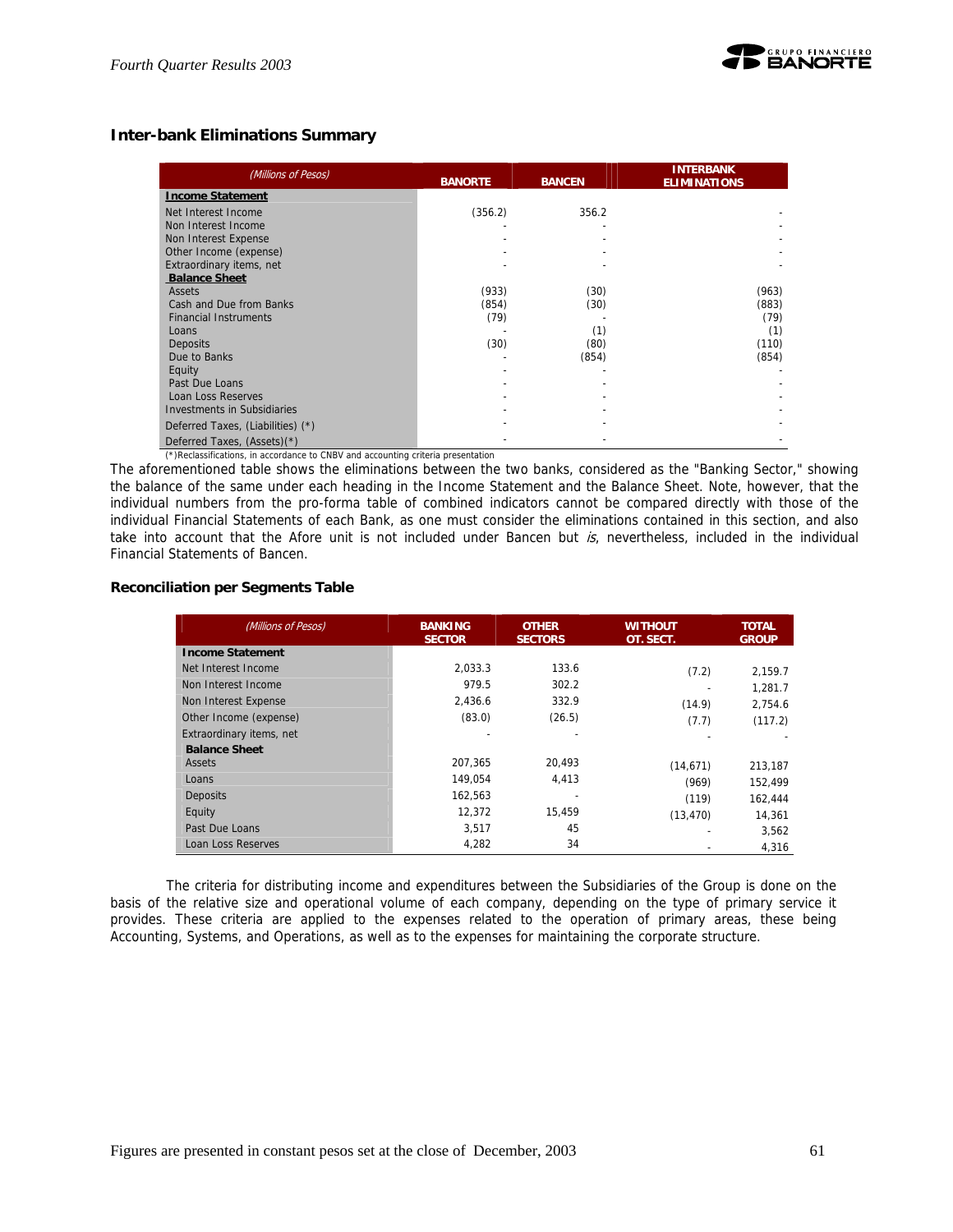## Inter-bank Eliminations Summary

| (Millions of Pesos) | BANORTE | BANCEN | INTERBANK ELIMINATIONS |
|---|---|---|---|
| **Income Statement** | | | |
| Net Interest Income | (356.2) | 356.2 | - |
| Non Interest Income | - | - | - |
| Non Interest Expense | - | - | - |
| Other Income (expense) | - | - | - |
| Extraordinary items, net | - | - | - |
| **Balance Sheet** | | | |
| Assets | (933) | (30) | (963) |
| Cash and Due from Banks | (854) | (30) | (883) |
| Financial Instruments | (79) | - | (79) |
| Loans | - | (1) | (1) |
| Deposits | (30) | (80) | (110) |
| Due to Banks | - | (854) | (854) |
| Equity | - | - | - |
| Past Due Loans | - | - | - |
| Loan Loss Reserves | - | - | - |
| Investments in Subsidiaries | - | - | - |
| Deferred Taxes, (Liabilities) (*) | - | - | - |
| Deferred Taxes, (Assets)(*) | - | - | - |

(*)Reclassifications, in accordance to CNBV and accounting criteria presentation

The aforementioned table shows the eliminations between the two banks, considered as the "Banking Sector," showing the balance of the same under each heading in the Income Statement and the Balance Sheet. Note, however, that the individual numbers from the pro-forma table of combined indicators cannot be compared directly with those of the individual Financial Statements of each Bank, as one must consider the eliminations contained in this section, and also take into account that the Afore unit is not included under Bancen but *is*, nevertheless, included in the individual Financial Statements of Bancen.

### Reconciliation per Segments Table

| (Millions of Pesos) | BANKING SECTOR | OTHER SECTORS | WITHOUT OT. SECT. | TOTAL GROUP |
|---|---|---|---|---|
| **Income Statement** | | | | |
| Net Interest Income | 2,033.3 | 133.6 | (7.2) | 2,159.7 |
| Non Interest Income | 979.5 | 302.2 | - | 1,281.7 |
| Non Interest Expense | 2,436.6 | 332.9 | (14.9) | 2,754.6 |
| Other Income (expense) | (83.0) | (26.5) | (7.7) | (117.2) |
| Extraordinary items, net | - | - | - | - |
| **Balance Sheet** | | | | |
| Assets | 207,365 | 20,493 | (14,671) | 213,187 |
| Loans | 149,054 | 4,413 | (969) | 152,499 |
| Deposits | 162,563 | - | (119) | 162,444 |
| Equity | 12,372 | 15,459 | (13,470) | 14,361 |
| Past Due Loans | 3,517 | 45 | - | 3,562 |
| Loan Loss Reserves | 4,282 | 34 | - | 4,316 |

The criteria for distributing income and expenditures between the Subsidiaries of the Group is done on the basis of the relative size and operational volume of each company, depending on the type of primary service it provides. These criteria are applied to the expenses related to the operation of primary areas, these being Accounting, Systems, and Operations, as well as to the expenses for maintaining the corporate structure.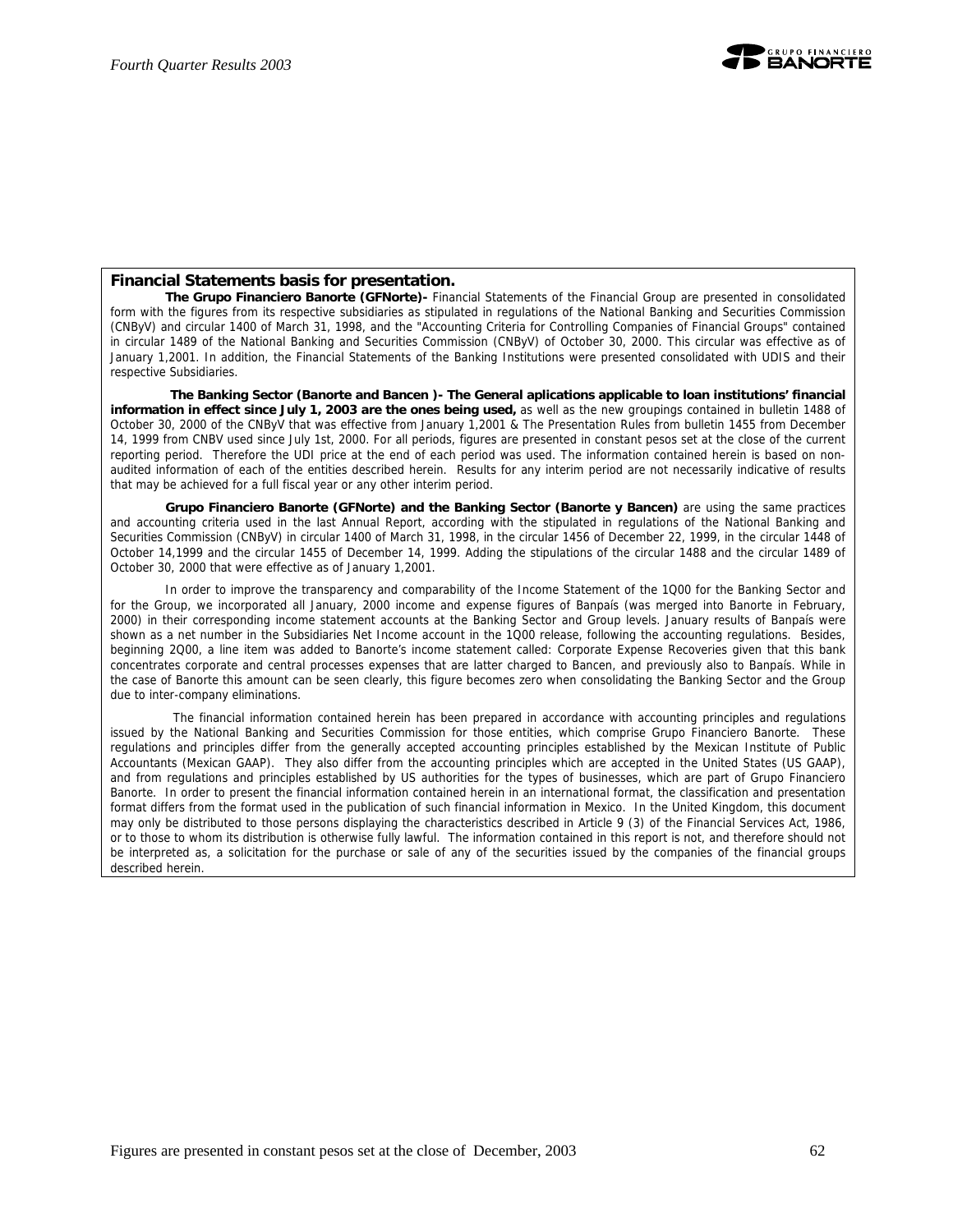## Financial Statements basis for presentation.

**The Grupo Financiero Banorte (GFNorte)-** Financial Statements of the Financial Group are presented in consolidated form with the figures from its respective subsidiaries as stipulated in regulations of the National Banking and Securities Commission (CNByV) and circular 1400 of March 31, 1998, and the "Accounting Criteria for Controlling Companies of Financial Groups" contained in circular 1489 of the National Banking and Securities Commission (CNByV) of October 30, 2000. This circular was effective as of January 1,2001. In addition, the Financial Statements of the Banking Institutions were presented consolidated with UDIS and their respective Subsidiaries.

**The Banking Sector (Banorte and Bancen )- The General aplications applicable to loan institutions' financial information in effect since July 1, 2003 are the ones being used,** as well as the new groupings contained in bulletin 1488 of October 30, 2000 of the CNByV that was effective from January 1,2001 & The Presentation Rules from bulletin 1455 from December 14, 1999 from CNBV used since July 1st, 2000. For all periods, figures are presented in constant pesos set at the close of the current reporting period. Therefore the UDI price at the end of each period was used. The information contained herein is based on non-audited information of each of the entities described herein. Results for any interim period are not necessarily indicative of results that may be achieved for a full fiscal year or any other interim period.

**Grupo Financiero Banorte (GFNorte) and the Banking Sector (Banorte y Bancen)** are using the same practices and accounting criteria used in the last Annual Report, according with the stipulated in regulations of the National Banking and Securities Commission (CNByV) in circular 1400 of March 31, 1998, in the circular 1456 of December 22, 1999, in the circular 1448 of October 14,1999 and the circular 1455 of December 14, 1999. Adding the stipulations of the circular 1488 and the circular 1489 of October 30, 2000 that were effective as of January 1,2001.

In order to improve the transparency and comparability of the Income Statement of the 1Q00 for the Banking Sector and for the Group, we incorporated all January, 2000 income and expense figures of Banpaís (was merged into Banorte in February, 2000) in their corresponding income statement accounts at the Banking Sector and Group levels. January results of Banpaís were shown as a net number in the Subsidiaries Net Income account in the 1Q00 release, following the accounting regulations. Besides, beginning 2Q00, a line item was added to Banorte's income statement called: Corporate Expense Recoveries given that this bank concentrates corporate and central processes expenses that are latter charged to Bancen, and previously also to Banpaís. While in the case of Banorte this amount can be seen clearly, this figure becomes zero when consolidating the Banking Sector and the Group due to inter-company eliminations.

The financial information contained herein has been prepared in accordance with accounting principles and regulations issued by the National Banking and Securities Commission for those entities, which comprise Grupo Financiero Banorte. These regulations and principles differ from the generally accepted accounting principles established by the Mexican Institute of Public Accountants (Mexican GAAP). They also differ from the accounting principles which are accepted in the United States (US GAAP), and from regulations and principles established by US authorities for the types of businesses, which are part of Grupo Financiero Banorte. In order to present the financial information contained herein in an international format, the classification and presentation format differs from the format used in the publication of such financial information in Mexico. In the United Kingdom, this document may only be distributed to those persons displaying the characteristics described in Article 9 (3) of the Financial Services Act, 1986, or to those to whom its distribution is otherwise fully lawful. The information contained in this report is not, and therefore should not be interpreted as, a solicitation for the purchase or sale of any of the securities issued by the companies of the financial groups described herein.